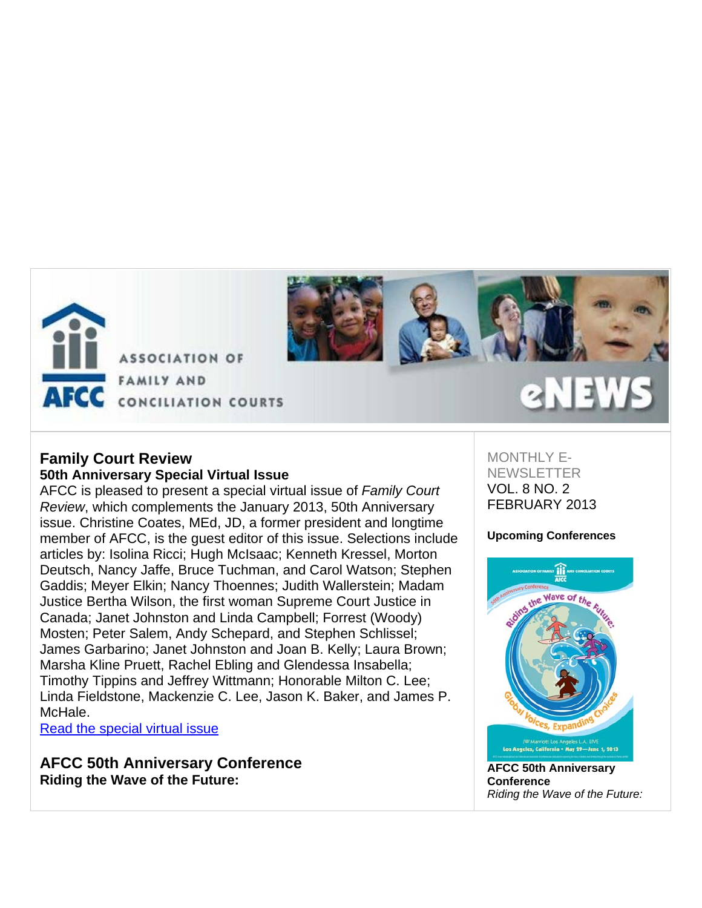ASSOCIATION OF FAMILY AND CONCILIATION COURTS

AFCC eNEWS

## Family Court Review

### 50th Anniversary Special Virtual Issue

AFCC is pleased to present a special virtual issue of *Family Court Review*, which complements the January 2013, 50th Anniversary issue. Christine Coates, MEd, JD, a former president and longtime member of AFCC, is the guest editor of this issue. Selections include articles by: Isolina Ricci; Hugh McIsaac; Kenneth Kressel, Morton Deutsch, Nancy Jaffe, Bruce Tuchman, and Carol Watson; Stephen Gaddis; Meyer Elkin; Nancy Thoennes; Judith Wallerstein; Madam Justice Bertha Wilson, the first woman Supreme Court Justice in Canada; Janet Johnston and Linda Campbell; Forrest (Woody) Mosten; Peter Salem, Andy Schepard, and Stephen Schlissel; James Garbarino; Janet Johnston and Joan B. Kelly; Laura Brown; Marsha Kline Pruett, Rachel Ebling and Glendessa Insabella; Timothy Tippins and Jeffrey Wittmann; Honorable Milton C. Lee; Linda Fieldstone, Mackenzie C. Lee, Jason K. Baker, and James P. McHale.

Read the special virtual issue

## AFCC 50th Anniversary Conference

### Riding the Wave of the Future:

MONTHLY E-NEWSLETTER
VOL. 8 NO. 2
FEBRUARY 2013

**Upcoming Conferences**

**AFCC 50th Anniversary Conference**
*Riding the Wave of the Future:*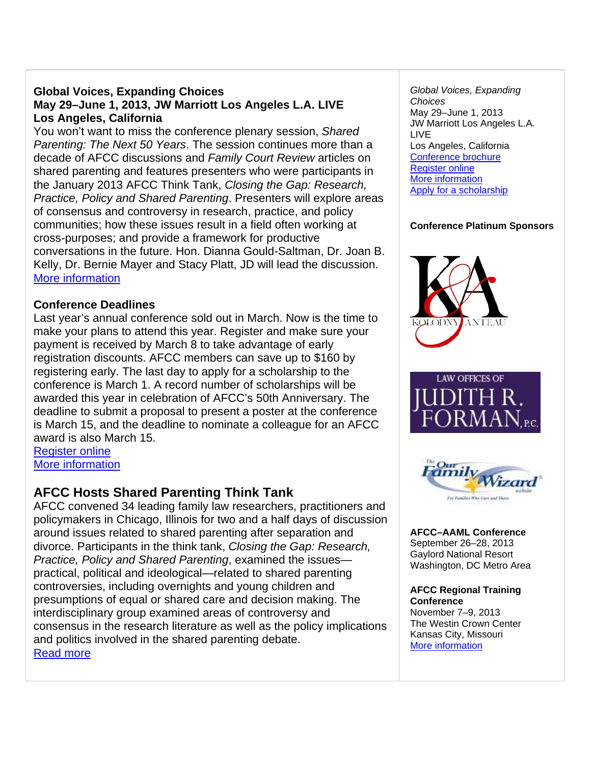**Global Voices, Expanding Choices**
**May 29–June 1, 2013, JW Marriott Los Angeles L.A. LIVE**
**Los Angeles, California**

You won't want to miss the conference plenary session, *Shared Parenting: The Next 50 Years*. The session continues more than a decade of AFCC discussions and *Family Court Review* articles on shared parenting and features presenters who were participants in the January 2013 AFCC Think Tank, *Closing the Gap: Research, Practice, Policy and Shared Parenting*. Presenters will explore areas of consensus and controversy in research, practice, and policy communities; how these issues result in a field often working at cross-purposes; and provide a framework for productive conversations in the future. Hon. Dianna Gould-Saltman, Dr. Joan B. Kelly, Dr. Bernie Mayer and Stacy Platt, JD will lead the discussion.
More information

**Conference Deadlines**

Last year's annual conference sold out in March. Now is the time to make your plans to attend this year. Register and make sure your payment is received by March 8 to take advantage of early registration discounts. AFCC members can save up to $160 by registering early. The last day to apply for a scholarship to the conference is March 1. A record number of scholarships will be awarded this year in celebration of AFCC's 50th Anniversary. The deadline to submit a proposal to present a poster at the conference is March 15, and the deadline to nominate a colleague for an AFCC award is also March 15.
Register online
More information

## AFCC Hosts Shared Parenting Think Tank

AFCC convened 34 leading family law researchers, practitioners and policymakers in Chicago, Illinois for two and a half days of discussion around issues related to shared parenting after separation and divorce. Participants in the think tank, *Closing the Gap: Research, Practice, Policy and Shared Parenting*, examined the issues—practical, political and ideological—related to shared parenting controversies, including overnights and young children and presumptions of equal or shared care and decision making. The interdisciplinary group examined areas of controversy and consensus in the research literature as well as the policy implications and politics involved in the shared parenting debate.
Read more

*Global Voices, Expanding Choices*
May 29–June 1, 2013
JW Marriott Los Angeles L.A. LIVE
Los Angeles, California
Conference brochure
Register online
More information
Apply for a scholarship

**Conference Platinum Sponsors**

KOLODNY & ANTEAU

LAW OFFICES OF JUDITH R. FORMAN, P.C.

The Our Family Wizard website — For Families Who Care and Share

**AFCC–AAML Conference**
September 26–28, 2013
Gaylord National Resort
Washington, DC Metro Area

**AFCC Regional Training Conference**
November 7–9, 2013
The Westin Crown Center
Kansas City, Missouri
More information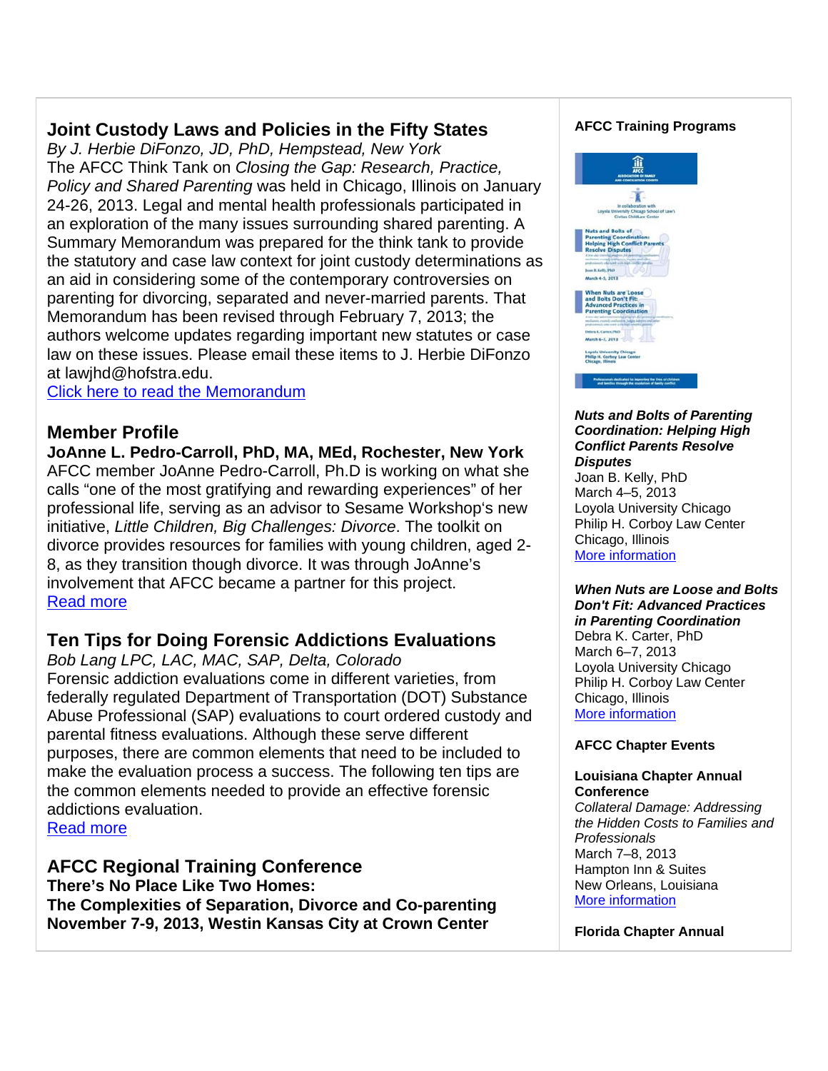## Joint Custody Laws and Policies in the Fifty States

*By J. Herbie DiFonzo, JD, PhD, Hempstead, New York*

The AFCC Think Tank on *Closing the Gap: Research, Practice, Policy and Shared Parenting* was held in Chicago, Illinois on January 24-26, 2013. Legal and mental health professionals participated in an exploration of the many issues surrounding shared parenting. A Summary Memorandum was prepared for the think tank to provide the statutory and case law context for joint custody determinations as an aid in considering some of the contemporary controversies on parenting for divorcing, separated and never-married parents. That Memorandum has been revised through February 7, 2013; the authors welcome updates regarding important new statutes or case law on these issues. Please email these items to J. Herbie DiFonzo at lawjhd@hofstra.edu.

Click here to read the Memorandum

## Member Profile

**JoAnne L. Pedro-Carroll, PhD, MA, MEd, Rochester, New York**

AFCC member JoAnne Pedro-Carroll, Ph.D is working on what she calls "one of the most gratifying and rewarding experiences" of her professional life, serving as an advisor to Sesame Workshop's new initiative, *Little Children, Big Challenges: Divorce*. The toolkit on divorce provides resources for families with young children, aged 2-8, as they transition though divorce. It was through JoAnne's involvement that AFCC became a partner for this project.

Read more

## Ten Tips for Doing Forensic Addictions Evaluations

*Bob Lang LPC, LAC, MAC, SAP, Delta, Colorado*

Forensic addiction evaluations come in different varieties, from federally regulated Department of Transportation (DOT) Substance Abuse Professional (SAP) evaluations to court ordered custody and parental fitness evaluations. Although these serve different purposes, there are common elements that need to be included to make the evaluation process a success. The following ten tips are the common elements needed to provide an effective forensic addictions evaluation.

Read more

## AFCC Regional Training Conference

**There's No Place Like Two Homes:**
**The Complexities of Separation, Divorce and Co-parenting**
**November 7-9, 2013, Westin Kansas City at Crown Center**

### AFCC Training Programs

***Nuts and Bolts of Parenting Coordination: Helping High Conflict Parents Resolve Disputes***
Joan B. Kelly, PhD
March 4–5, 2013
Loyola University Chicago
Philip H. Corboy Law Center
Chicago, Illinois
More information

***When Nuts are Loose and Bolts Don't Fit: Advanced Practices in Parenting Coordination***
Debra K. Carter, PhD
March 6–7, 2013
Loyola University Chicago
Philip H. Corboy Law Center
Chicago, Illinois
More information

### AFCC Chapter Events

**Louisiana Chapter Annual Conference**
*Collateral Damage: Addressing the Hidden Costs to Families and Professionals*
March 7–8, 2013
Hampton Inn & Suites
New Orleans, Louisiana
More information

**Florida Chapter Annual**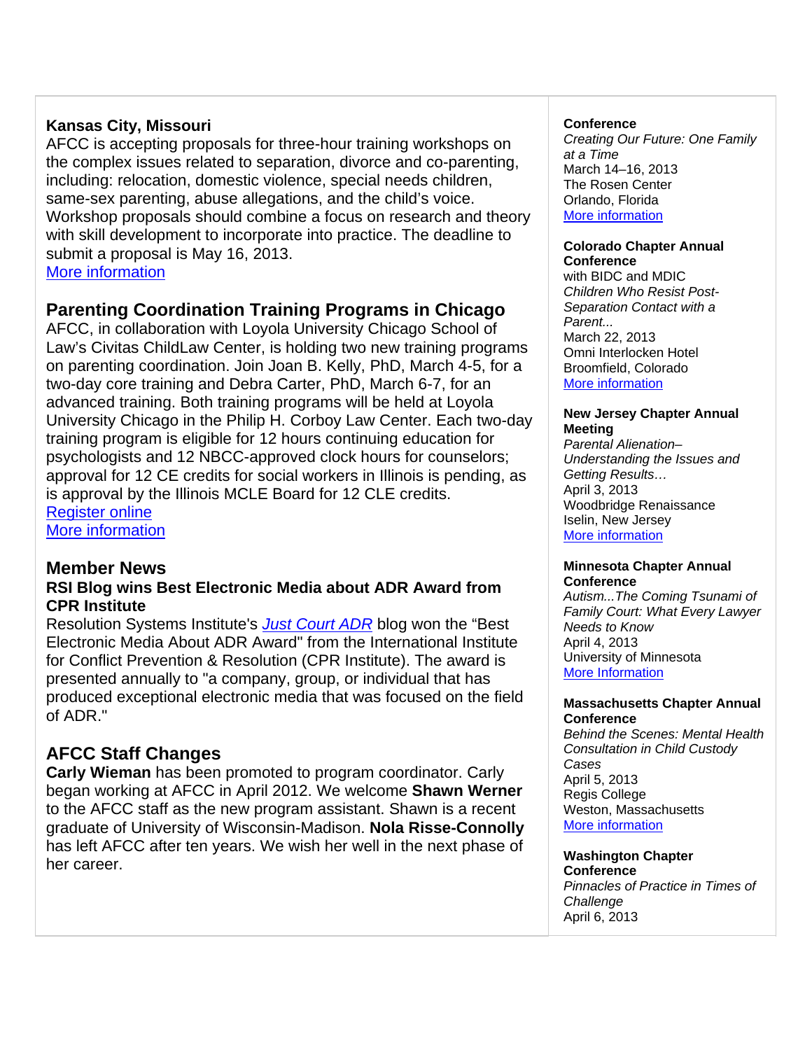**Kansas City, Missouri**

AFCC is accepting proposals for three-hour training workshops on the complex issues related to separation, divorce and co-parenting, including: relocation, domestic violence, special needs children, same-sex parenting, abuse allegations, and the child's voice. Workshop proposals should combine a focus on research and theory with skill development to incorporate into practice. The deadline to submit a proposal is May 16, 2013.
More information

## Parenting Coordination Training Programs in Chicago

AFCC, in collaboration with Loyola University Chicago School of Law's Civitas ChildLaw Center, is holding two new training programs on parenting coordination. Join Joan B. Kelly, PhD, March 4-5, for a two-day core training and Debra Carter, PhD, March 6-7, for an advanced training. Both training programs will be held at Loyola University Chicago in the Philip H. Corboy Law Center. Each two-day training program is eligible for 12 hours continuing education for psychologists and 12 NBCC-approved clock hours for counselors; approval for 12 CE credits for social workers in Illinois is pending, as is approval by the Illinois MCLE Board for 12 CLE credits.
Register online
More information

## Member News

### RSI Blog wins Best Electronic Media about ADR Award from CPR Institute

Resolution Systems Institute's *Just Court ADR* blog won the "Best Electronic Media About ADR Award" from the International Institute for Conflict Prevention & Resolution (CPR Institute). The award is presented annually to "a company, group, or individual that has produced exceptional electronic media that was focused on the field of ADR."

## AFCC Staff Changes

**Carly Wieman** has been promoted to program coordinator. Carly began working at AFCC in April 2012. We welcome **Shawn Werner** to the AFCC staff as the new program assistant. Shawn is a recent graduate of University of Wisconsin-Madison. **Nola Risse-Connolly** has left AFCC after ten years. We wish her well in the next phase of her career.

**Conference**
*Creating Our Future: One Family at a Time*
March 14–16, 2013
The Rosen Center
Orlando, Florida
More information

**Colorado Chapter Annual Conference**
with BIDC and MDIC
*Children Who Resist Post-Separation Contact with a Parent...*
March 22, 2013
Omni Interlocken Hotel
Broomfield, Colorado
More information

**New Jersey Chapter Annual Meeting**
*Parental Alienation–Understanding the Issues and Getting Results…*
April 3, 2013
Woodbridge Renaissance
Iselin, New Jersey
More information

**Minnesota Chapter Annual Conference**
*Autism...The Coming Tsunami of Family Court: What Every Lawyer Needs to Know*
April 4, 2013
University of Minnesota
More Information

**Massachusetts Chapter Annual Conference**
*Behind the Scenes: Mental Health Consultation in Child Custody Cases*
April 5, 2013
Regis College
Weston, Massachusetts
More information

**Washington Chapter Conference**
*Pinnacles of Practice in Times of Challenge*
April 6, 2013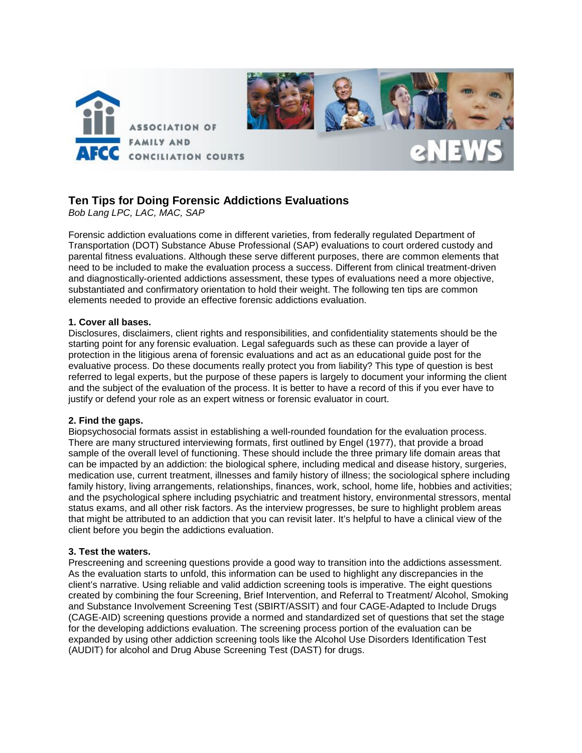# Ten Tips for Doing Forensic Addictions Evaluations

*Bob Lang LPC, LAC, MAC, SAP*

Forensic addiction evaluations come in different varieties, from federally regulated Department of Transportation (DOT) Substance Abuse Professional (SAP) evaluations to court ordered custody and parental fitness evaluations. Although these serve different purposes, there are common elements that need to be included to make the evaluation process a success. Different from clinical treatment-driven and diagnostically-oriented addictions assessment, these types of evaluations need a more objective, substantiated and confirmatory orientation to hold their weight. The following ten tips are common elements needed to provide an effective forensic addictions evaluation.

**1. Cover all bases.**
Disclosures, disclaimers, client rights and responsibilities, and confidentiality statements should be the starting point for any forensic evaluation. Legal safeguards such as these can provide a layer of protection in the litigious arena of forensic evaluations and act as an educational guide post for the evaluative process. Do these documents really protect you from liability? This type of question is best referred to legal experts, but the purpose of these papers is largely to document your informing the client and the subject of the evaluation of the process. It is better to have a record of this if you ever have to justify or defend your role as an expert witness or forensic evaluator in court.

**2. Find the gaps.**
Biopsychosocial formats assist in establishing a well-rounded foundation for the evaluation process. There are many structured interviewing formats, first outlined by Engel (1977), that provide a broad sample of the overall level of functioning. These should include the three primary life domain areas that can be impacted by an addiction: the biological sphere, including medical and disease history, surgeries, medication use, current treatment, illnesses and family history of illness; the sociological sphere including family history, living arrangements, relationships, finances, work, school, home life, hobbies and activities; and the psychological sphere including psychiatric and treatment history, environmental stressors, mental status exams, and all other risk factors. As the interview progresses, be sure to highlight problem areas that might be attributed to an addiction that you can revisit later. It's helpful to have a clinical view of the client before you begin the addictions evaluation.

**3. Test the waters.**
Prescreening and screening questions provide a good way to transition into the addictions assessment. As the evaluation starts to unfold, this information can be used to highlight any discrepancies in the client's narrative. Using reliable and valid addiction screening tools is imperative. The eight questions created by combining the four Screening, Brief Intervention, and Referral to Treatment/ Alcohol, Smoking and Substance Involvement Screening Test (SBIRT/ASSIT) and four CAGE-Adapted to Include Drugs (CAGE-AID) screening questions provide a normed and standardized set of questions that set the stage for the developing addictions evaluation. The screening process portion of the evaluation can be expanded by using other addiction screening tools like the Alcohol Use Disorders Identification Test (AUDIT) for alcohol and Drug Abuse Screening Test (DAST) for drugs.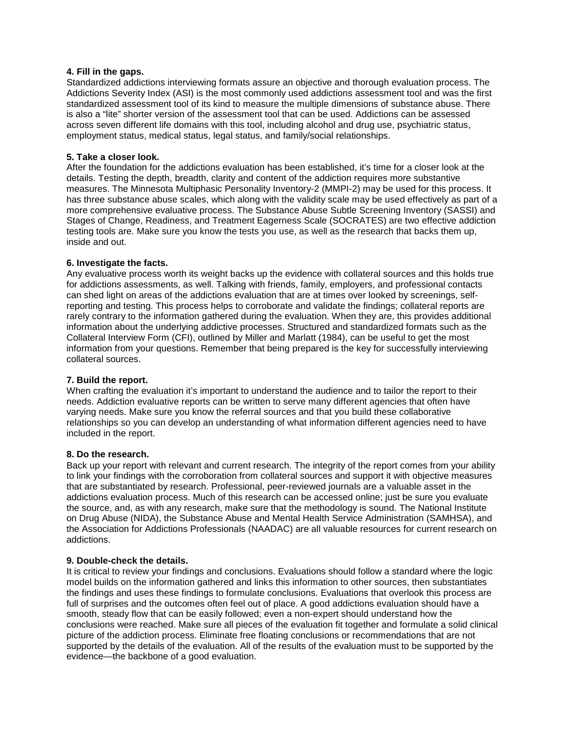**4. Fill in the gaps.**
Standardized addictions interviewing formats assure an objective and thorough evaluation process. The Addictions Severity Index (ASI) is the most commonly used addictions assessment tool and was the first standardized assessment tool of its kind to measure the multiple dimensions of substance abuse. There is also a "lite" shorter version of the assessment tool that can be used. Addictions can be assessed across seven different life domains with this tool, including alcohol and drug use, psychiatric status, employment status, medical status, legal status, and family/social relationships.

**5. Take a closer look.**
After the foundation for the addictions evaluation has been established, it's time for a closer look at the details. Testing the depth, breadth, clarity and content of the addiction requires more substantive measures. The Minnesota Multiphasic Personality Inventory-2 (MMPI-2) may be used for this process. It has three substance abuse scales, which along with the validity scale may be used effectively as part of a more comprehensive evaluative process. The Substance Abuse Subtle Screening Inventory (SASSI) and Stages of Change, Readiness, and Treatment Eagerness Scale (SOCRATES) are two effective addiction testing tools are. Make sure you know the tests you use, as well as the research that backs them up, inside and out.

**6. Investigate the facts.**
Any evaluative process worth its weight backs up the evidence with collateral sources and this holds true for addictions assessments, as well. Talking with friends, family, employers, and professional contacts can shed light on areas of the addictions evaluation that are at times over looked by screenings, self-reporting and testing. This process helps to corroborate and validate the findings; collateral reports are rarely contrary to the information gathered during the evaluation. When they are, this provides additional information about the underlying addictive processes. Structured and standardized formats such as the Collateral Interview Form (CFI), outlined by Miller and Marlatt (1984), can be useful to get the most information from your questions. Remember that being prepared is the key for successfully interviewing collateral sources.

**7. Build the report.**
When crafting the evaluation it's important to understand the audience and to tailor the report to their needs. Addiction evaluative reports can be written to serve many different agencies that often have varying needs. Make sure you know the referral sources and that you build these collaborative relationships so you can develop an understanding of what information different agencies need to have included in the report.

**8. Do the research.**
Back up your report with relevant and current research. The integrity of the report comes from your ability to link your findings with the corroboration from collateral sources and support it with objective measures that are substantiated by research. Professional, peer-reviewed journals are a valuable asset in the addictions evaluation process. Much of this research can be accessed online; just be sure you evaluate the source, and, as with any research, make sure that the methodology is sound. The National Institute on Drug Abuse (NIDA), the Substance Abuse and Mental Health Service Administration (SAMHSA), and the Association for Addictions Professionals (NAADAC) are all valuable resources for current research on addictions.

**9. Double-check the details.**
It is critical to review your findings and conclusions. Evaluations should follow a standard where the logic model builds on the information gathered and links this information to other sources, then substantiates the findings and uses these findings to formulate conclusions. Evaluations that overlook this process are full of surprises and the outcomes often feel out of place. A good addictions evaluation should have a smooth, steady flow that can be easily followed; even a non-expert should understand how the conclusions were reached. Make sure all pieces of the evaluation fit together and formulate a solid clinical picture of the addiction process. Eliminate free floating conclusions or recommendations that are not supported by the details of the evaluation. All of the results of the evaluation must to be supported by the evidence—the backbone of a good evaluation.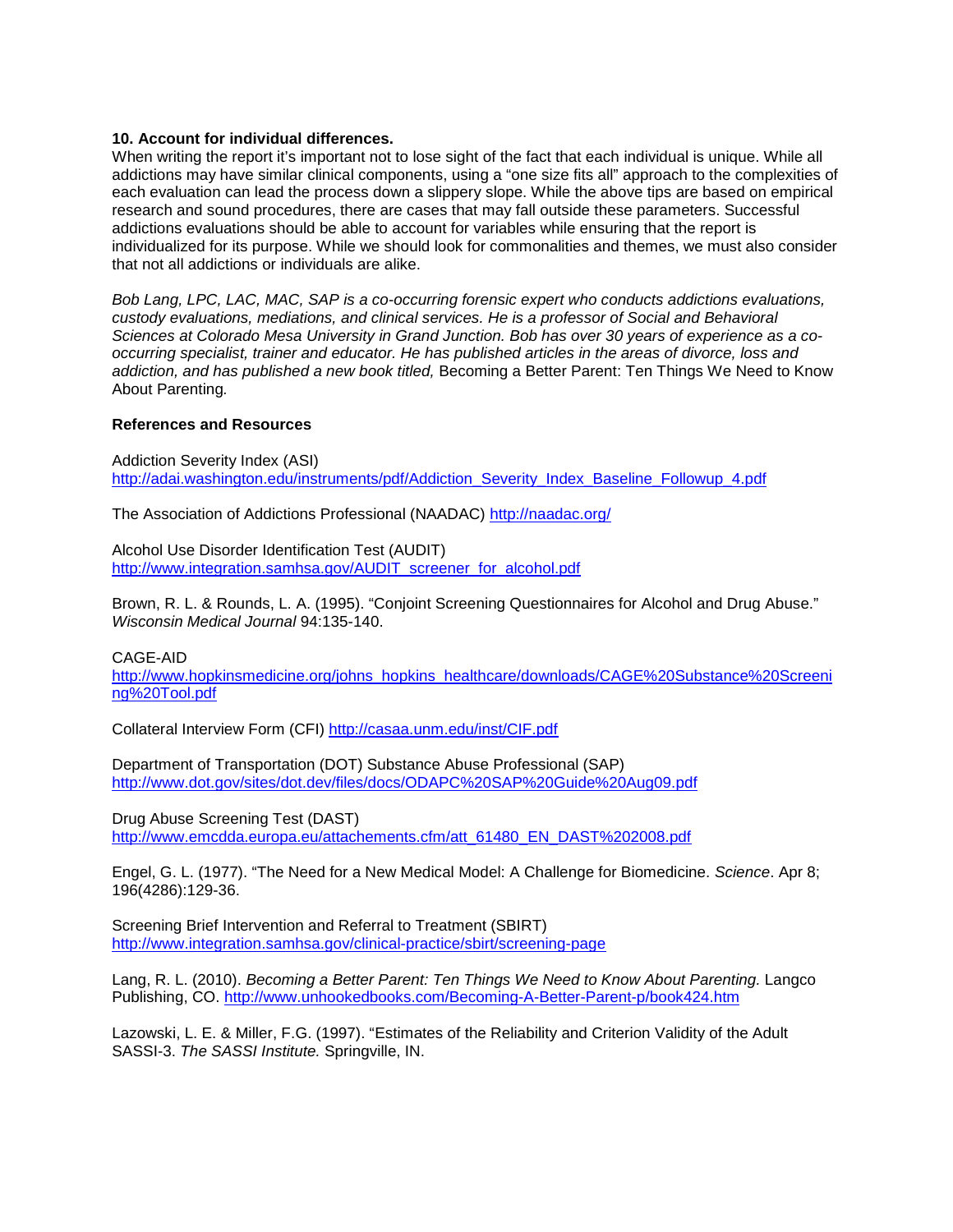**10. Account for individual differences.**

When writing the report it's important not to lose sight of the fact that each individual is unique. While all addictions may have similar clinical components, using a "one size fits all" approach to the complexities of each evaluation can lead the process down a slippery slope. While the above tips are based on empirical research and sound procedures, there are cases that may fall outside these parameters. Successful addictions evaluations should be able to account for variables while ensuring that the report is individualized for its purpose. While we should look for commonalities and themes, we must also consider that not all addictions or individuals are alike.

*Bob Lang, LPC, LAC, MAC, SAP is a co-occurring forensic expert who conducts addictions evaluations, custody evaluations, mediations, and clinical services. He is a professor of Social and Behavioral Sciences at Colorado Mesa University in Grand Junction. Bob has over 30 years of experience as a co-occurring specialist, trainer and educator. He has published articles in the areas of divorce, loss and addiction, and has published a new book titled,* Becoming a Better Parent: Ten Things We Need to Know About Parenting*.*

**References and Resources**

Addiction Severity Index (ASI)
http://adai.washington.edu/instruments/pdf/Addiction_Severity_Index_Baseline_Followup_4.pdf

The Association of Addictions Professional (NAADAC) http://naadac.org/

Alcohol Use Disorder Identification Test (AUDIT)
http://www.integration.samhsa.gov/AUDIT_screener_for_alcohol.pdf

Brown, R. L. & Rounds, L. A. (1995). "Conjoint Screening Questionnaires for Alcohol and Drug Abuse." *Wisconsin Medical Journal* 94:135-140.

CAGE-AID
http://www.hopkinsmedicine.org/johns_hopkins_healthcare/downloads/CAGE%20Substance%20Screening%20Tool.pdf

Collateral Interview Form (CFI) http://casaa.unm.edu/inst/CIF.pdf

Department of Transportation (DOT) Substance Abuse Professional (SAP)
http://www.dot.gov/sites/dot.dev/files/docs/ODAPC%20SAP%20Guide%20Aug09.pdf

Drug Abuse Screening Test (DAST)
http://www.emcdda.europa.eu/attachements.cfm/att_61480_EN_DAST%202008.pdf

Engel, G. L. (1977). "The Need for a New Medical Model: A Challenge for Biomedicine. *Science*. Apr 8; 196(4286):129-36.

Screening Brief Intervention and Referral to Treatment (SBIRT)
http://www.integration.samhsa.gov/clinical-practice/sbirt/screening-page

Lang, R. L. (2010). *Becoming a Better Parent: Ten Things We Need to Know About Parenting.* Langco Publishing, CO. http://www.unhookedbooks.com/Becoming-A-Better-Parent-p/book424.htm

Lazowski, L. E. & Miller, F.G. (1997). "Estimates of the Reliability and Criterion Validity of the Adult SASSI-3. *The SASSI Institute.* Springville, IN.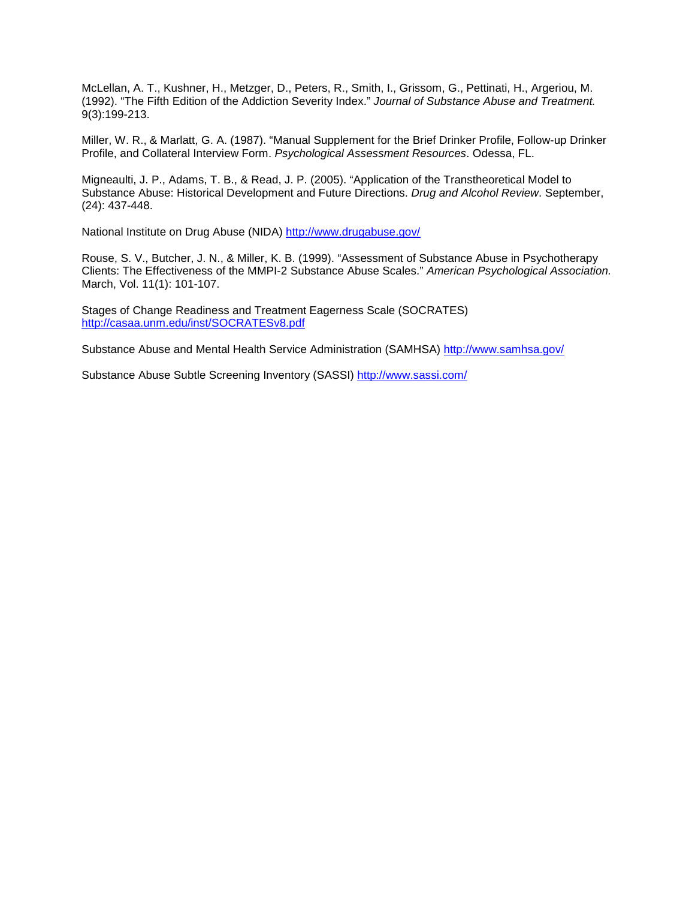McLellan, A. T., Kushner, H., Metzger, D., Peters, R., Smith, I., Grissom, G., Pettinati, H., Argeriou, M. (1992). "The Fifth Edition of the Addiction Severity Index." *Journal of Substance Abuse and Treatment.* 9(3):199-213.

Miller, W. R., & Marlatt, G. A. (1987). "Manual Supplement for the Brief Drinker Profile, Follow-up Drinker Profile, and Collateral Interview Form. *Psychological Assessment Resources*. Odessa, FL.

Migneaulti, J. P., Adams, T. B., & Read, J. P. (2005). "Application of the Transtheoretical Model to Substance Abuse: Historical Development and Future Directions. *Drug and Alcohol Review*. September, (24): 437-448.

National Institute on Drug Abuse (NIDA) http://www.drugabuse.gov/

Rouse, S. V., Butcher, J. N., & Miller, K. B. (1999). "Assessment of Substance Abuse in Psychotherapy Clients: The Effectiveness of the MMPI-2 Substance Abuse Scales." *American Psychological Association.* March, Vol. 11(1): 101-107.

Stages of Change Readiness and Treatment Eagerness Scale (SOCRATES)
http://casaa.unm.edu/inst/SOCRATESv8.pdf

Substance Abuse and Mental Health Service Administration (SAMHSA) http://www.samhsa.gov/

Substance Abuse Subtle Screening Inventory (SASSI) http://www.sassi.com/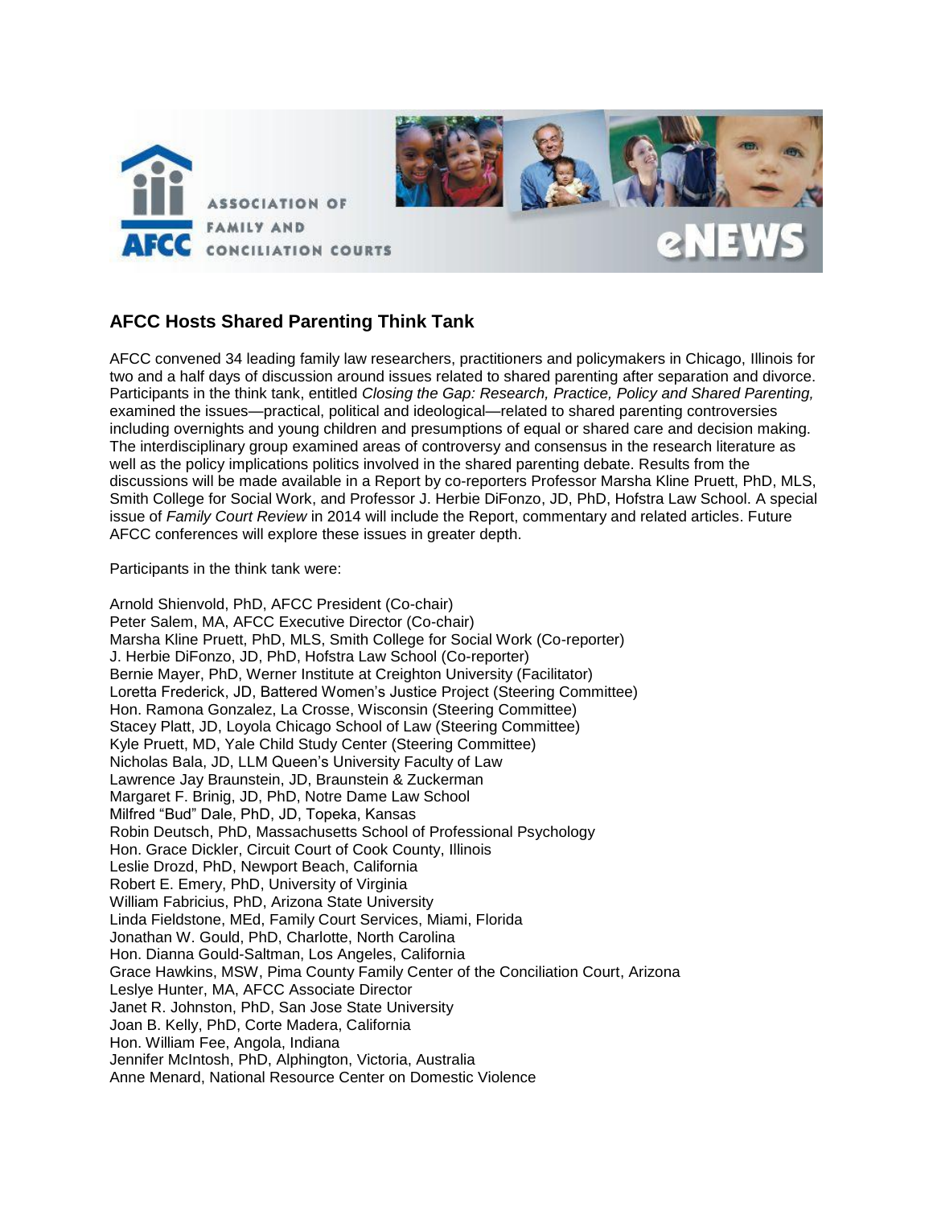## AFCC Hosts Shared Parenting Think Tank

AFCC convened 34 leading family law researchers, practitioners and policymakers in Chicago, Illinois for two and a half days of discussion around issues related to shared parenting after separation and divorce. Participants in the think tank, entitled *Closing the Gap: Research, Practice, Policy and Shared Parenting,* examined the issues—practical, political and ideological—related to shared parenting controversies including overnights and young children and presumptions of equal or shared care and decision making. The interdisciplinary group examined areas of controversy and consensus in the research literature as well as the policy implications politics involved in the shared parenting debate. Results from the discussions will be made available in a Report by co-reporters Professor Marsha Kline Pruett, PhD, MLS, Smith College for Social Work, and Professor J. Herbie DiFonzo, JD, PhD, Hofstra Law School. A special issue of *Family Court Review* in 2014 will include the Report, commentary and related articles. Future AFCC conferences will explore these issues in greater depth.

Participants in the think tank were:

Arnold Shienvold, PhD, AFCC President (Co-chair)
Peter Salem, MA, AFCC Executive Director (Co-chair)
Marsha Kline Pruett, PhD, MLS, Smith College for Social Work (Co-reporter)
J. Herbie DiFonzo, JD, PhD, Hofstra Law School (Co-reporter)
Bernie Mayer, PhD, Werner Institute at Creighton University (Facilitator)
Loretta Frederick, JD, Battered Women's Justice Project (Steering Committee)
Hon. Ramona Gonzalez, La Crosse, Wisconsin (Steering Committee)
Stacey Platt, JD, Loyola Chicago School of Law (Steering Committee)
Kyle Pruett, MD, Yale Child Study Center (Steering Committee)
Nicholas Bala, JD, LLM Queen's University Faculty of Law
Lawrence Jay Braunstein, JD, Braunstein & Zuckerman
Margaret F. Brinig, JD, PhD, Notre Dame Law School
Milfred "Bud" Dale, PhD, JD, Topeka, Kansas
Robin Deutsch, PhD, Massachusetts School of Professional Psychology
Hon. Grace Dickler, Circuit Court of Cook County, Illinois
Leslie Drozd, PhD, Newport Beach, California
Robert E. Emery, PhD, University of Virginia
William Fabricius, PhD, Arizona State University
Linda Fieldstone, MEd, Family Court Services, Miami, Florida
Jonathan W. Gould, PhD, Charlotte, North Carolina
Hon. Dianna Gould-Saltman, Los Angeles, California
Grace Hawkins, MSW, Pima County Family Center of the Conciliation Court, Arizona
Leslye Hunter, MA, AFCC Associate Director
Janet R. Johnston, PhD, San Jose State University
Joan B. Kelly, PhD, Corte Madera, California
Hon. William Fee, Angola, Indiana
Jennifer McIntosh, PhD, Alphington, Victoria, Australia
Anne Menard, National Resource Center on Domestic Violence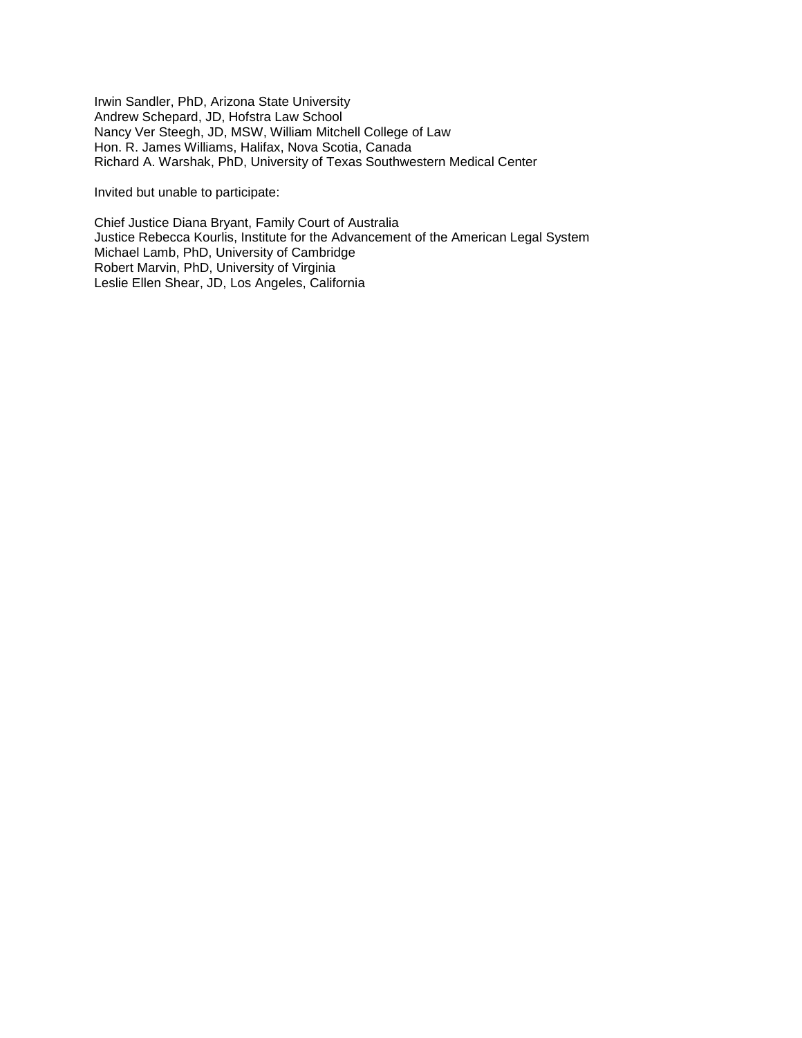Irwin Sandler, PhD, Arizona State University
Andrew Schepard, JD, Hofstra Law School
Nancy Ver Steegh, JD, MSW, William Mitchell College of Law
Hon. R. James Williams, Halifax, Nova Scotia, Canada
Richard A. Warshak, PhD, University of Texas Southwestern Medical Center

Invited but unable to participate:

Chief Justice Diana Bryant, Family Court of Australia
Justice Rebecca Kourlis, Institute for the Advancement of the American Legal System
Michael Lamb, PhD, University of Cambridge
Robert Marvin, PhD, University of Virginia
Leslie Ellen Shear, JD, Los Angeles, California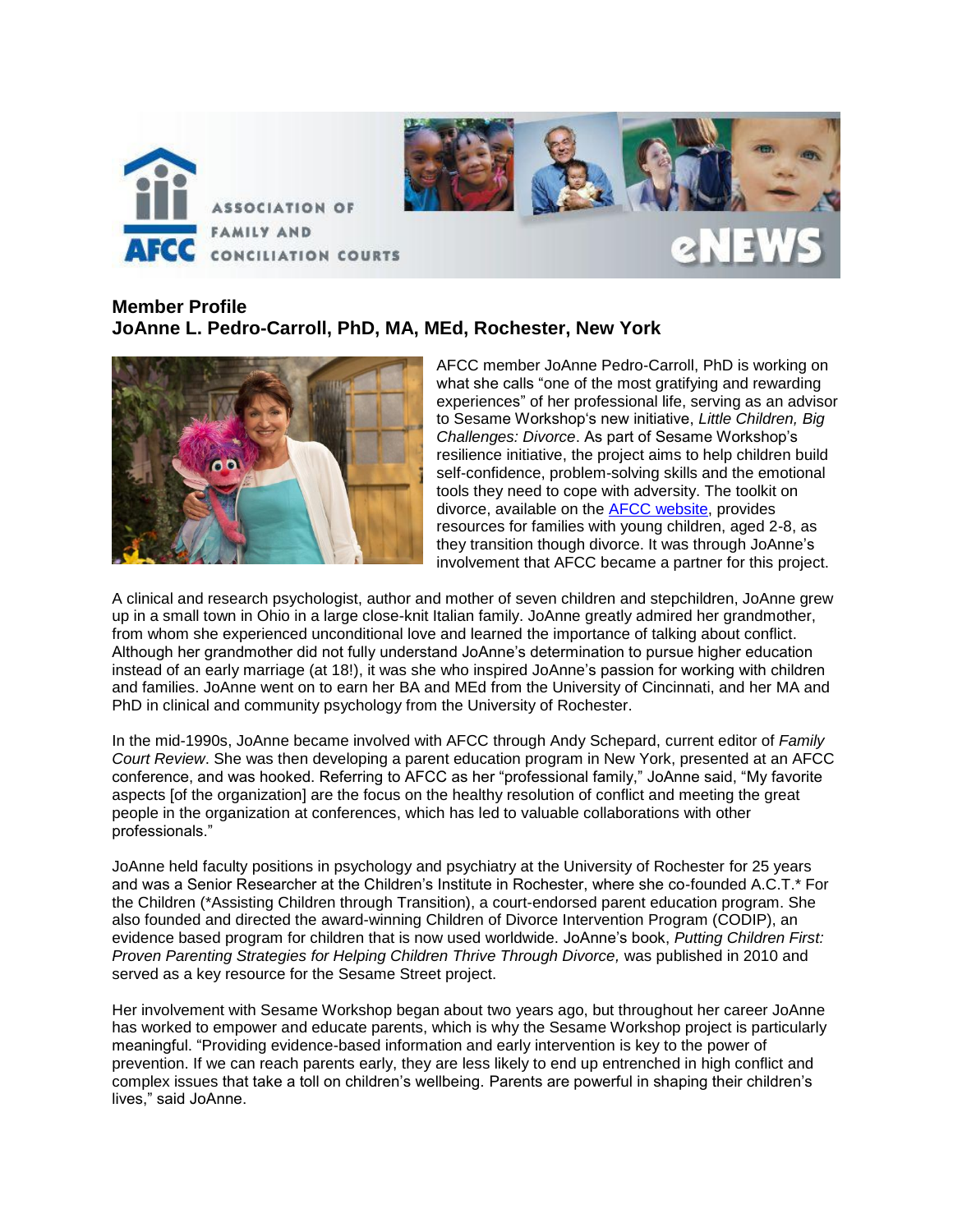## Member Profile

## JoAnne L. Pedro-Carroll, PhD, MA, MEd, Rochester, New York

AFCC member JoAnne Pedro-Carroll, PhD is working on what she calls "one of the most gratifying and rewarding experiences" of her professional life, serving as an advisor to Sesame Workshop's new initiative, *Little Children, Big Challenges: Divorce*. As part of Sesame Workshop's resilience initiative, the project aims to help children build self-confidence, problem-solving skills and the emotional tools they need to cope with adversity. The toolkit on divorce, available on the AFCC website, provides resources for families with young children, aged 2-8, as they transition though divorce. It was through JoAnne's involvement that AFCC became a partner for this project.

A clinical and research psychologist, author and mother of seven children and stepchildren, JoAnne grew up in a small town in Ohio in a large close-knit Italian family. JoAnne greatly admired her grandmother, from whom she experienced unconditional love and learned the importance of talking about conflict. Although her grandmother did not fully understand JoAnne's determination to pursue higher education instead of an early marriage (at 18!), it was she who inspired JoAnne's passion for working with children and families. JoAnne went on to earn her BA and MEd from the University of Cincinnati, and her MA and PhD in clinical and community psychology from the University of Rochester.

In the mid-1990s, JoAnne became involved with AFCC through Andy Schepard, current editor of *Family Court Review*. She was then developing a parent education program in New York, presented at an AFCC conference, and was hooked. Referring to AFCC as her "professional family," JoAnne said, "My favorite aspects [of the organization] are the focus on the healthy resolution of conflict and meeting the great people in the organization at conferences, which has led to valuable collaborations with other professionals."

JoAnne held faculty positions in psychology and psychiatry at the University of Rochester for 25 years and was a Senior Researcher at the Children's Institute in Rochester, where she co-founded A.C.T.* For the Children (*Assisting Children through Transition), a court-endorsed parent education program. She also founded and directed the award-winning Children of Divorce Intervention Program (CODIP), an evidence based program for children that is now used worldwide. JoAnne's book, *Putting Children First: Proven Parenting Strategies for Helping Children Thrive Through Divorce,* was published in 2010 and served as a key resource for the Sesame Street project.

Her involvement with Sesame Workshop began about two years ago, but throughout her career JoAnne has worked to empower and educate parents, which is why the Sesame Workshop project is particularly meaningful. "Providing evidence-based information and early intervention is key to the power of prevention. If we can reach parents early, they are less likely to end up entrenched in high conflict and complex issues that take a toll on children's wellbeing. Parents are powerful in shaping their children's lives," said JoAnne.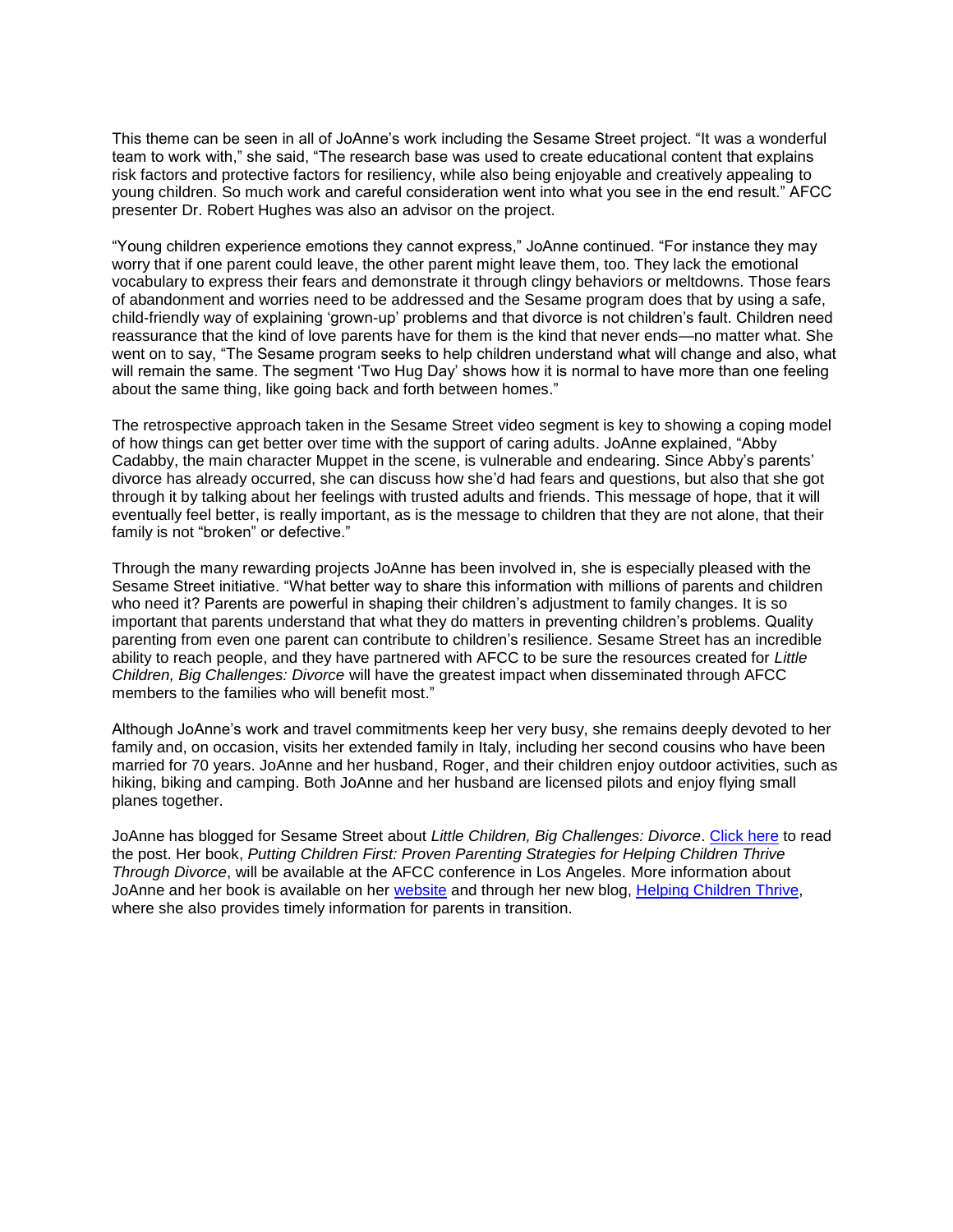This theme can be seen in all of JoAnne's work including the Sesame Street project. "It was a wonderful team to work with," she said, "The research base was used to create educational content that explains risk factors and protective factors for resiliency, while also being enjoyable and creatively appealing to young children. So much work and careful consideration went into what you see in the end result." AFCC presenter Dr. Robert Hughes was also an advisor on the project.

"Young children experience emotions they cannot express," JoAnne continued. "For instance they may worry that if one parent could leave, the other parent might leave them, too. They lack the emotional vocabulary to express their fears and demonstrate it through clingy behaviors or meltdowns. Those fears of abandonment and worries need to be addressed and the Sesame program does that by using a safe, child-friendly way of explaining 'grown-up' problems and that divorce is not children's fault. Children need reassurance that the kind of love parents have for them is the kind that never ends—no matter what. She went on to say, "The Sesame program seeks to help children understand what will change and also, what will remain the same. The segment 'Two Hug Day' shows how it is normal to have more than one feeling about the same thing, like going back and forth between homes."

The retrospective approach taken in the Sesame Street video segment is key to showing a coping model of how things can get better over time with the support of caring adults. JoAnne explained, "Abby Cadabby, the main character Muppet in the scene, is vulnerable and endearing. Since Abby's parents' divorce has already occurred, she can discuss how she'd had fears and questions, but also that she got through it by talking about her feelings with trusted adults and friends. This message of hope, that it will eventually feel better, is really important, as is the message to children that they are not alone, that their family is not "broken" or defective."

Through the many rewarding projects JoAnne has been involved in, she is especially pleased with the Sesame Street initiative. "What better way to share this information with millions of parents and children who need it? Parents are powerful in shaping their children's adjustment to family changes. It is so important that parents understand that what they do matters in preventing children's problems. Quality parenting from even one parent can contribute to children's resilience. Sesame Street has an incredible ability to reach people, and they have partnered with AFCC to be sure the resources created for *Little Children, Big Challenges: Divorce* will have the greatest impact when disseminated through AFCC members to the families who will benefit most."

Although JoAnne's work and travel commitments keep her very busy, she remains deeply devoted to her family and, on occasion, visits her extended family in Italy, including her second cousins who have been married for 70 years. JoAnne and her husband, Roger, and their children enjoy outdoor activities, such as hiking, biking and camping. Both JoAnne and her husband are licensed pilots and enjoy flying small planes together.

JoAnne has blogged for Sesame Street about *Little Children, Big Challenges: Divorce*. Click here to read the post. Her book, *Putting Children First: Proven Parenting Strategies for Helping Children Thrive Through Divorce*, will be available at the AFCC conference in Los Angeles. More information about JoAnne and her book is available on her website and through her new blog, Helping Children Thrive, where she also provides timely information for parents in transition.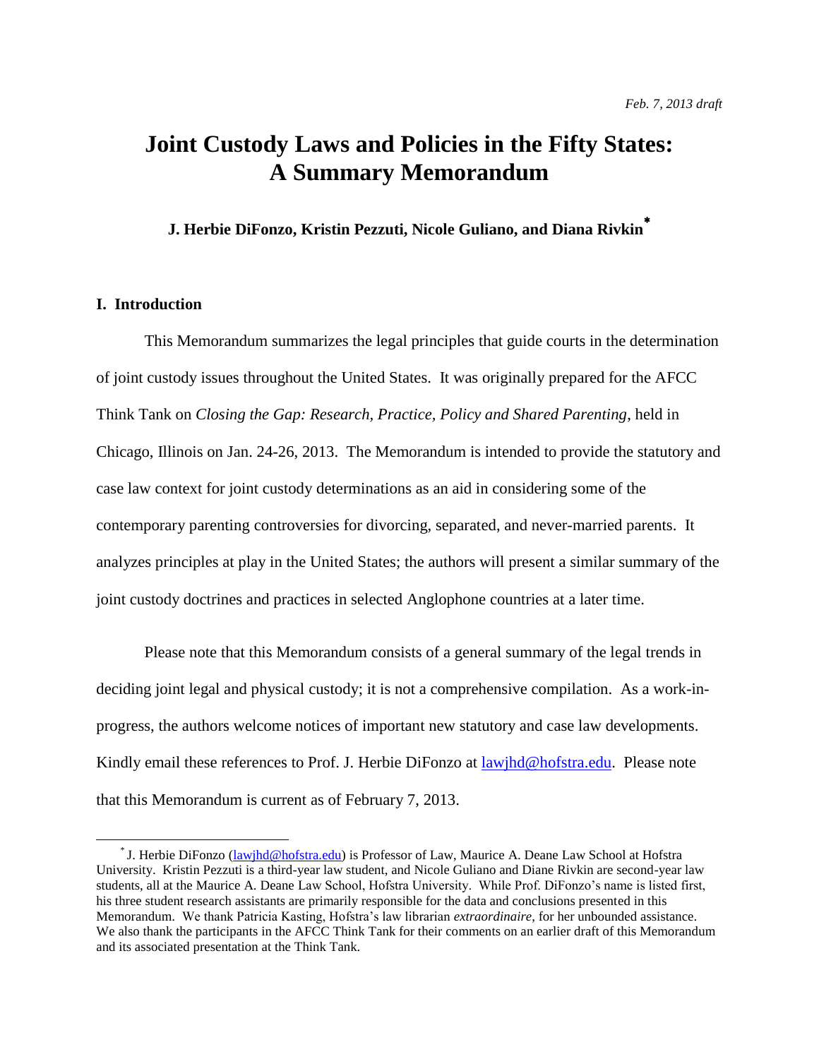*Feb. 7, 2013 draft*

# Joint Custody Laws and Policies in the Fifty States: A Summary Memorandum

**J. Herbie DiFonzo, Kristin Pezzuti, Nicole Guliano, and Diana Rivkin***

## I. Introduction

This Memorandum summarizes the legal principles that guide courts in the determination of joint custody issues throughout the United States. It was originally prepared for the AFCC Think Tank on *Closing the Gap: Research, Practice, Policy and Shared Parenting*, held in Chicago, Illinois on Jan. 24-26, 2013. The Memorandum is intended to provide the statutory and case law context for joint custody determinations as an aid in considering some of the contemporary parenting controversies for divorcing, separated, and never-married parents. It analyzes principles at play in the United States; the authors will present a similar summary of the joint custody doctrines and practices in selected Anglophone countries at a later time.

Please note that this Memorandum consists of a general summary of the legal trends in deciding joint legal and physical custody; it is not a comprehensive compilation. As a work-in-progress, the authors welcome notices of important new statutory and case law developments. Kindly email these references to Prof. J. Herbie DiFonzo at lawjhd@hofstra.edu. Please note that this Memorandum is current as of February 7, 2013.

---

* J. Herbie DiFonzo (lawjhd@hofstra.edu) is Professor of Law, Maurice A. Deane Law School at Hofstra University. Kristin Pezzuti is a third-year law student, and Nicole Guliano and Diane Rivkin are second-year law students, all at the Maurice A. Deane Law School, Hofstra University. While Prof. DiFonzo's name is listed first, his three student research assistants are primarily responsible for the data and conclusions presented in this Memorandum. We thank Patricia Kasting, Hofstra's law librarian *extraordinaire*, for her unbounded assistance. We also thank the participants in the AFCC Think Tank for their comments on an earlier draft of this Memorandum and its associated presentation at the Think Tank.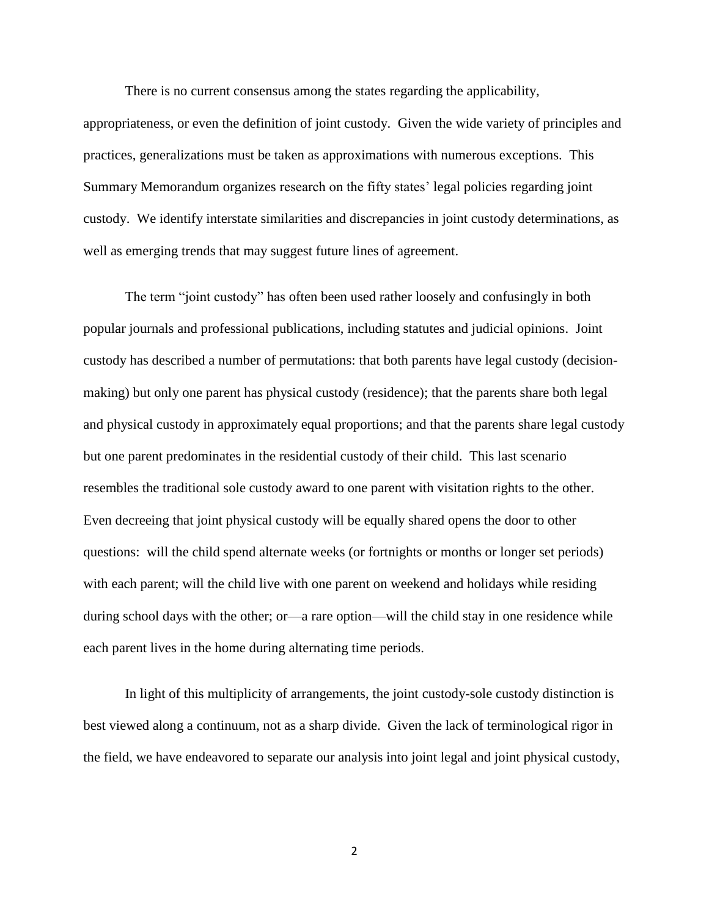There is no current consensus among the states regarding the applicability, appropriateness, or even the definition of joint custody. Given the wide variety of principles and practices, generalizations must be taken as approximations with numerous exceptions. This Summary Memorandum organizes research on the fifty states' legal policies regarding joint custody. We identify interstate similarities and discrepancies in joint custody determinations, as well as emerging trends that may suggest future lines of agreement.

The term "joint custody" has often been used rather loosely and confusingly in both popular journals and professional publications, including statutes and judicial opinions. Joint custody has described a number of permutations: that both parents have legal custody (decision-making) but only one parent has physical custody (residence); that the parents share both legal and physical custody in approximately equal proportions; and that the parents share legal custody but one parent predominates in the residential custody of their child. This last scenario resembles the traditional sole custody award to one parent with visitation rights to the other. Even decreeing that joint physical custody will be equally shared opens the door to other questions: will the child spend alternate weeks (or fortnights or months or longer set periods) with each parent; will the child live with one parent on weekend and holidays while residing during school days with the other; or—a rare option—will the child stay in one residence while each parent lives in the home during alternating time periods.

In light of this multiplicity of arrangements, the joint custody-sole custody distinction is best viewed along a continuum, not as a sharp divide. Given the lack of terminological rigor in the field, we have endeavored to separate our analysis into joint legal and joint physical custody,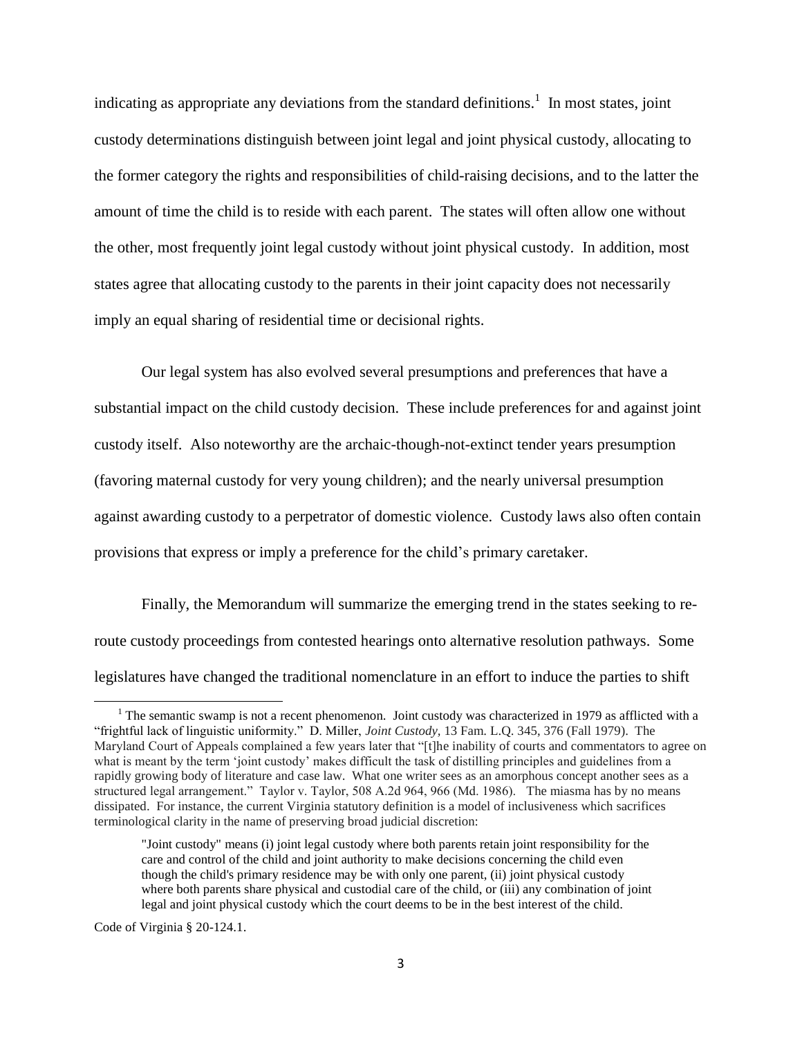indicating as appropriate any deviations from the standard definitions.[1] In most states, joint custody determinations distinguish between joint legal and joint physical custody, allocating to the former category the rights and responsibilities of child-raising decisions, and to the latter the amount of time the child is to reside with each parent. The states will often allow one without the other, most frequently joint legal custody without joint physical custody. In addition, most states agree that allocating custody to the parents in their joint capacity does not necessarily imply an equal sharing of residential time or decisional rights.

Our legal system has also evolved several presumptions and preferences that have a substantial impact on the child custody decision. These include preferences for and against joint custody itself. Also noteworthy are the archaic-though-not-extinct tender years presumption (favoring maternal custody for very young children); and the nearly universal presumption against awarding custody to a perpetrator of domestic violence. Custody laws also often contain provisions that express or imply a preference for the child's primary caretaker.

Finally, the Memorandum will summarize the emerging trend in the states seeking to re-route custody proceedings from contested hearings onto alternative resolution pathways. Some legislatures have changed the traditional nomenclature in an effort to induce the parties to shift

---

[1] The semantic swamp is not a recent phenomenon. Joint custody was characterized in 1979 as afflicted with a "frightful lack of linguistic uniformity." D. Miller, *Joint Custody,* 13 Fam. L.Q. 345, 376 (Fall 1979). The Maryland Court of Appeals complained a few years later that "[t]he inability of courts and commentators to agree on what is meant by the term 'joint custody' makes difficult the task of distilling principles and guidelines from a rapidly growing body of literature and case law. What one writer sees as an amorphous concept another sees as a structured legal arrangement." Taylor v. Taylor, 508 A.2d 964, 966 (Md. 1986). The miasma has by no means dissipated. For instance, the current Virginia statutory definition is a model of inclusiveness which sacrifices terminological clarity in the name of preserving broad judicial discretion:

> "Joint custody" means (i) joint legal custody where both parents retain joint responsibility for the care and control of the child and joint authority to make decisions concerning the child even though the child's primary residence may be with only one parent, (ii) joint physical custody where both parents share physical and custodial care of the child, or (iii) any combination of joint legal and joint physical custody which the court deems to be in the best interest of the child.

Code of Virginia § 20-124.1.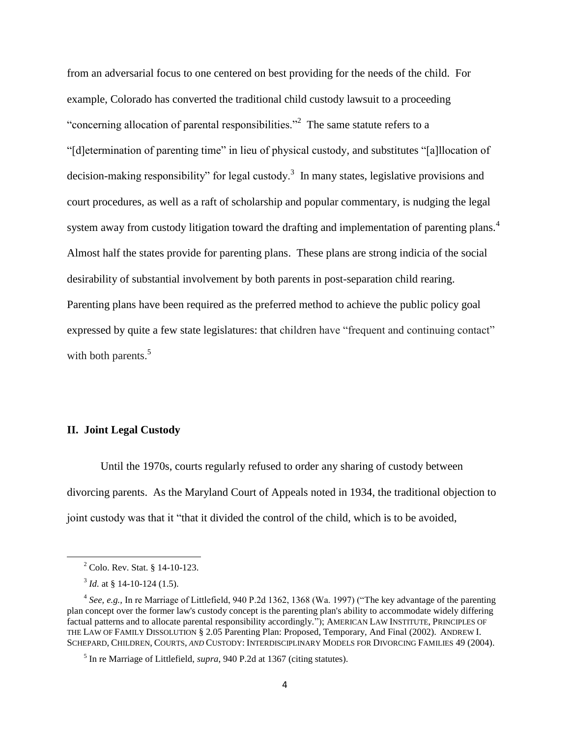from an adversarial focus to one centered on best providing for the needs of the child. For example, Colorado has converted the traditional child custody lawsuit to a proceeding "concerning allocation of parental responsibilities."[2] The same statute refers to a "[d]etermination of parenting time" in lieu of physical custody, and substitutes "[a]llocation of decision-making responsibility" for legal custody.[3] In many states, legislative provisions and court procedures, as well as a raft of scholarship and popular commentary, is nudging the legal system away from custody litigation toward the drafting and implementation of parenting plans.[4] Almost half the states provide for parenting plans. These plans are strong indicia of the social desirability of substantial involvement by both parents in post-separation child rearing. Parenting plans have been required as the preferred method to achieve the public policy goal expressed by quite a few state legislatures: that children have "frequent and continuing contact" with both parents.[5]

## II. Joint Legal Custody

Until the 1970s, courts regularly refused to order any sharing of custody between divorcing parents. As the Maryland Court of Appeals noted in 1934, the traditional objection to joint custody was that it "that it divided the control of the child, which is to be avoided,

---

[2] Colo. Rev. Stat. § 14-10-123.

[3] *Id.* at § 14-10-124 (1.5).

[4] *See, e.g.,* In re Marriage of Littlefield, 940 P.2d 1362, 1368 (Wa. 1997) ("The key advantage of the parenting plan concept over the former law's custody concept is the parenting plan's ability to accommodate widely differing factual patterns and to allocate parental responsibility accordingly."); AMERICAN LAW INSTITUTE, PRINCIPLES OF THE LAW OF FAMILY DISSOLUTION § 2.05 Parenting Plan: Proposed, Temporary, And Final (2002). ANDREW I. SCHEPARD, CHILDREN, COURTS, *AND* CUSTODY: INTERDISCIPLINARY MODELS FOR DIVORCING FAMILIES 49 (2004).

[5] In re Marriage of Littlefield, *supra*, 940 P.2d at 1367 (citing statutes).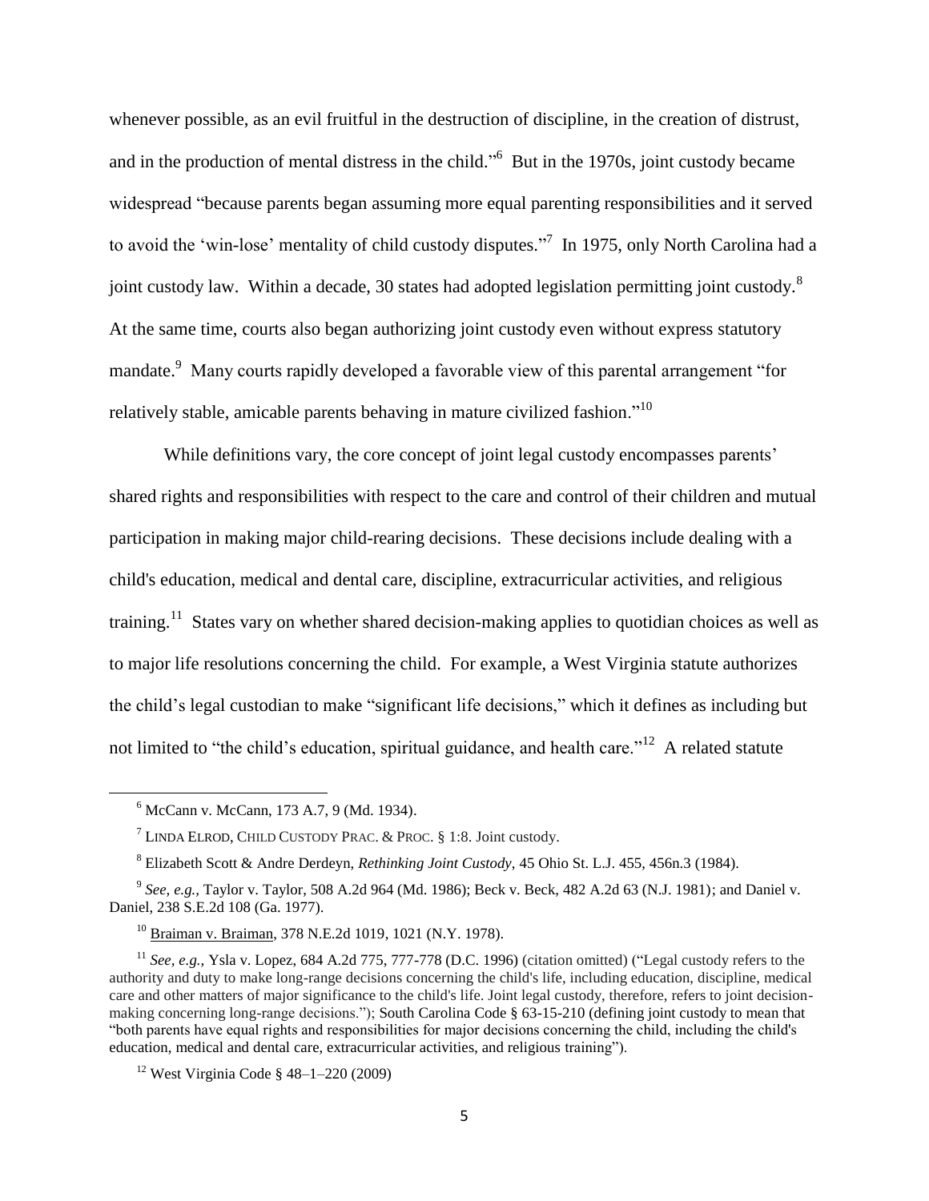whenever possible, as an evil fruitful in the destruction of discipline, in the creation of distrust, and in the production of mental distress in the child."[6] But in the 1970s, joint custody became widespread "because parents began assuming more equal parenting responsibilities and it served to avoid the 'win-lose' mentality of child custody disputes."[7] In 1975, only North Carolina had a joint custody law. Within a decade, 30 states had adopted legislation permitting joint custody.[8] At the same time, courts also began authorizing joint custody even without express statutory mandate.[9] Many courts rapidly developed a favorable view of this parental arrangement "for relatively stable, amicable parents behaving in mature civilized fashion."[10]

While definitions vary, the core concept of joint legal custody encompasses parents' shared rights and responsibilities with respect to the care and control of their children and mutual participation in making major child-rearing decisions. These decisions include dealing with a child's education, medical and dental care, discipline, extracurricular activities, and religious training.[11] States vary on whether shared decision-making applies to quotidian choices as well as to major life resolutions concerning the child. For example, a West Virginia statute authorizes the child's legal custodian to make "significant life decisions," which it defines as including but not limited to "the child's education, spiritual guidance, and health care."[12] A related statute

---

[6] McCann v. McCann, 173 A.7, 9 (Md. 1934).

[7] LINDA ELROD, CHILD CUSTODY PRAC. & PROC. § 1:8. Joint custody.

[8] Elizabeth Scott & Andre Derdeyn, *Rethinking Joint Custody*, 45 Ohio St. L.J. 455, 456n.3 (1984).

[9] *See, e.g.,* Taylor v. Taylor, 508 A.2d 964 (Md. 1986); Beck v. Beck, 482 A.2d 63 (N.J. 1981); and Daniel v. Daniel, 238 S.E.2d 108 (Ga. 1977).

[10] Braiman v. Braiman, 378 N.E.2d 1019, 1021 (N.Y. 1978).

[11] *See, e.g.,* Ysla v. Lopez, 684 A.2d 775, 777-778 (D.C. 1996) (citation omitted) ("Legal custody refers to the authority and duty to make long-range decisions concerning the child's life, including education, discipline, medical care and other matters of major significance to the child's life. Joint legal custody, therefore, refers to joint decision-making concerning long-range decisions."); South Carolina Code § 63-15-210 (defining joint custody to mean that "both parents have equal rights and responsibilities for major decisions concerning the child, including the child's education, medical and dental care, extracurricular activities, and religious training").

[12] West Virginia Code § 48–1–220 (2009)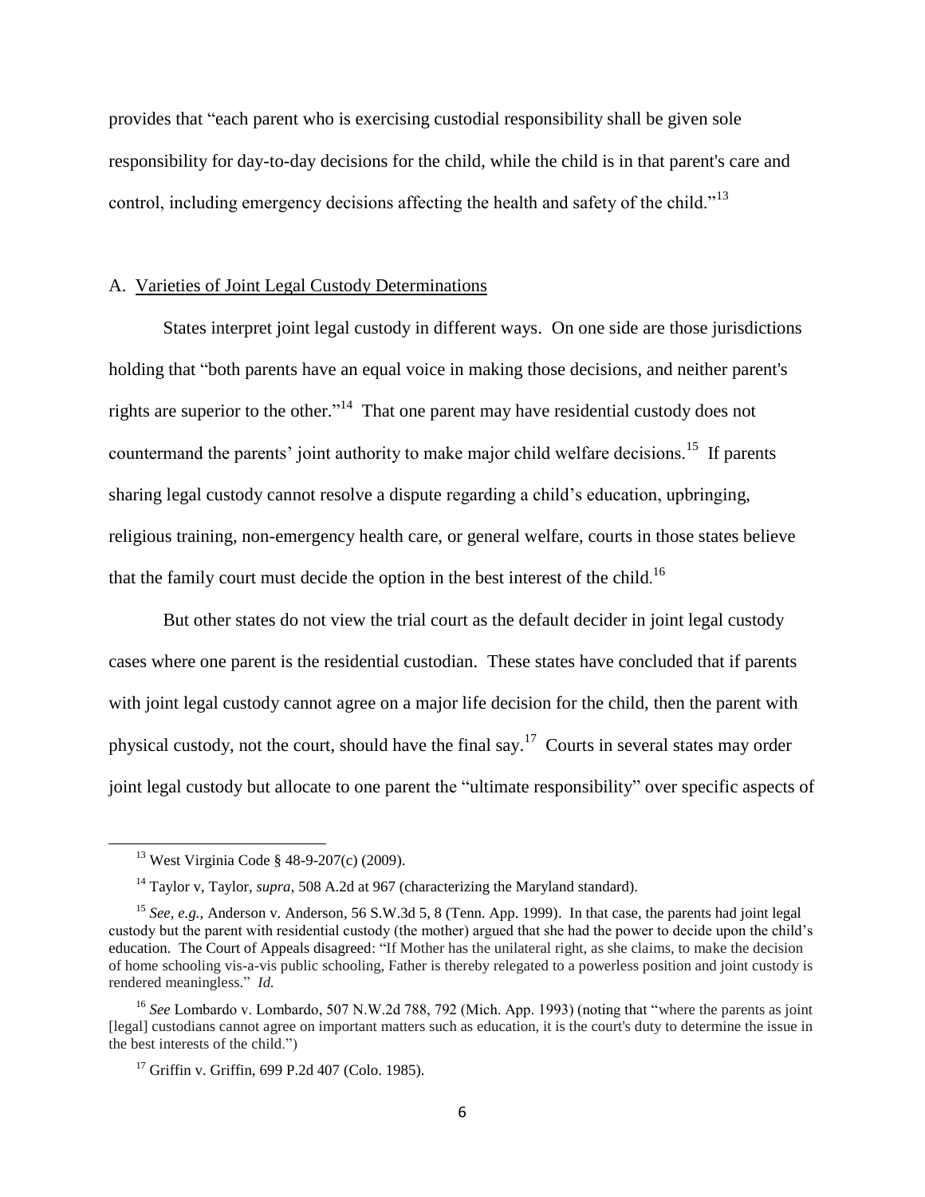provides that "each parent who is exercising custodial responsibility shall be given sole responsibility for day-to-day decisions for the child, while the child is in that parent's care and control, including emergency decisions affecting the health and safety of the child."[13]

### A. Varieties of Joint Legal Custody Determinations

States interpret joint legal custody in different ways. On one side are those jurisdictions holding that "both parents have an equal voice in making those decisions, and neither parent's rights are superior to the other."[14] That one parent may have residential custody does not countermand the parents' joint authority to make major child welfare decisions.[15] If parents sharing legal custody cannot resolve a dispute regarding a child's education, upbringing, religious training, non-emergency health care, or general welfare, courts in those states believe that the family court must decide the option in the best interest of the child.[16]

But other states do not view the trial court as the default decider in joint legal custody cases where one parent is the residential custodian. These states have concluded that if parents with joint legal custody cannot agree on a major life decision for the child, then the parent with physical custody, not the court, should have the final say.[17] Courts in several states may order joint legal custody but allocate to one parent the "ultimate responsibility" over specific aspects of

---

[13] West Virginia Code § 48-9-207(c) (2009).

[14] Taylor v, Taylor, *supra*, 508 A.2d at 967 (characterizing the Maryland standard).

[15] *See, e.g.,* Anderson v. Anderson, 56 S.W.3d 5, 8 (Tenn. App. 1999). In that case, the parents had joint legal custody but the parent with residential custody (the mother) argued that she had the power to decide upon the child's education. The Court of Appeals disagreed: "If Mother has the unilateral right, as she claims, to make the decision of home schooling vis-a-vis public schooling, Father is thereby relegated to a powerless position and joint custody is rendered meaningless." *Id.*

[16] *See* Lombardo v. Lombardo, 507 N.W.2d 788, 792 (Mich. App. 1993) (noting that "where the parents as joint [legal] custodians cannot agree on important matters such as education, it is the court's duty to determine the issue in the best interests of the child.")

[17] Griffin v. Griffin, 699 P.2d 407 (Colo. 1985).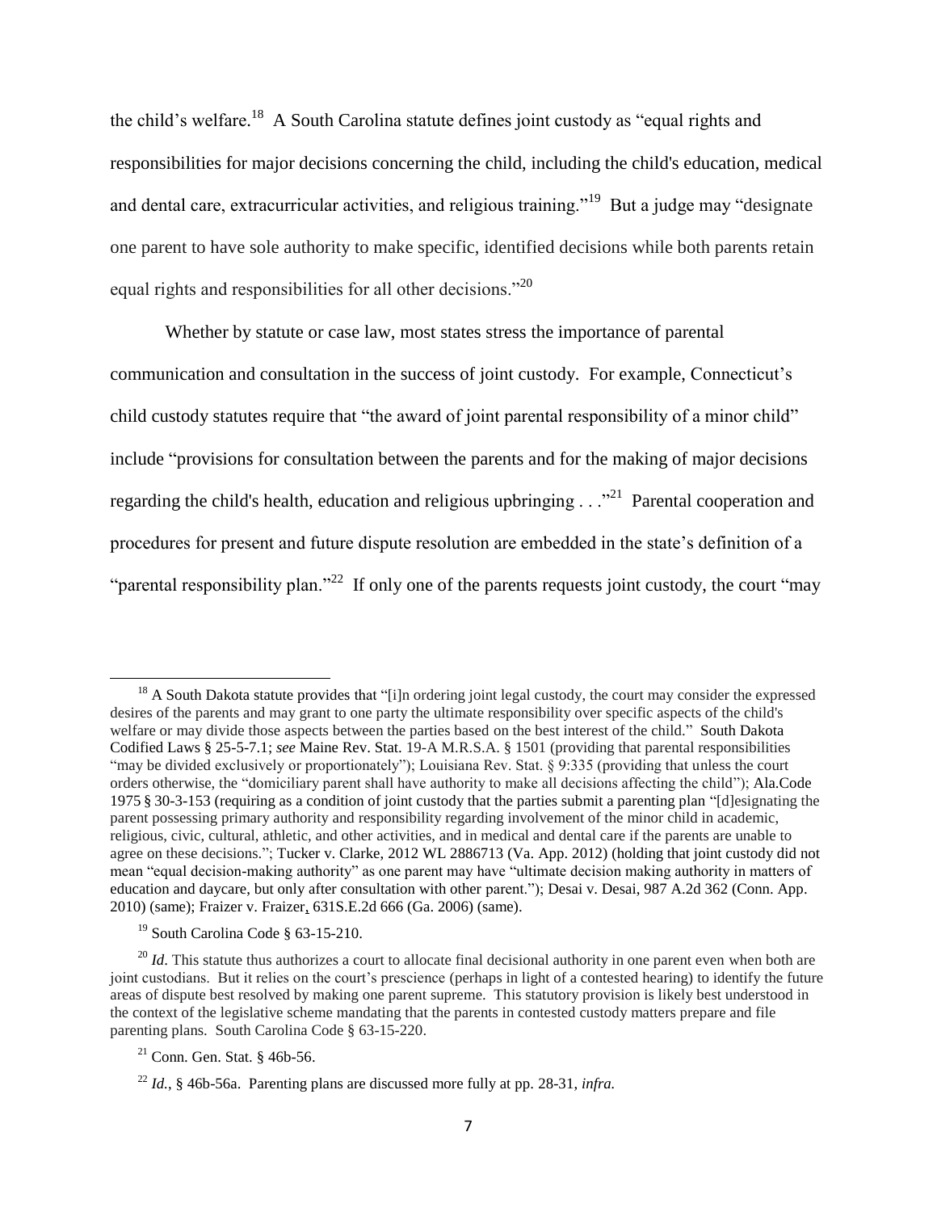the child's welfare.[18] A South Carolina statute defines joint custody as "equal rights and responsibilities for major decisions concerning the child, including the child's education, medical and dental care, extracurricular activities, and religious training."[19] But a judge may "designate one parent to have sole authority to make specific, identified decisions while both parents retain equal rights and responsibilities for all other decisions."[20]

Whether by statute or case law, most states stress the importance of parental communication and consultation in the success of joint custody. For example, Connecticut's child custody statutes require that "the award of joint parental responsibility of a minor child" include "provisions for consultation between the parents and for the making of major decisions regarding the child's health, education and religious upbringing . . ."[21] Parental cooperation and procedures for present and future dispute resolution are embedded in the state's definition of a "parental responsibility plan."[22] If only one of the parents requests joint custody, the court "may

---

[18] A South Dakota statute provides that "[i]n ordering joint legal custody, the court may consider the expressed desires of the parents and may grant to one party the ultimate responsibility over specific aspects of the child's welfare or may divide those aspects between the parties based on the best interest of the child." South Dakota Codified Laws § 25-5-7.1; *see* Maine Rev. Stat. 19-A M.R.S.A. § 1501 (providing that parental responsibilities "may be divided exclusively or proportionately"); Louisiana Rev. Stat. § 9:335 (providing that unless the court orders otherwise, the "domiciliary parent shall have authority to make all decisions affecting the child"); Ala.Code 1975 § 30-3-153 (requiring as a condition of joint custody that the parties submit a parenting plan "[d]esignating the parent possessing primary authority and responsibility regarding involvement of the minor child in academic, religious, civic, cultural, athletic, and other activities, and in medical and dental care if the parents are unable to agree on these decisions."; Tucker v. Clarke, 2012 WL 2886713 (Va. App. 2012) (holding that joint custody did not mean "equal decision-making authority" as one parent may have "ultimate decision making authority in matters of education and daycare, but only after consultation with other parent."); Desai v. Desai, 987 A.2d 362 (Conn. App. 2010) (same); Fraizer v. Fraizer, 631S.E.2d 666 (Ga. 2006) (same).

[19] South Carolina Code § 63-15-210.

[20] *Id*. This statute thus authorizes a court to allocate final decisional authority in one parent even when both are joint custodians. But it relies on the court's prescience (perhaps in light of a contested hearing) to identify the future areas of dispute best resolved by making one parent supreme. This statutory provision is likely best understood in the context of the legislative scheme mandating that the parents in contested custody matters prepare and file parenting plans. South Carolina Code § 63-15-220.

[21] Conn. Gen. Stat. § 46b-56.

[22] *Id.*, § 46b-56a. Parenting plans are discussed more fully at pp. 28-31, *infra.*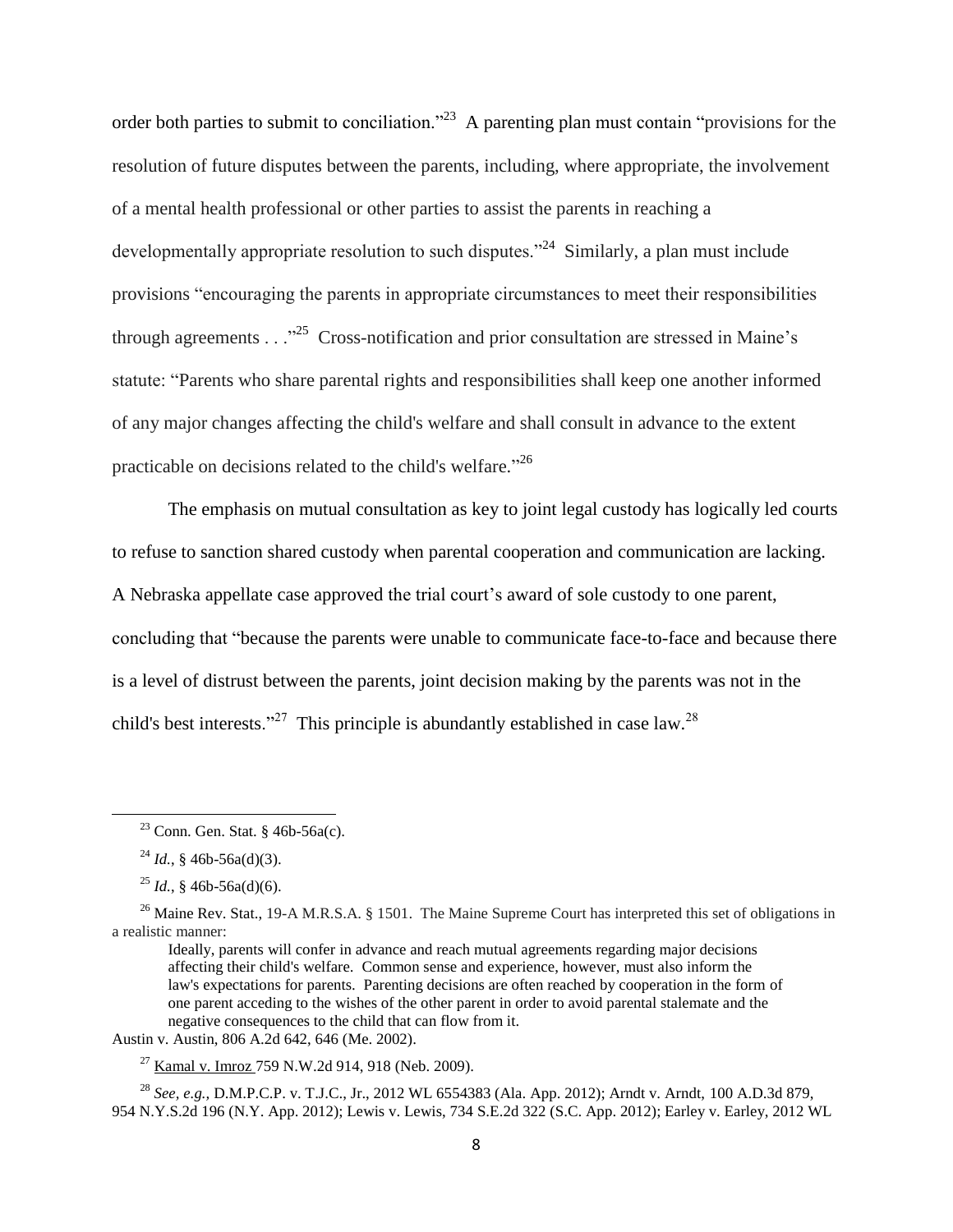order both parties to submit to conciliation."[23] A parenting plan must contain "provisions for the resolution of future disputes between the parents, including, where appropriate, the involvement of a mental health professional or other parties to assist the parents in reaching a developmentally appropriate resolution to such disputes."[24] Similarly, a plan must include provisions "encouraging the parents in appropriate circumstances to meet their responsibilities through agreements . . ."[25] Cross-notification and prior consultation are stressed in Maine's statute: "Parents who share parental rights and responsibilities shall keep one another informed of any major changes affecting the child's welfare and shall consult in advance to the extent practicable on decisions related to the child's welfare."[26]

The emphasis on mutual consultation as key to joint legal custody has logically led courts to refuse to sanction shared custody when parental cooperation and communication are lacking. A Nebraska appellate case approved the trial court's award of sole custody to one parent, concluding that "because the parents were unable to communicate face-to-face and because there is a level of distrust between the parents, joint decision making by the parents was not in the child's best interests."[27] This principle is abundantly established in case law.[28]

---

[23] Conn. Gen. Stat. § 46b-56a(c).

[24] *Id.*, § 46b-56a(d)(3).

[25] *Id.*, § 46b-56a(d)(6).

[26] Maine Rev. Stat., 19-A M.R.S.A. § 1501. The Maine Supreme Court has interpreted this set of obligations in a realistic manner:

> Ideally, parents will confer in advance and reach mutual agreements regarding major decisions affecting their child's welfare. Common sense and experience, however, must also inform the law's expectations for parents. Parenting decisions are often reached by cooperation in the form of one parent acceding to the wishes of the other parent in order to avoid parental stalemate and the negative consequences to the child that can flow from it.

Austin v. Austin, 806 A.2d 642, 646 (Me. 2002).

[27] Kamal v. Imroz 759 N.W.2d 914, 918 (Neb. 2009).

[28] *See, e.g.*, D.M.P.C.P. v. T.J.C., Jr., 2012 WL 6554383 (Ala. App. 2012); Arndt v. Arndt, 100 A.D.3d 879, 954 N.Y.S.2d 196 (N.Y. App. 2012); Lewis v. Lewis, 734 S.E.2d 322 (S.C. App. 2012); Earley v. Earley, 2012 WL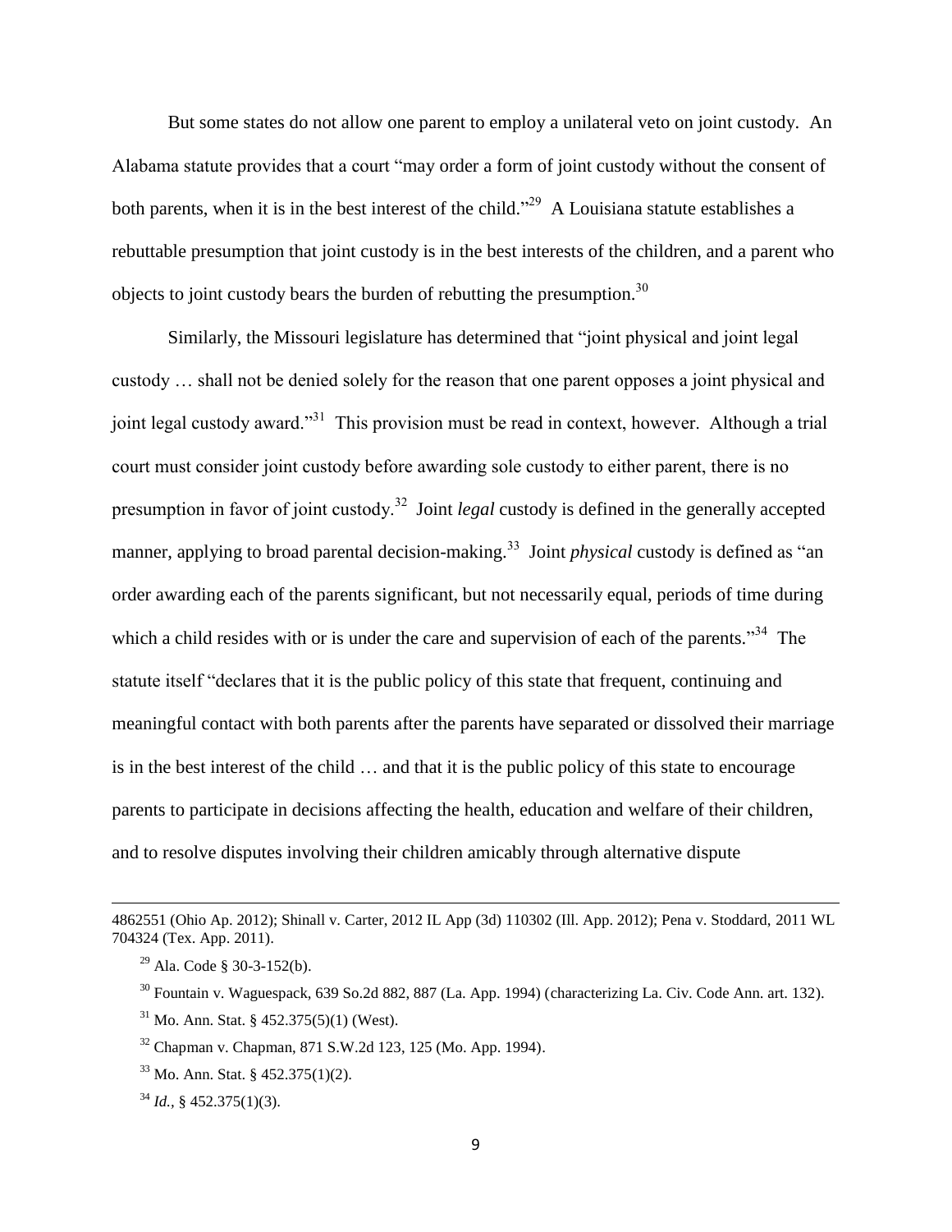But some states do not allow one parent to employ a unilateral veto on joint custody. An Alabama statute provides that a court "may order a form of joint custody without the consent of both parents, when it is in the best interest of the child."[29] A Louisiana statute establishes a rebuttable presumption that joint custody is in the best interests of the children, and a parent who objects to joint custody bears the burden of rebutting the presumption.[30]

Similarly, the Missouri legislature has determined that "joint physical and joint legal custody … shall not be denied solely for the reason that one parent opposes a joint physical and joint legal custody award."[31] This provision must be read in context, however. Although a trial court must consider joint custody before awarding sole custody to either parent, there is no presumption in favor of joint custody.[32] Joint *legal* custody is defined in the generally accepted manner, applying to broad parental decision-making.[33] Joint *physical* custody is defined as "an order awarding each of the parents significant, but not necessarily equal, periods of time during which a child resides with or is under the care and supervision of each of the parents."[34] The statute itself "declares that it is the public policy of this state that frequent, continuing and meaningful contact with both parents after the parents have separated or dissolved their marriage is in the best interest of the child … and that it is the public policy of this state to encourage parents to participate in decisions affecting the health, education and welfare of their children, and to resolve disputes involving their children amicably through alternative dispute

---

4862551 (Ohio Ap. 2012); Shinall v. Carter, 2012 IL App (3d) 110302 (Ill. App. 2012); Pena v. Stoddard, 2011 WL 704324 (Tex. App. 2011).

[29] Ala. Code § 30-3-152(b).

[30] Fountain v. Waguespack, 639 So.2d 882, 887 (La. App. 1994) (characterizing La. Civ. Code Ann. art. 132).

[31] Mo. Ann. Stat. § 452.375(5)(1) (West).

[32] Chapman v. Chapman, 871 S.W.2d 123, 125 (Mo. App. 1994).

[33] Mo. Ann. Stat. § 452.375(1)(2).

[34] *Id.*, § 452.375(1)(3).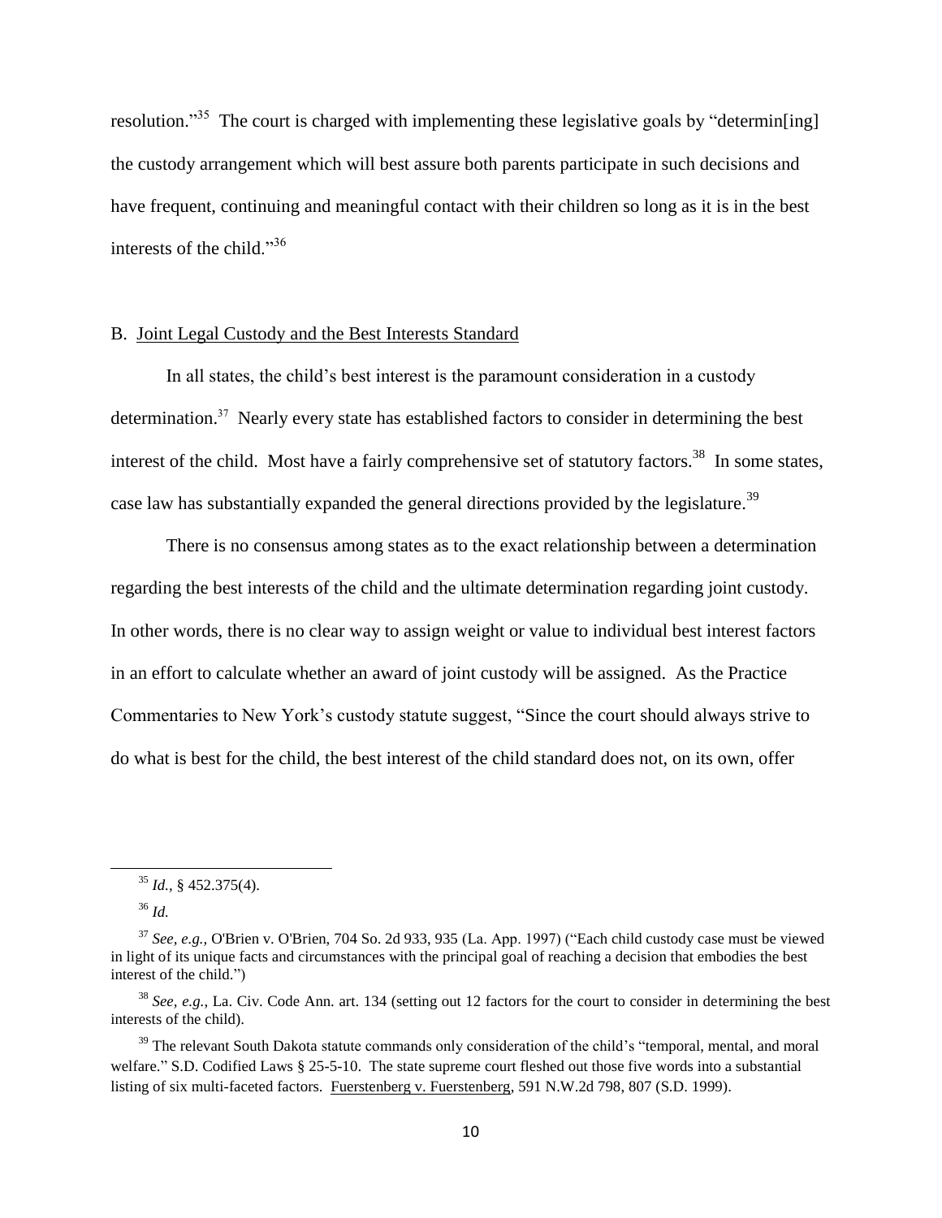resolution."[35] The court is charged with implementing these legislative goals by "determin[ing] the custody arrangement which will best assure both parents participate in such decisions and have frequent, continuing and meaningful contact with their children so long as it is in the best interests of the child."[36]

### B. Joint Legal Custody and the Best Interests Standard

In all states, the child's best interest is the paramount consideration in a custody determination.[37] Nearly every state has established factors to consider in determining the best interest of the child. Most have a fairly comprehensive set of statutory factors.[38] In some states, case law has substantially expanded the general directions provided by the legislature.[39]

There is no consensus among states as to the exact relationship between a determination regarding the best interests of the child and the ultimate determination regarding joint custody. In other words, there is no clear way to assign weight or value to individual best interest factors in an effort to calculate whether an award of joint custody will be assigned. As the Practice Commentaries to New York's custody statute suggest, "Since the court should always strive to do what is best for the child, the best interest of the child standard does not, on its own, offer

---

[35] *Id.*, § 452.375(4).

[36] *Id.*

[37] *See, e.g.*, O'Brien v. O'Brien, 704 So. 2d 933, 935 (La. App. 1997) ("Each child custody case must be viewed in light of its unique facts and circumstances with the principal goal of reaching a decision that embodies the best interest of the child.")

[38] *See, e.g.*, La. Civ. Code Ann. art. 134 (setting out 12 factors for the court to consider in determining the best interests of the child).

[39] The relevant South Dakota statute commands only consideration of the child's "temporal, mental, and moral welfare." S.D. Codified Laws § 25-5-10. The state supreme court fleshed out those five words into a substantial listing of six multi-faceted factors. Fuerstenberg v. Fuerstenberg, 591 N.W.2d 798, 807 (S.D. 1999).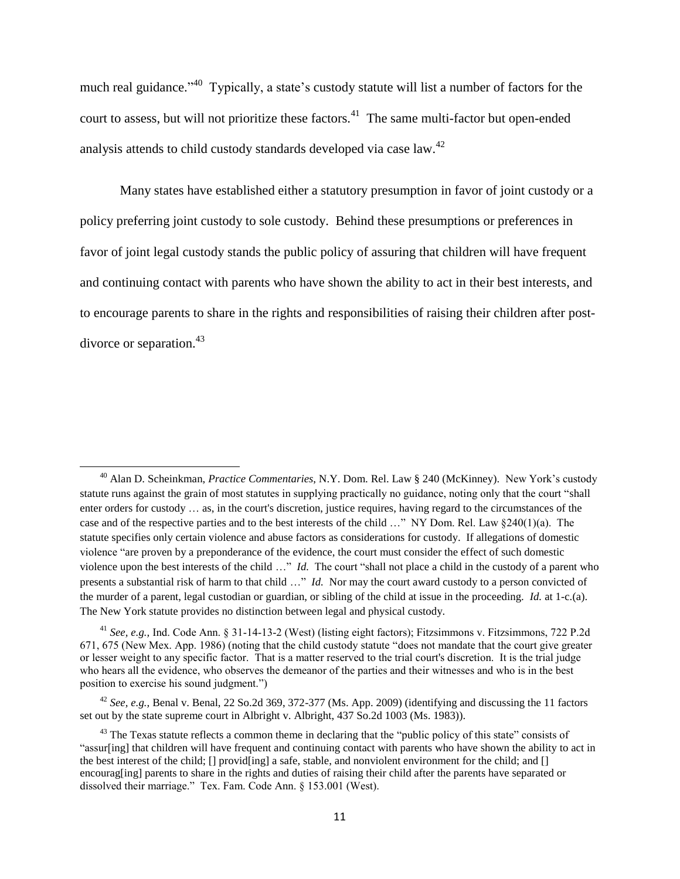much real guidance."[40] Typically, a state's custody statute will list a number of factors for the court to assess, but will not prioritize these factors.[41] The same multi-factor but open-ended analysis attends to child custody standards developed via case law.[42]

Many states have established either a statutory presumption in favor of joint custody or a policy preferring joint custody to sole custody. Behind these presumptions or preferences in favor of joint legal custody stands the public policy of assuring that children will have frequent and continuing contact with parents who have shown the ability to act in their best interests, and to encourage parents to share in the rights and responsibilities of raising their children after post-divorce or separation.[43]

---

[40] Alan D. Scheinkman, *Practice Commentaries*, N.Y. Dom. Rel. Law § 240 (McKinney). New York's custody statute runs against the grain of most statutes in supplying practically no guidance, noting only that the court "shall enter orders for custody … as, in the court's discretion, justice requires, having regard to the circumstances of the case and of the respective parties and to the best interests of the child …" NY Dom. Rel. Law §240(1)(a). The statute specifies only certain violence and abuse factors as considerations for custody. If allegations of domestic violence "are proven by a preponderance of the evidence, the court must consider the effect of such domestic violence upon the best interests of the child …" *Id.* The court "shall not place a child in the custody of a parent who presents a substantial risk of harm to that child …" *Id.* Nor may the court award custody to a person convicted of the murder of a parent, legal custodian or guardian, or sibling of the child at issue in the proceeding. *Id.* at 1-c.(a). The New York statute provides no distinction between legal and physical custody.

[41] *See, e.g.,* Ind. Code Ann. § 31-14-13-2 (West) (listing eight factors); Fitzsimmons v. Fitzsimmons, 722 P.2d 671, 675 (New Mex. App. 1986) (noting that the child custody statute "does not mandate that the court give greater or lesser weight to any specific factor. That is a matter reserved to the trial court's discretion. It is the trial judge who hears all the evidence, who observes the demeanor of the parties and their witnesses and who is in the best position to exercise his sound judgment.")

[42] *See, e.g.,* Benal v. Benal, 22 So.2d 369, 372-377 (Ms. App. 2009) (identifying and discussing the 11 factors set out by the state supreme court in Albright v. Albright, 437 So.2d 1003 (Ms. 1983)).

[43] The Texas statute reflects a common theme in declaring that the "public policy of this state" consists of "assur[ing] that children will have frequent and continuing contact with parents who have shown the ability to act in the best interest of the child; [] provid[ing] a safe, stable, and nonviolent environment for the child; and [] encourag[ing] parents to share in the rights and duties of raising their child after the parents have separated or dissolved their marriage." Tex. Fam. Code Ann. § 153.001 (West).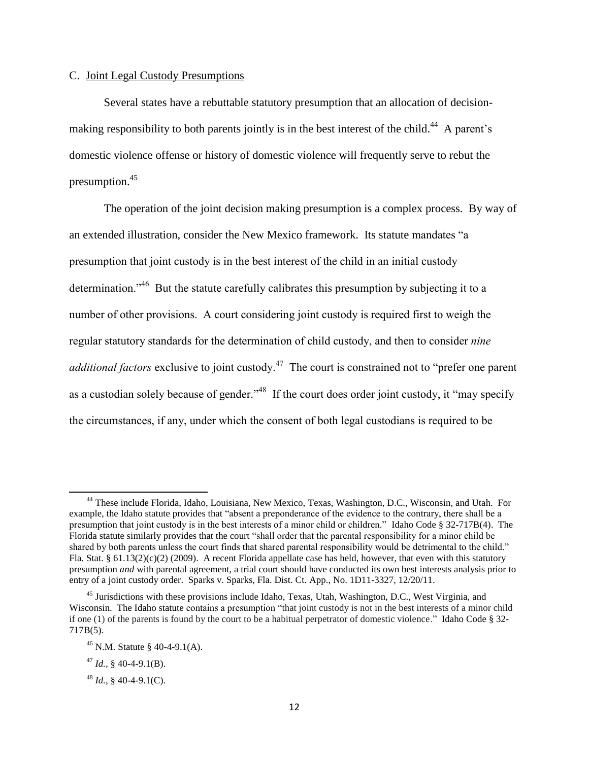### C. Joint Legal Custody Presumptions

Several states have a rebuttable statutory presumption that an allocation of decision-making responsibility to both parents jointly is in the best interest of the child.[44] A parent's domestic violence offense or history of domestic violence will frequently serve to rebut the presumption.[45]

The operation of the joint decision making presumption is a complex process. By way of an extended illustration, consider the New Mexico framework. Its statute mandates "a presumption that joint custody is in the best interest of the child in an initial custody determination."[46] But the statute carefully calibrates this presumption by subjecting it to a number of other provisions. A court considering joint custody is required first to weigh the regular statutory standards for the determination of child custody, and then to consider *nine additional factors* exclusive to joint custody.[47] The court is constrained not to "prefer one parent as a custodian solely because of gender."[48] If the court does order joint custody, it "may specify the circumstances, if any, under which the consent of both legal custodians is required to be

---

[44] These include Florida, Idaho, Louisiana, New Mexico, Texas, Washington, D.C., Wisconsin, and Utah. For example, the Idaho statute provides that "absent a preponderance of the evidence to the contrary, there shall be a presumption that joint custody is in the best interests of a minor child or children." Idaho Code § 32-717B(4). The Florida statute similarly provides that the court "shall order that the parental responsibility for a minor child be shared by both parents unless the court finds that shared parental responsibility would be detrimental to the child." Fla. Stat. § 61.13(2)(c)(2) (2009). A recent Florida appellate case has held, however, that even with this statutory presumption *and* with parental agreement, a trial court should have conducted its own best interests analysis prior to entry of a joint custody order. Sparks v. Sparks, Fla. Dist. Ct. App., No. 1D11-3327, 12/20/11.

[45] Jurisdictions with these provisions include Idaho, Texas, Utah, Washington, D.C., West Virginia, and Wisconsin. The Idaho statute contains a presumption "that joint custody is not in the best interests of a minor child if one (1) of the parents is found by the court to be a habitual perpetrator of domestic violence." Idaho Code § 32-717B(5).

[46] N.M. Statute § 40-4-9.1(A).

[47] *Id.*, § 40-4-9.1(B).

[48] *Id.*, § 40-4-9.1(C).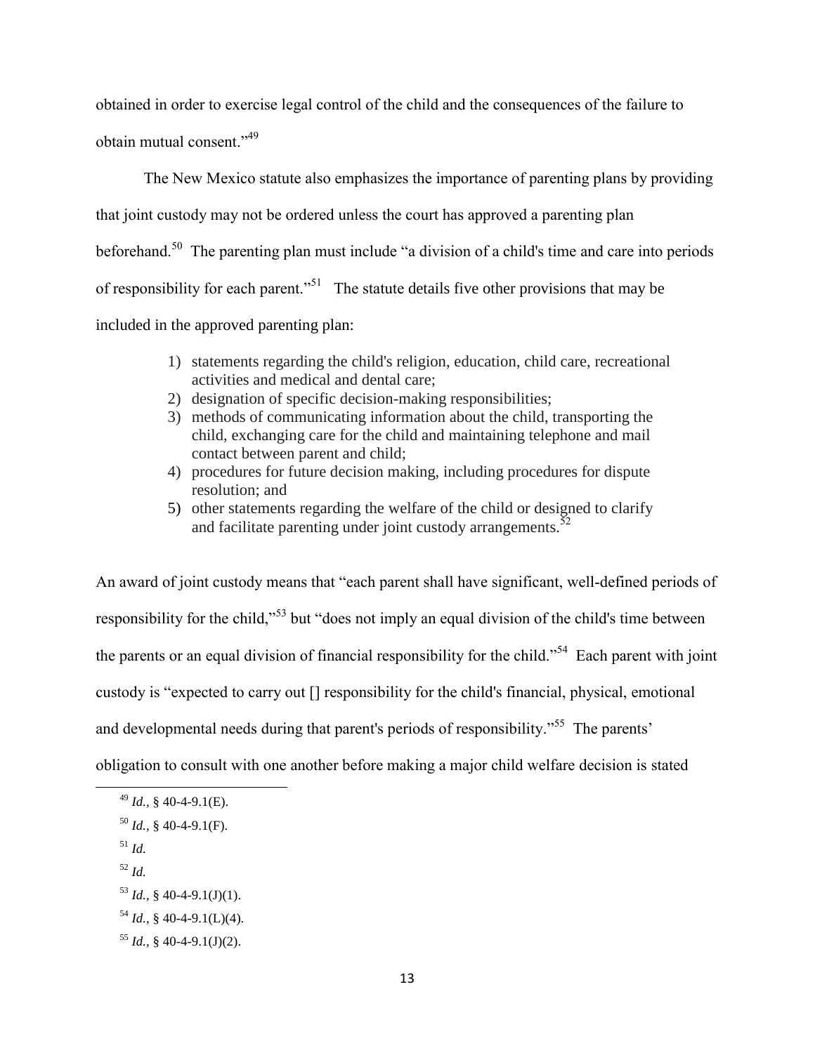obtained in order to exercise legal control of the child and the consequences of the failure to obtain mutual consent."[49]

The New Mexico statute also emphasizes the importance of parenting plans by providing that joint custody may not be ordered unless the court has approved a parenting plan beforehand.[50] The parenting plan must include "a division of a child's time and care into periods of responsibility for each parent."[51] The statute details five other provisions that may be included in the approved parenting plan:

> 1) statements regarding the child's religion, education, child care, recreational activities and medical and dental care;
> 2) designation of specific decision-making responsibilities;
> 3) methods of communicating information about the child, transporting the child, exchanging care for the child and maintaining telephone and mail contact between parent and child;
> 4) procedures for future decision making, including procedures for dispute resolution; and
> 5) other statements regarding the welfare of the child or designed to clarify and facilitate parenting under joint custody arrangements.[52]

An award of joint custody means that "each parent shall have significant, well-defined periods of responsibility for the child,"[53] but "does not imply an equal division of the child's time between the parents or an equal division of financial responsibility for the child."[54] Each parent with joint custody is "expected to carry out [] responsibility for the child's financial, physical, emotional and developmental needs during that parent's periods of responsibility."[55] The parents' obligation to consult with one another before making a major child welfare decision is stated

---

[49] *Id.*, § 40-4-9.1(E).

[50] *Id.*, § 40-4-9.1(F).

[51] *Id.*

[52] *Id.*

[53] *Id.*, § 40-4-9.1(J)(1).

[54] *Id.*, § 40-4-9.1(L)(4).

[55] *Id.*, § 40-4-9.1(J)(2).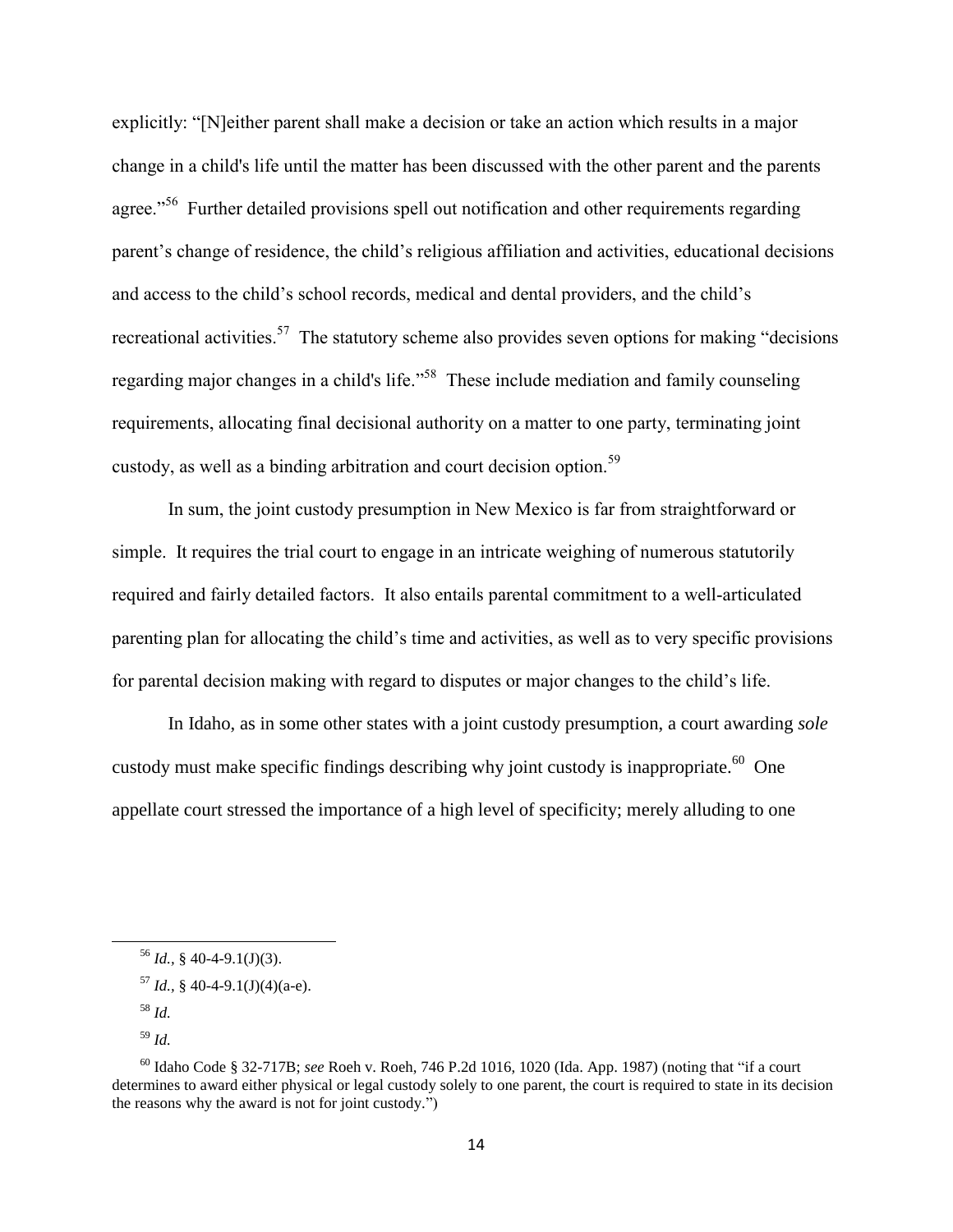explicitly: "[N]either parent shall make a decision or take an action which results in a major change in a child's life until the matter has been discussed with the other parent and the parents agree."[56] Further detailed provisions spell out notification and other requirements regarding parent's change of residence, the child's religious affiliation and activities, educational decisions and access to the child's school records, medical and dental providers, and the child's recreational activities.[57] The statutory scheme also provides seven options for making "decisions regarding major changes in a child's life."[58] These include mediation and family counseling requirements, allocating final decisional authority on a matter to one party, terminating joint custody, as well as a binding arbitration and court decision option.[59]

In sum, the joint custody presumption in New Mexico is far from straightforward or simple. It requires the trial court to engage in an intricate weighing of numerous statutorily required and fairly detailed factors. It also entails parental commitment to a well-articulated parenting plan for allocating the child's time and activities, as well as to very specific provisions for parental decision making with regard to disputes or major changes to the child's life.

In Idaho, as in some other states with a joint custody presumption, a court awarding *sole* custody must make specific findings describing why joint custody is inappropriate.[60] One appellate court stressed the importance of a high level of specificity; merely alluding to one

---

[56] *Id.*, § 40-4-9.1(J)(3).

[57] *Id.*, § 40-4-9.1(J)(4)(a-e).

[58] *Id.*

[59] *Id.*

[60] Idaho Code § 32-717B; *see* Roeh v. Roeh, 746 P.2d 1016, 1020 (Ida. App. 1987) (noting that "if a court determines to award either physical or legal custody solely to one parent, the court is required to state in its decision the reasons why the award is not for joint custody.")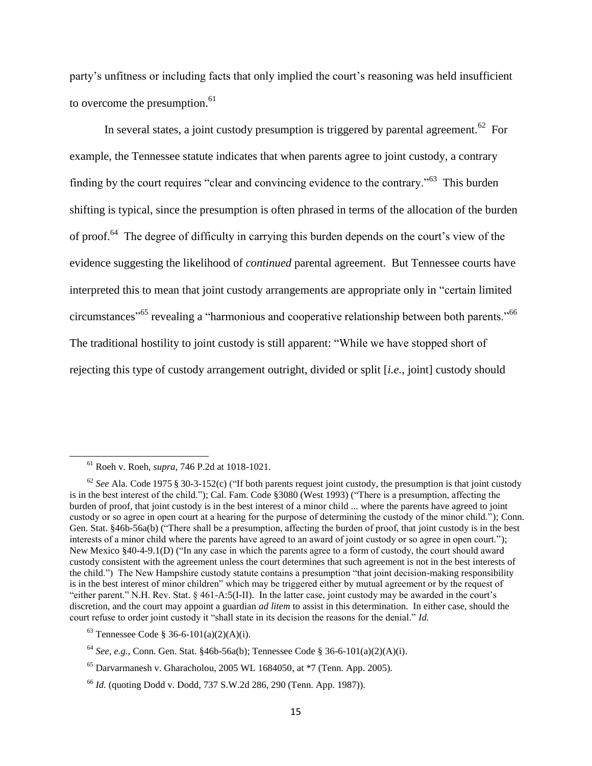party's unfitness or including facts that only implied the court's reasoning was held insufficient to overcome the presumption.[61]

In several states, a joint custody presumption is triggered by parental agreement.[62] For example, the Tennessee statute indicates that when parents agree to joint custody, a contrary finding by the court requires "clear and convincing evidence to the contrary."[63] This burden shifting is typical, since the presumption is often phrased in terms of the allocation of the burden of proof.[64] The degree of difficulty in carrying this burden depends on the court's view of the evidence suggesting the likelihood of *continued* parental agreement. But Tennessee courts have interpreted this to mean that joint custody arrangements are appropriate only in "certain limited circumstances"[65] revealing a "harmonious and cooperative relationship between both parents."[66] The traditional hostility to joint custody is still apparent: "While we have stopped short of rejecting this type of custody arrangement outright, divided or split [*i.e.*, joint] custody should

---

[61] Roeh v. Roeh, *supra*, 746 P.2d at 1018-1021.

[62] *See* Ala. Code 1975 § 30-3-152(c) ("If both parents request joint custody, the presumption is that joint custody is in the best interest of the child."); Cal. Fam. Code §3080 (West 1993) ("There is a presumption, affecting the burden of proof, that joint custody is in the best interest of a minor child ... where the parents have agreed to joint custody or so agree in open court at a hearing for the purpose of determining the custody of the minor child."); Conn. Gen. Stat. §46b-56a(b) ("There shall be a presumption, affecting the burden of proof, that joint custody is in the best interests of a minor child where the parents have agreed to an award of joint custody or so agree in open court."); New Mexico §40-4-9.1(D) ("In any case in which the parents agree to a form of custody, the court should award custody consistent with the agreement unless the court determines that such agreement is not in the best interests of the child.") The New Hampshire custody statute contains a presumption "that joint decision-making responsibility is in the best interest of minor children" which may be triggered either by mutual agreement or by the request of "either parent." N.H. Rev. Stat. § 461-A:5(I-II). In the latter case, joint custody may be awarded in the court's discretion, and the court may appoint a guardian *ad litem* to assist in this determination. In either case, should the court refuse to order joint custody it "shall state in its decision the reasons for the denial." *Id.*

[63] Tennessee Code § 36-6-101(a)(2)(A)(i).

[64] *See, e.g.,* Conn. Gen. Stat. §46b-56a(b); Tennessee Code § 36-6-101(a)(2)(A)(i).

[65] Darvarmanesh v. Gharacholou, 2005 WL 1684050, at *7 (Tenn. App. 2005).

[66] *Id.* (quoting Dodd v. Dodd, 737 S.W.2d 286, 290 (Tenn. App. 1987)).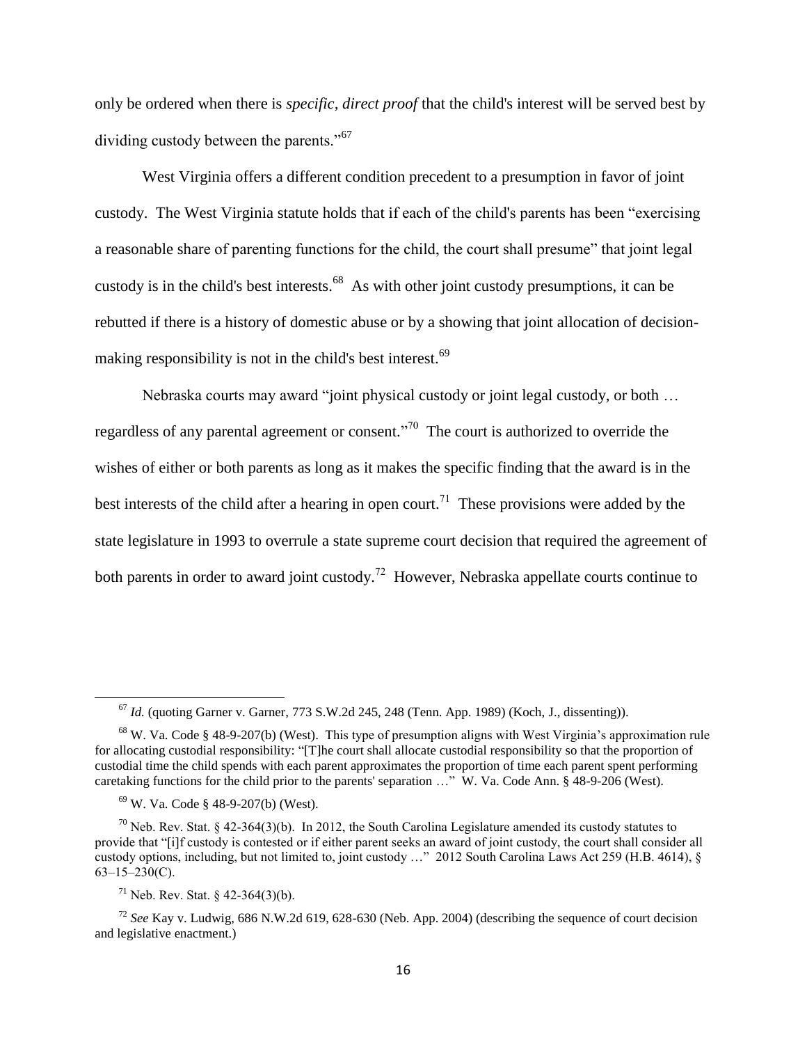only be ordered when there is *specific, direct proof* that the child's interest will be served best by dividing custody between the parents."[67]

West Virginia offers a different condition precedent to a presumption in favor of joint custody. The West Virginia statute holds that if each of the child's parents has been "exercising a reasonable share of parenting functions for the child, the court shall presume" that joint legal custody is in the child's best interests.[68] As with other joint custody presumptions, it can be rebutted if there is a history of domestic abuse or by a showing that joint allocation of decision-making responsibility is not in the child's best interest.[69]

Nebraska courts may award "joint physical custody or joint legal custody, or both … regardless of any parental agreement or consent."[70] The court is authorized to override the wishes of either or both parents as long as it makes the specific finding that the award is in the best interests of the child after a hearing in open court.[71] These provisions were added by the state legislature in 1993 to overrule a state supreme court decision that required the agreement of both parents in order to award joint custody.[72] However, Nebraska appellate courts continue to

---

[67] *Id.* (quoting Garner v. Garner, 773 S.W.2d 245, 248 (Tenn. App. 1989) (Koch, J., dissenting)).

[68] W. Va. Code § 48-9-207(b) (West). This type of presumption aligns with West Virginia's approximation rule for allocating custodial responsibility: "[T]he court shall allocate custodial responsibility so that the proportion of custodial time the child spends with each parent approximates the proportion of time each parent spent performing caretaking functions for the child prior to the parents' separation …" W. Va. Code Ann. § 48-9-206 (West).

[69] W. Va. Code § 48-9-207(b) (West).

[70] Neb. Rev. Stat. § 42-364(3)(b). In 2012, the South Carolina Legislature amended its custody statutes to provide that "[i]f custody is contested or if either parent seeks an award of joint custody, the court shall consider all custody options, including, but not limited to, joint custody …" 2012 South Carolina Laws Act 259 (H.B. 4614), § 63–15–230(C).

[71] Neb. Rev. Stat. § 42-364(3)(b).

[72] *See* Kay v. Ludwig, 686 N.W.2d 619, 628-630 (Neb. App. 2004) (describing the sequence of court decision and legislative enactment.)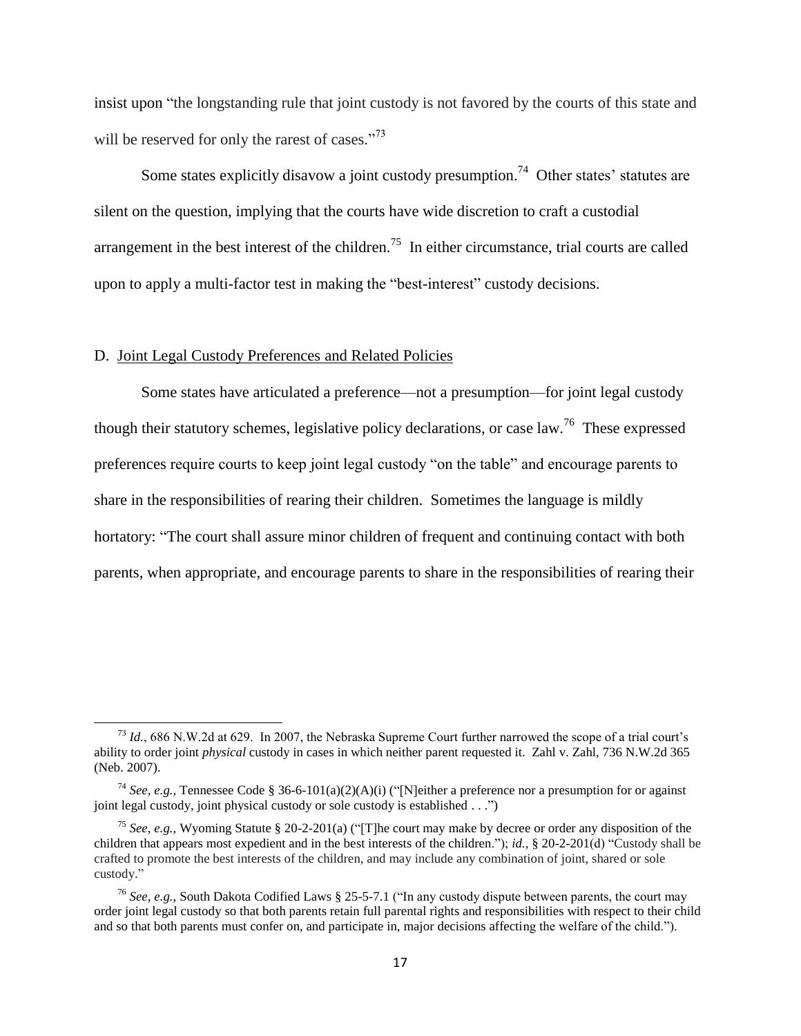insist upon "the longstanding rule that joint custody is not favored by the courts of this state and will be reserved for only the rarest of cases."[73]

Some states explicitly disavow a joint custody presumption.[74] Other states' statutes are silent on the question, implying that the courts have wide discretion to craft a custodial arrangement in the best interest of the children.[75] In either circumstance, trial courts are called upon to apply a multi-factor test in making the "best-interest" custody decisions.

### D. Joint Legal Custody Preferences and Related Policies

Some states have articulated a preference—not a presumption—for joint legal custody though their statutory schemes, legislative policy declarations, or case law.[76] These expressed preferences require courts to keep joint legal custody "on the table" and encourage parents to share in the responsibilities of rearing their children. Sometimes the language is mildly hortatory: "The court shall assure minor children of frequent and continuing contact with both parents, when appropriate, and encourage parents to share in the responsibilities of rearing their

---

[73] *Id.*, 686 N.W.2d at 629. In 2007, the Nebraska Supreme Court further narrowed the scope of a trial court's ability to order joint *physical* custody in cases in which neither parent requested it. Zahl v. Zahl, 736 N.W.2d 365 (Neb. 2007).

[74] *See, e.g.,* Tennessee Code § 36-6-101(a)(2)(A)(i) ("[N]either a preference nor a presumption for or against joint legal custody, joint physical custody or sole custody is established . . .")

[75] *See, e.g.,* Wyoming Statute § 20-2-201(a) ("[T]he court may make by decree or order any disposition of the children that appears most expedient and in the best interests of the children."); *id.*, § 20-2-201(d) "Custody shall be crafted to promote the best interests of the children, and may include any combination of joint, shared or sole custody."

[76] *See, e.g.,* South Dakota Codified Laws § 25-5-7.1 ("In any custody dispute between parents, the court may order joint legal custody so that both parents retain full parental rights and responsibilities with respect to their child and so that both parents must confer on, and participate in, major decisions affecting the welfare of the child.").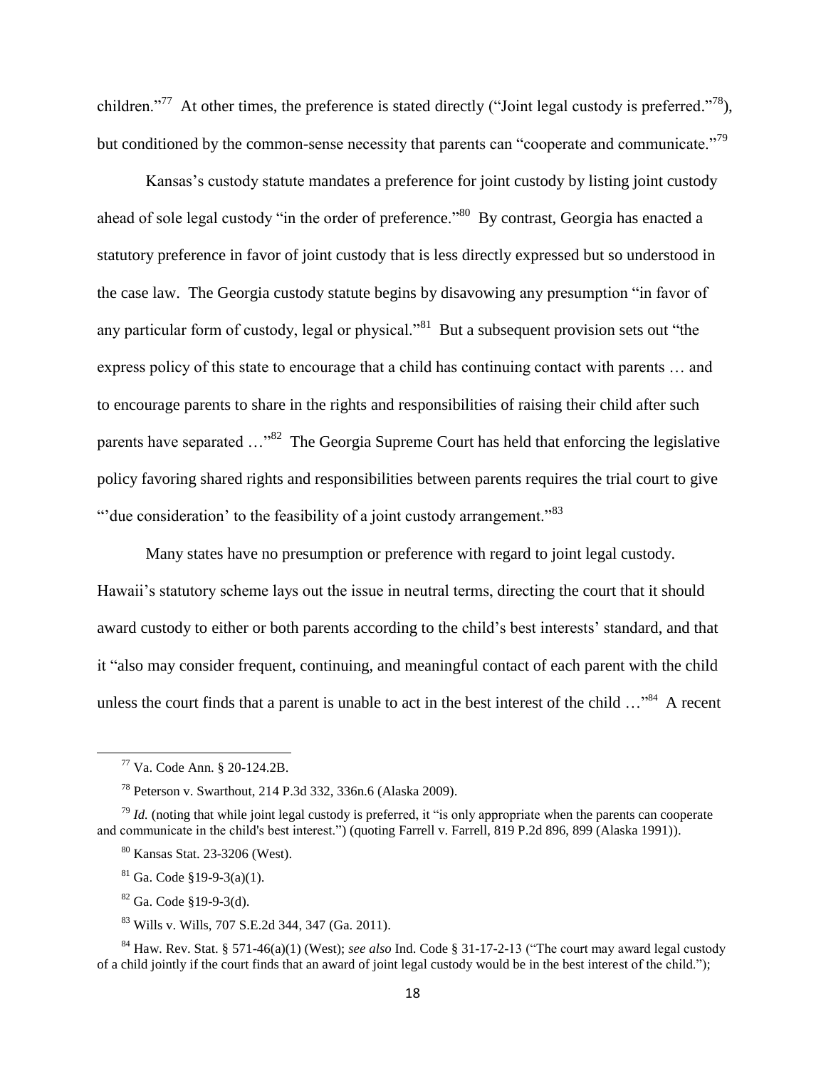children."[77] At other times, the preference is stated directly ("Joint legal custody is preferred."[78]), but conditioned by the common-sense necessity that parents can "cooperate and communicate."[79]

Kansas's custody statute mandates a preference for joint custody by listing joint custody ahead of sole legal custody "in the order of preference."[80] By contrast, Georgia has enacted a statutory preference in favor of joint custody that is less directly expressed but so understood in the case law. The Georgia custody statute begins by disavowing any presumption "in favor of any particular form of custody, legal or physical."[81] But a subsequent provision sets out "the express policy of this state to encourage that a child has continuing contact with parents … and to encourage parents to share in the rights and responsibilities of raising their child after such parents have separated …"[82] The Georgia Supreme Court has held that enforcing the legislative policy favoring shared rights and responsibilities between parents requires the trial court to give "'due consideration' to the feasibility of a joint custody arrangement."[83]

Many states have no presumption or preference with regard to joint legal custody. Hawaii's statutory scheme lays out the issue in neutral terms, directing the court that it should award custody to either or both parents according to the child's best interests' standard, and that it "also may consider frequent, continuing, and meaningful contact of each parent with the child unless the court finds that a parent is unable to act in the best interest of the child …"[84] A recent

---

[77] Va. Code Ann. § 20-124.2B.

[78] Peterson v. Swarthout, 214 P.3d 332, 336n.6 (Alaska 2009).

[79] *Id.* (noting that while joint legal custody is preferred, it "is only appropriate when the parents can cooperate and communicate in the child's best interest.") (quoting Farrell v. Farrell, 819 P.2d 896, 899 (Alaska 1991)).

[80] Kansas Stat. 23-3206 (West).

[81] Ga. Code §19-9-3(a)(1).

[82] Ga. Code §19-9-3(d).

[83] Wills v. Wills, 707 S.E.2d 344, 347 (Ga. 2011).

[84] Haw. Rev. Stat. § 571-46(a)(1) (West); *see also* Ind. Code § 31-17-2-13 ("The court may award legal custody of a child jointly if the court finds that an award of joint legal custody would be in the best interest of the child.");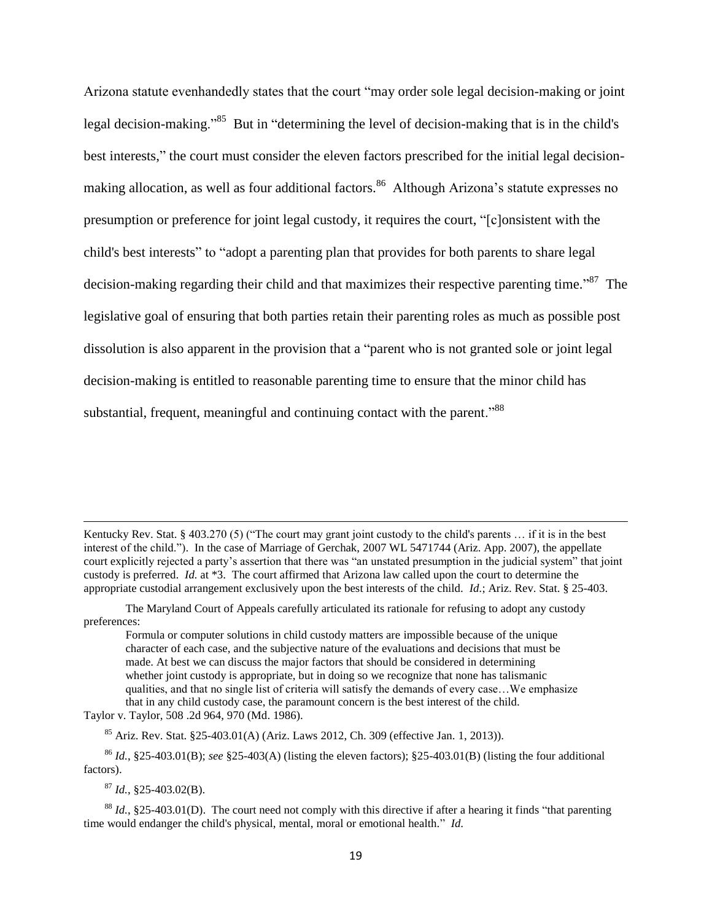Arizona statute evenhandedly states that the court "may order sole legal decision-making or joint legal decision-making."[85] But in "determining the level of decision-making that is in the child's best interests," the court must consider the eleven factors prescribed for the initial legal decision-making allocation, as well as four additional factors.[86] Although Arizona's statute expresses no presumption or preference for joint legal custody, it requires the court, "[c]onsistent with the child's best interests" to "adopt a parenting plan that provides for both parents to share legal decision-making regarding their child and that maximizes their respective parenting time."[87] The legislative goal of ensuring that both parties retain their parenting roles as much as possible post dissolution is also apparent in the provision that a "parent who is not granted sole or joint legal decision-making is entitled to reasonable parenting time to ensure that the minor child has substantial, frequent, meaningful and continuing contact with the parent."[88]

---

Kentucky Rev. Stat. § 403.270 (5) ("The court may grant joint custody to the child's parents … if it is in the best interest of the child."). In the case of Marriage of Gerchak, 2007 WL 5471744 (Ariz. App. 2007), the appellate court explicitly rejected a party's assertion that there was "an unstated presumption in the judicial system" that joint custody is preferred. *Id.* at *3. The court affirmed that Arizona law called upon the court to determine the appropriate custodial arrangement exclusively upon the best interests of the child. *Id.*; Ariz. Rev. Stat. § 25-403.

The Maryland Court of Appeals carefully articulated its rationale for refusing to adopt any custody preferences:

> Formula or computer solutions in child custody matters are impossible because of the unique character of each case, and the subjective nature of the evaluations and decisions that must be made. At best we can discuss the major factors that should be considered in determining whether joint custody is appropriate, but in doing so we recognize that none has talismanic qualities, and that no single list of criteria will satisfy the demands of every case…We emphasize that in any child custody case, the paramount concern is the best interest of the child.

Taylor v. Taylor, 508 .2d 964, 970 (Md. 1986).

[85] Ariz. Rev. Stat. §25-403.01(A) (Ariz. Laws 2012, Ch. 309 (effective Jan. 1, 2013)).

[86] *Id.*, §25-403.01(B); *see* §25-403(A) (listing the eleven factors); §25-403.01(B) (listing the four additional factors).

[87] *Id.*, §25-403.02(B).

[88] *Id.*, §25-403.01(D). The court need not comply with this directive if after a hearing it finds "that parenting time would endanger the child's physical, mental, moral or emotional health." *Id.*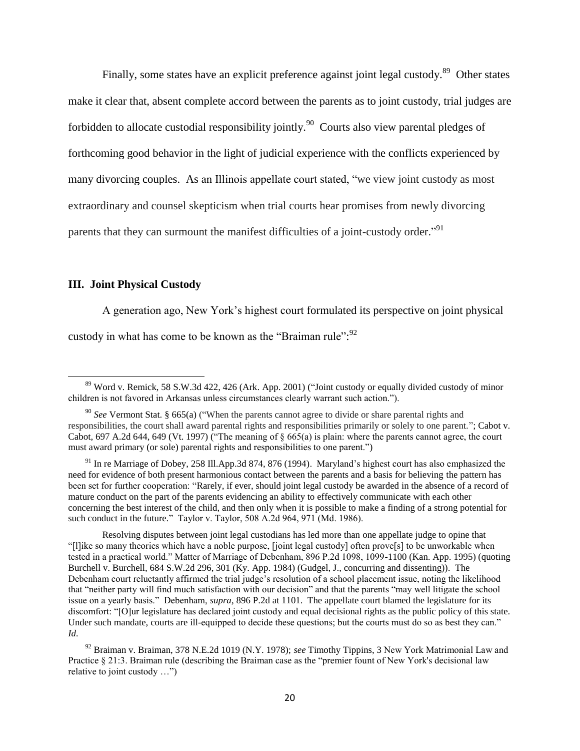Finally, some states have an explicit preference against joint legal custody.[89] Other states make it clear that, absent complete accord between the parents as to joint custody, trial judges are forbidden to allocate custodial responsibility jointly.[90] Courts also view parental pledges of forthcoming good behavior in the light of judicial experience with the conflicts experienced by many divorcing couples. As an Illinois appellate court stated, "we view joint custody as most extraordinary and counsel skepticism when trial courts hear promises from newly divorcing parents that they can surmount the manifest difficulties of a joint-custody order."[91]

### III. Joint Physical Custody

A generation ago, New York's highest court formulated its perspective on joint physical custody in what has come to be known as the "Braiman rule":[92]

---

[89] Word v. Remick, 58 S.W.3d 422, 426 (Ark. App. 2001) ("Joint custody or equally divided custody of minor children is not favored in Arkansas unless circumstances clearly warrant such action.").

[90] *See* Vermont Stat. § 665(a) ("When the parents cannot agree to divide or share parental rights and responsibilities, the court shall award parental rights and responsibilities primarily or solely to one parent."; Cabot v. Cabot, 697 A.2d 644, 649 (Vt. 1997) ("The meaning of § 665(a) is plain: where the parents cannot agree, the court must award primary (or sole) parental rights and responsibilities to one parent.")

[91] In re Marriage of Dobey, 258 Ill.App.3d 874, 876 (1994). Maryland's highest court has also emphasized the need for evidence of both present harmonious contact between the parents and a basis for believing the pattern has been set for further cooperation: "Rarely, if ever, should joint legal custody be awarded in the absence of a record of mature conduct on the part of the parents evidencing an ability to effectively communicate with each other concerning the best interest of the child, and then only when it is possible to make a finding of a strong potential for such conduct in the future." Taylor v. Taylor, 508 A.2d 964, 971 (Md. 1986).

Resolving disputes between joint legal custodians has led more than one appellate judge to opine that "[l]ike so many theories which have a noble purpose, [joint legal custody] often prove[s] to be unworkable when tested in a practical world." Matter of Marriage of Debenham, 896 P.2d 1098, 1099-1100 (Kan. App. 1995) (quoting Burchell v. Burchell, 684 S.W.2d 296, 301 (Ky. App. 1984) (Gudgel, J., concurring and dissenting)). The Debenham court reluctantly affirmed the trial judge's resolution of a school placement issue, noting the likelihood that "neither party will find much satisfaction with our decision" and that the parents "may well litigate the school issue on a yearly basis." Debenham, *supra*, 896 P.2d at 1101. The appellate court blamed the legislature for its discomfort: "[O]ur legislature has declared joint custody and equal decisional rights as the public policy of this state. Under such mandate, courts are ill-equipped to decide these questions; but the courts must do so as best they can." *Id.*

[92] Braiman v. Braiman, 378 N.E.2d 1019 (N.Y. 1978); *see* Timothy Tippins, 3 New York Matrimonial Law and Practice § 21:3. Braiman rule (describing the Braiman case as the "premier fount of New York's decisional law relative to joint custody …")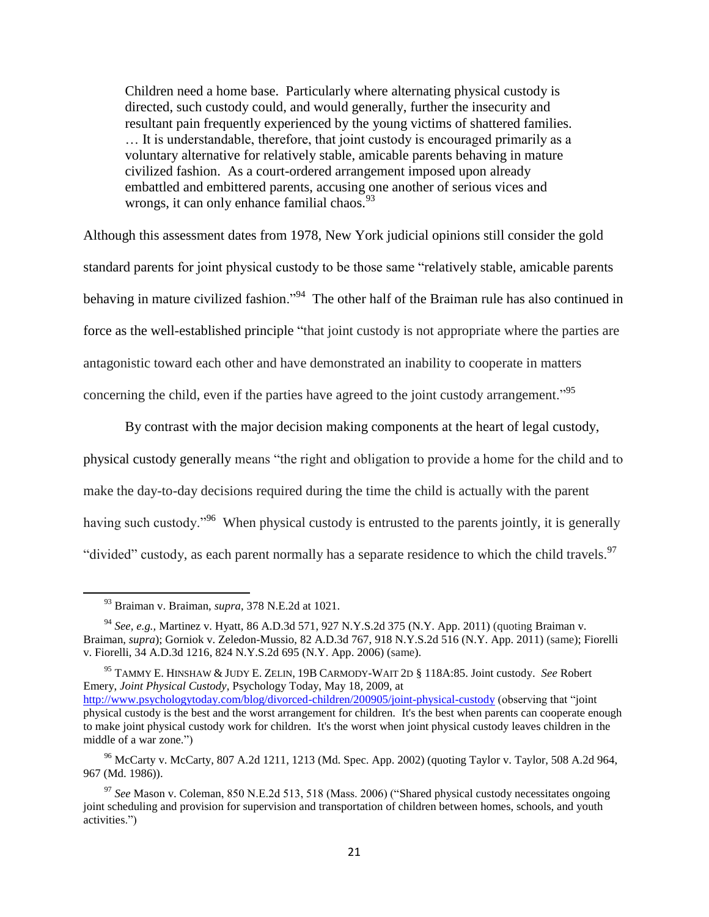> Children need a home base. Particularly where alternating physical custody is directed, such custody could, and would generally, further the insecurity and resultant pain frequently experienced by the young victims of shattered families. … It is understandable, therefore, that joint custody is encouraged primarily as a voluntary alternative for relatively stable, amicable parents behaving in mature civilized fashion. As a court-ordered arrangement imposed upon already embattled and embittered parents, accusing one another of serious vices and wrongs, it can only enhance familial chaos.[93]

Although this assessment dates from 1978, New York judicial opinions still consider the gold standard parents for joint physical custody to be those same "relatively stable, amicable parents behaving in mature civilized fashion."[94] The other half of the Braiman rule has also continued in force as the well-established principle "that joint custody is not appropriate where the parties are antagonistic toward each other and have demonstrated an inability to cooperate in matters concerning the child, even if the parties have agreed to the joint custody arrangement."[95]

By contrast with the major decision making components at the heart of legal custody, physical custody generally means "the right and obligation to provide a home for the child and to make the day-to-day decisions required during the time the child is actually with the parent having such custody."[96] When physical custody is entrusted to the parents jointly, it is generally "divided" custody, as each parent normally has a separate residence to which the child travels.[97]

---

[93] Braiman v. Braiman, *supra*, 378 N.E.2d at 1021.

[94] *See, e.g.,* Martinez v. Hyatt, 86 A.D.3d 571, 927 N.Y.S.2d 375 (N.Y. App. 2011) (quoting Braiman v. Braiman, *supra*); Gorniok v. Zeledon-Mussio, 82 A.D.3d 767, 918 N.Y.S.2d 516 (N.Y. App. 2011) (same); Fiorelli v. Fiorelli, 34 A.D.3d 1216, 824 N.Y.S.2d 695 (N.Y. App. 2006) (same).

[95] TAMMY E. HINSHAW & JUDY E. ZELIN, 19B CARMODY-WAIT 2D § 118A:85. Joint custody. *See* Robert Emery, *Joint Physical Custody*, Psychology Today, May 18, 2009, at http://www.psychologytoday.com/blog/divorced-children/200905/joint-physical-custody (observing that "joint physical custody is the best and the worst arrangement for children. It's the best when parents can cooperate enough to make joint physical custody work for children. It's the worst when joint physical custody leaves children in the middle of a war zone.")

[96] McCarty v. McCarty, 807 A.2d 1211, 1213 (Md. Spec. App. 2002) (quoting Taylor v. Taylor, 508 A.2d 964, 967 (Md. 1986)).

[97] *See* Mason v. Coleman, 850 N.E.2d 513, 518 (Mass. 2006) ("Shared physical custody necessitates ongoing joint scheduling and provision for supervision and transportation of children between homes, schools, and youth activities.")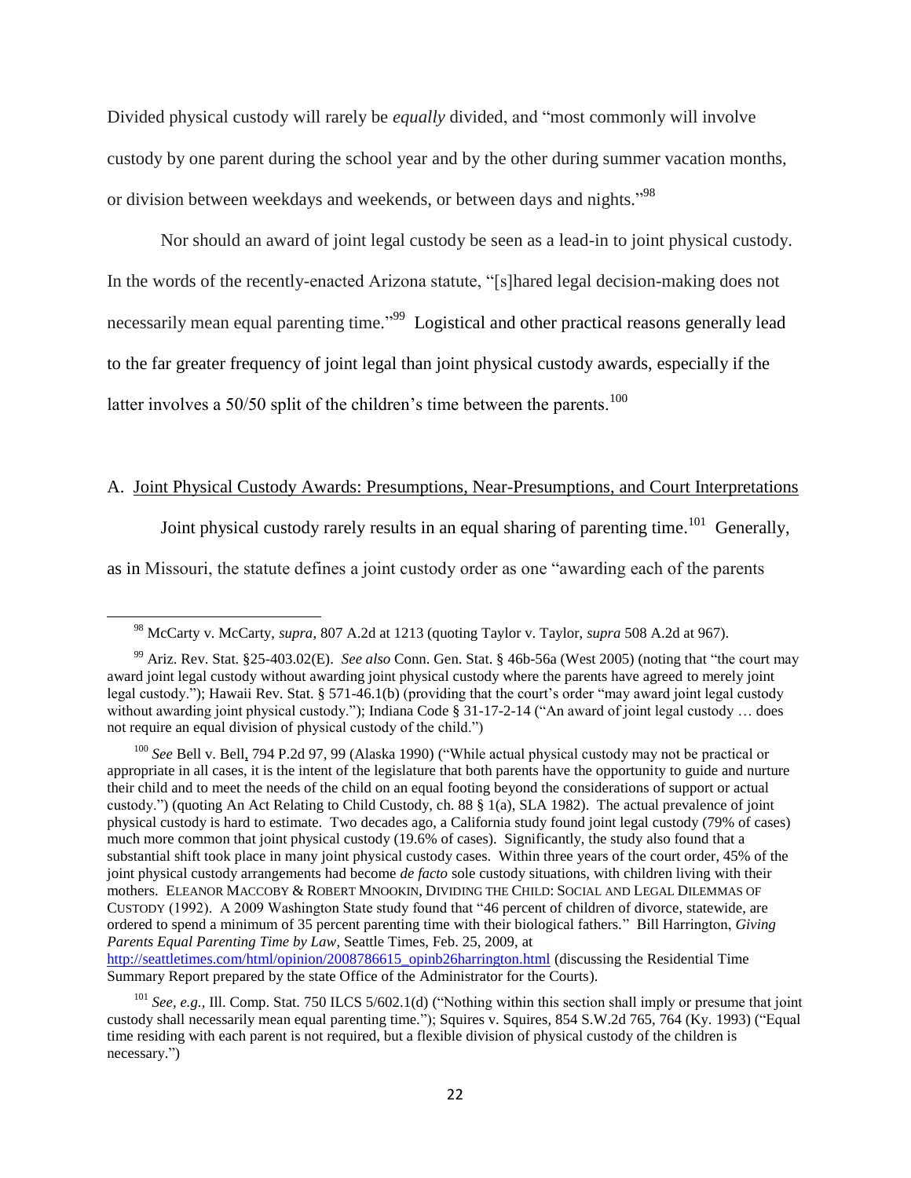Divided physical custody will rarely be *equally* divided, and "most commonly will involve custody by one parent during the school year and by the other during summer vacation months, or division between weekdays and weekends, or between days and nights."[98]

Nor should an award of joint legal custody be seen as a lead-in to joint physical custody. In the words of the recently-enacted Arizona statute, "[s]hared legal decision-making does not necessarily mean equal parenting time."[99] Logistical and other practical reasons generally lead to the far greater frequency of joint legal than joint physical custody awards, especially if the latter involves a 50/50 split of the children's time between the parents.[100]

## A. Joint Physical Custody Awards: Presumptions, Near-Presumptions, and Court Interpretations

Joint physical custody rarely results in an equal sharing of parenting time.[101] Generally, as in Missouri, the statute defines a joint custody order as one "awarding each of the parents

---

[98] McCarty v. McCarty, *supra,* 807 A.2d at 1213 (quoting Taylor v. Taylor, *supra* 508 A.2d at 967).

[99] Ariz. Rev. Stat. §25-403.02(E). *See also* Conn. Gen. Stat. § 46b-56a (West 2005) (noting that "the court may award joint legal custody without awarding joint physical custody where the parents have agreed to merely joint legal custody."); Hawaii Rev. Stat. § 571-46.1(b) (providing that the court's order "may award joint legal custody without awarding joint physical custody."); Indiana Code § 31-17-2-14 ("An award of joint legal custody … does not require an equal division of physical custody of the child.")

[100] *See* Bell v. Bell, 794 P.2d 97, 99 (Alaska 1990) ("While actual physical custody may not be practical or appropriate in all cases, it is the intent of the legislature that both parents have the opportunity to guide and nurture their child and to meet the needs of the child on an equal footing beyond the considerations of support or actual custody.") (quoting An Act Relating to Child Custody, ch. 88 § 1(a), SLA 1982). The actual prevalence of joint physical custody is hard to estimate. Two decades ago, a California study found joint legal custody (79% of cases) much more common that joint physical custody (19.6% of cases). Significantly, the study also found that a substantial shift took place in many joint physical custody cases. Within three years of the court order, 45% of the joint physical custody arrangements had become *de facto* sole custody situations, with children living with their mothers. ELEANOR MACCOBY & ROBERT MNOOKIN, DIVIDING THE CHILD: SOCIAL AND LEGAL DILEMMAS OF CUSTODY (1992). A 2009 Washington State study found that "46 percent of children of divorce, statewide, are ordered to spend a minimum of 35 percent parenting time with their biological fathers." Bill Harrington, *Giving Parents Equal Parenting Time by Law*, Seattle Times, Feb. 25, 2009, at http://seattletimes.com/html/opinion/2008786615_opinb26harrington.html (discussing the Residential Time Summary Report prepared by the state Office of the Administrator for the Courts).

[101] *See, e.g.,* Ill. Comp. Stat. 750 ILCS 5/602.1(d) ("Nothing within this section shall imply or presume that joint custody shall necessarily mean equal parenting time."); Squires v. Squires, 854 S.W.2d 765, 764 (Ky. 1993) ("Equal time residing with each parent is not required, but a flexible division of physical custody of the children is necessary.")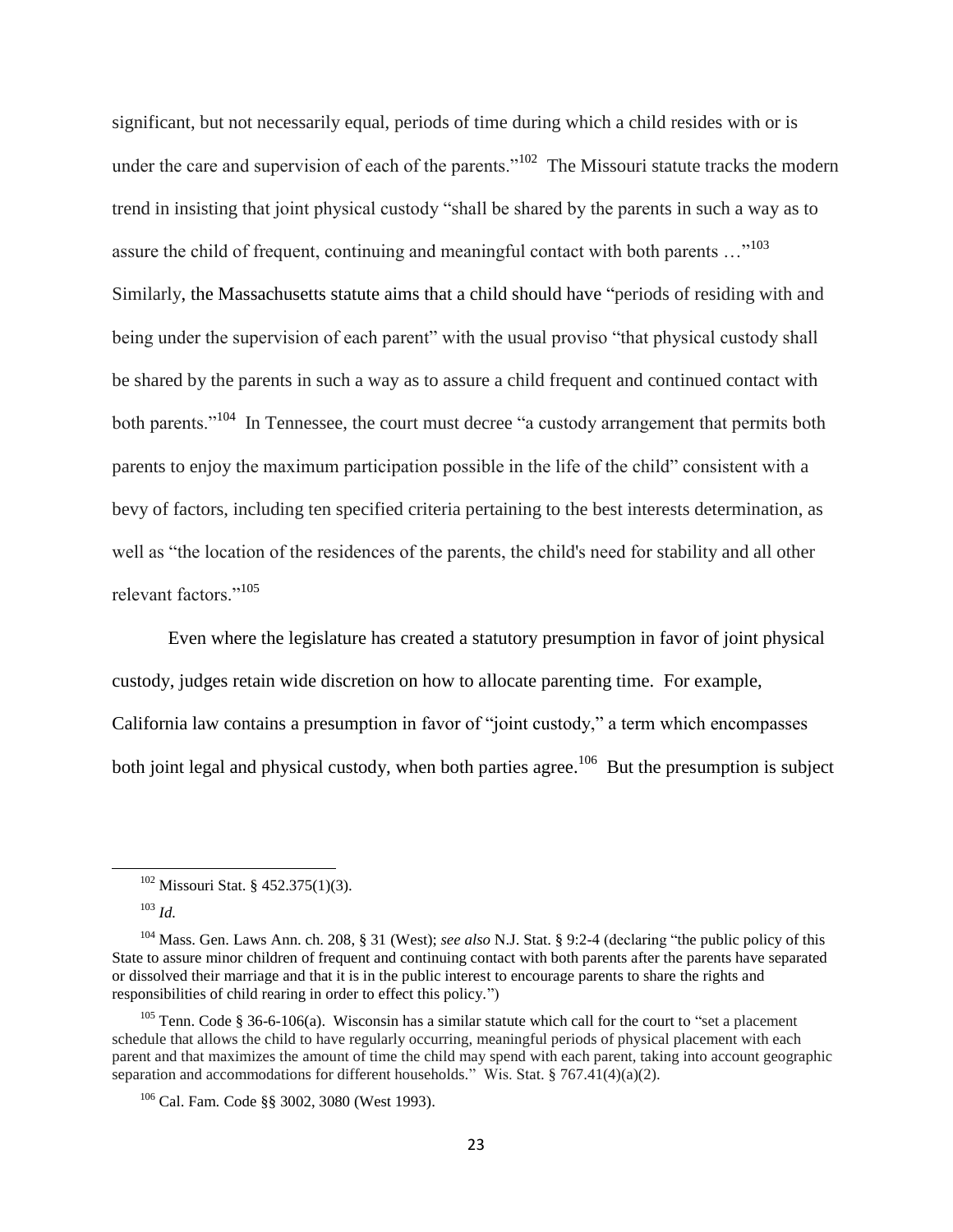significant, but not necessarily equal, periods of time during which a child resides with or is under the care and supervision of each of the parents."[102] The Missouri statute tracks the modern trend in insisting that joint physical custody "shall be shared by the parents in such a way as to assure the child of frequent, continuing and meaningful contact with both parents …"[103] Similarly, the Massachusetts statute aims that a child should have "periods of residing with and being under the supervision of each parent" with the usual proviso "that physical custody shall be shared by the parents in such a way as to assure a child frequent and continued contact with both parents."[104] In Tennessee, the court must decree "a custody arrangement that permits both parents to enjoy the maximum participation possible in the life of the child" consistent with a bevy of factors, including ten specified criteria pertaining to the best interests determination, as well as "the location of the residences of the parents, the child's need for stability and all other relevant factors."[105]

Even where the legislature has created a statutory presumption in favor of joint physical custody, judges retain wide discretion on how to allocate parenting time. For example, California law contains a presumption in favor of "joint custody," a term which encompasses both joint legal and physical custody, when both parties agree.[106] But the presumption is subject

---

[102] Missouri Stat. § 452.375(1)(3).

[103] *Id.*

[104] Mass. Gen. Laws Ann. ch. 208, § 31 (West); *see also* N.J. Stat. § 9:2-4 (declaring "the public policy of this State to assure minor children of frequent and continuing contact with both parents after the parents have separated or dissolved their marriage and that it is in the public interest to encourage parents to share the rights and responsibilities of child rearing in order to effect this policy.")

[105] Tenn. Code § 36-6-106(a). Wisconsin has a similar statute which call for the court to "set a placement schedule that allows the child to have regularly occurring, meaningful periods of physical placement with each parent and that maximizes the amount of time the child may spend with each parent, taking into account geographic separation and accommodations for different households." Wis. Stat. § 767.41(4)(a)(2).

[106] Cal. Fam. Code §§ 3002, 3080 (West 1993).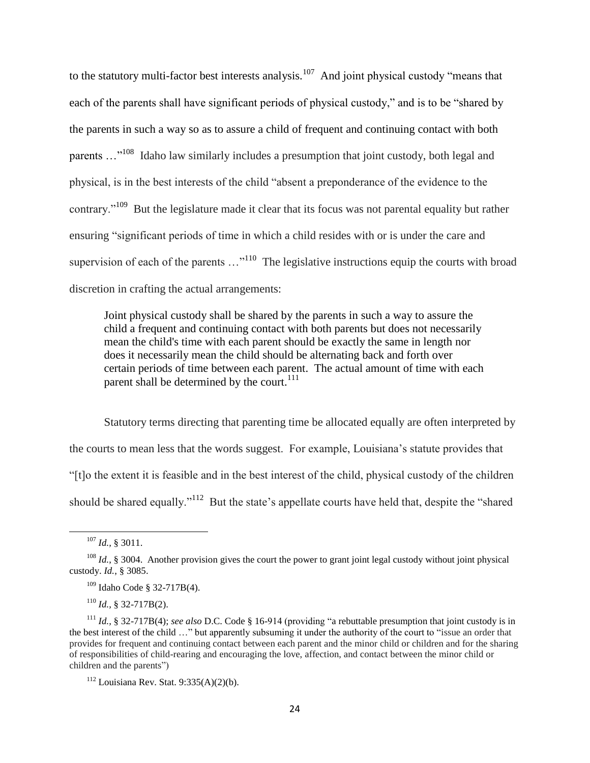to the statutory multi-factor best interests analysis.[107] And joint physical custody "means that each of the parents shall have significant periods of physical custody," and is to be "shared by the parents in such a way so as to assure a child of frequent and continuing contact with both parents …"[108] Idaho law similarly includes a presumption that joint custody, both legal and physical, is in the best interests of the child "absent a preponderance of the evidence to the contrary."[109] But the legislature made it clear that its focus was not parental equality but rather ensuring "significant periods of time in which a child resides with or is under the care and supervision of each of the parents …"[110] The legislative instructions equip the courts with broad discretion in crafting the actual arrangements:

> Joint physical custody shall be shared by the parents in such a way to assure the child a frequent and continuing contact with both parents but does not necessarily mean the child's time with each parent should be exactly the same in length nor does it necessarily mean the child should be alternating back and forth over certain periods of time between each parent. The actual amount of time with each parent shall be determined by the court.[111]

Statutory terms directing that parenting time be allocated equally are often interpreted by the courts to mean less that the words suggest. For example, Louisiana's statute provides that "[t]o the extent it is feasible and in the best interest of the child, physical custody of the children should be shared equally."[112] But the state's appellate courts have held that, despite the "shared

---

[107] *Id.,* § 3011.

[108] *Id.*, § 3004. Another provision gives the court the power to grant joint legal custody without joint physical custody. *Id.*, § 3085.

[109] Idaho Code § 32-717B(4).

[110] *Id.*, § 32-717B(2).

[111] *Id.,* § 32-717B(4); *see also* D.C. Code § 16-914 (providing "a rebuttable presumption that joint custody is in the best interest of the child …" but apparently subsuming it under the authority of the court to "issue an order that provides for frequent and continuing contact between each parent and the minor child or children and for the sharing of responsibilities of child-rearing and encouraging the love, affection, and contact between the minor child or children and the parents")

[112] Louisiana Rev. Stat. 9:335(A)(2)(b).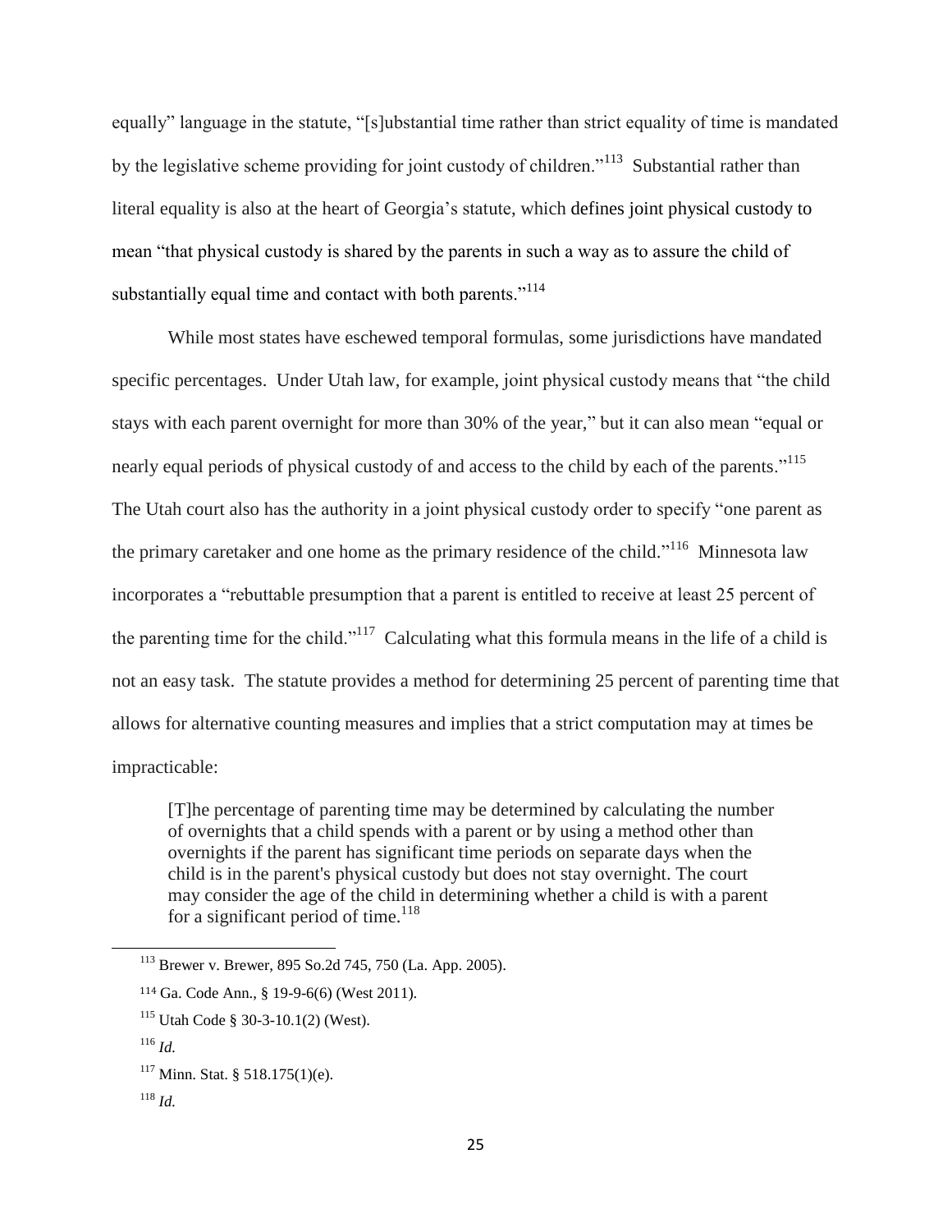equally" language in the statute, "[s]ubstantial time rather than strict equality of time is mandated by the legislative scheme providing for joint custody of children."[113] Substantial rather than literal equality is also at the heart of Georgia's statute, which defines joint physical custody to mean "that physical custody is shared by the parents in such a way as to assure the child of substantially equal time and contact with both parents."[114]

While most states have eschewed temporal formulas, some jurisdictions have mandated specific percentages. Under Utah law, for example, joint physical custody means that "the child stays with each parent overnight for more than 30% of the year," but it can also mean "equal or nearly equal periods of physical custody of and access to the child by each of the parents."[115] The Utah court also has the authority in a joint physical custody order to specify "one parent as the primary caretaker and one home as the primary residence of the child."[116] Minnesota law incorporates a "rebuttable presumption that a parent is entitled to receive at least 25 percent of the parenting time for the child."[117] Calculating what this formula means in the life of a child is not an easy task. The statute provides a method for determining 25 percent of parenting time that allows for alternative counting measures and implies that a strict computation may at times be impracticable:

> [T]he percentage of parenting time may be determined by calculating the number of overnights that a child spends with a parent or by using a method other than overnights if the parent has significant time periods on separate days when the child is in the parent's physical custody but does not stay overnight. The court may consider the age of the child in determining whether a child is with a parent for a significant period of time.[118]

---

[113] Brewer v. Brewer, 895 So.2d 745, 750 (La. App. 2005).

[114] Ga. Code Ann., § 19-9-6(6) (West 2011).

[115] Utah Code § 30-3-10.1(2) (West).

[116] *Id.*

[117] Minn. Stat. § 518.175(1)(e).

[118] *Id.*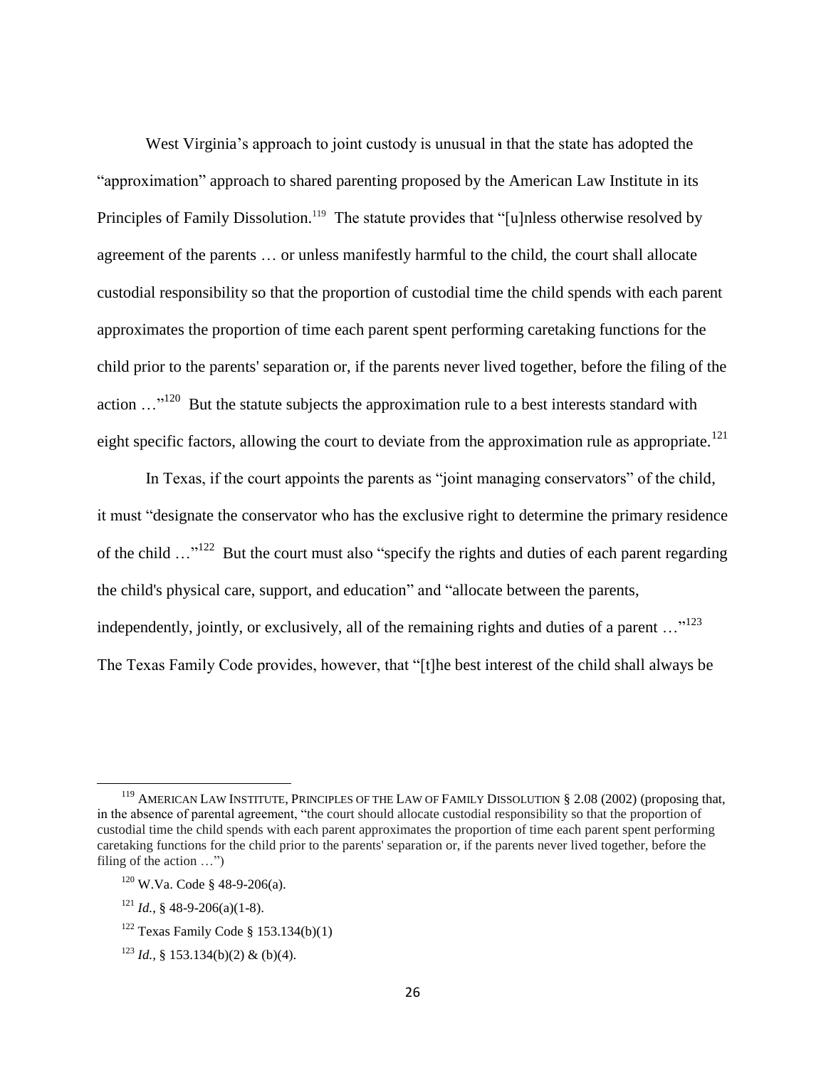West Virginia's approach to joint custody is unusual in that the state has adopted the "approximation" approach to shared parenting proposed by the American Law Institute in its Principles of Family Dissolution.[119] The statute provides that "[u]nless otherwise resolved by agreement of the parents … or unless manifestly harmful to the child, the court shall allocate custodial responsibility so that the proportion of custodial time the child spends with each parent approximates the proportion of time each parent spent performing caretaking functions for the child prior to the parents' separation or, if the parents never lived together, before the filing of the action …"[120] But the statute subjects the approximation rule to a best interests standard with eight specific factors, allowing the court to deviate from the approximation rule as appropriate.[121]

In Texas, if the court appoints the parents as "joint managing conservators" of the child, it must "designate the conservator who has the exclusive right to determine the primary residence of the child …"[122] But the court must also "specify the rights and duties of each parent regarding the child's physical care, support, and education" and "allocate between the parents, independently, jointly, or exclusively, all of the remaining rights and duties of a parent …"[123] The Texas Family Code provides, however, that "[t]he best interest of the child shall always be

---

[119] AMERICAN LAW INSTITUTE, PRINCIPLES OF THE LAW OF FAMILY DISSOLUTION § 2.08 (2002) (proposing that, in the absence of parental agreement, "the court should allocate custodial responsibility so that the proportion of custodial time the child spends with each parent approximates the proportion of time each parent spent performing caretaking functions for the child prior to the parents' separation or, if the parents never lived together, before the filing of the action …")

[120] W.Va. Code § 48-9-206(a).

[121] *Id.*, § 48-9-206(a)(1-8).

[122] Texas Family Code § 153.134(b)(1)

[123] *Id.*, § 153.134(b)(2) & (b)(4).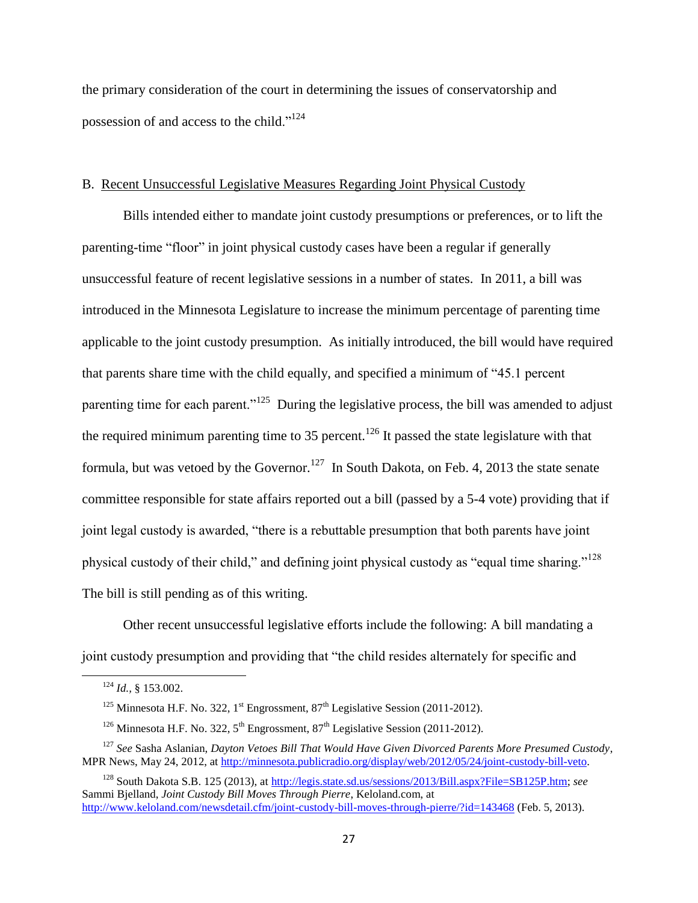the primary consideration of the court in determining the issues of conservatorship and possession of and access to the child."[124]

B. Recent Unsuccessful Legislative Measures Regarding Joint Physical Custody

Bills intended either to mandate joint custody presumptions or preferences, or to lift the parenting-time "floor" in joint physical custody cases have been a regular if generally unsuccessful feature of recent legislative sessions in a number of states. In 2011, a bill was introduced in the Minnesota Legislature to increase the minimum percentage of parenting time applicable to the joint custody presumption. As initially introduced, the bill would have required that parents share time with the child equally, and specified a minimum of "45.1 percent parenting time for each parent."[125] During the legislative process, the bill was amended to adjust the required minimum parenting time to 35 percent.[126] It passed the state legislature with that formula, but was vetoed by the Governor.[127] In South Dakota, on Feb. 4, 2013 the state senate committee responsible for state affairs reported out a bill (passed by a 5-4 vote) providing that if joint legal custody is awarded, "there is a rebuttable presumption that both parents have joint physical custody of their child," and defining joint physical custody as "equal time sharing."[128] The bill is still pending as of this writing.

Other recent unsuccessful legislative efforts include the following: A bill mandating a joint custody presumption and providing that "the child resides alternately for specific and

---

[124] *Id.*, § 153.002.

[125] Minnesota H.F. No. 322, 1st Engrossment, 87th Legislative Session (2011-2012).

[126] Minnesota H.F. No. 322, 5th Engrossment, 87th Legislative Session (2011-2012).

[127] *See* Sasha Aslanian, *Dayton Vetoes Bill That Would Have Given Divorced Parents More Presumed Custody*, MPR News, May 24, 2012, at http://minnesota.publicradio.org/display/web/2012/05/24/joint-custody-bill-veto.

[128] South Dakota S.B. 125 (2013), at http://legis.state.sd.us/sessions/2013/Bill.aspx?File=SB125P.htm; *see* Sammi Bjelland, *Joint Custody Bill Moves Through Pierre*, Keloland.com, at http://www.keloland.com/newsdetail.cfm/joint-custody-bill-moves-through-pierre/?id=143468 (Feb. 5, 2013).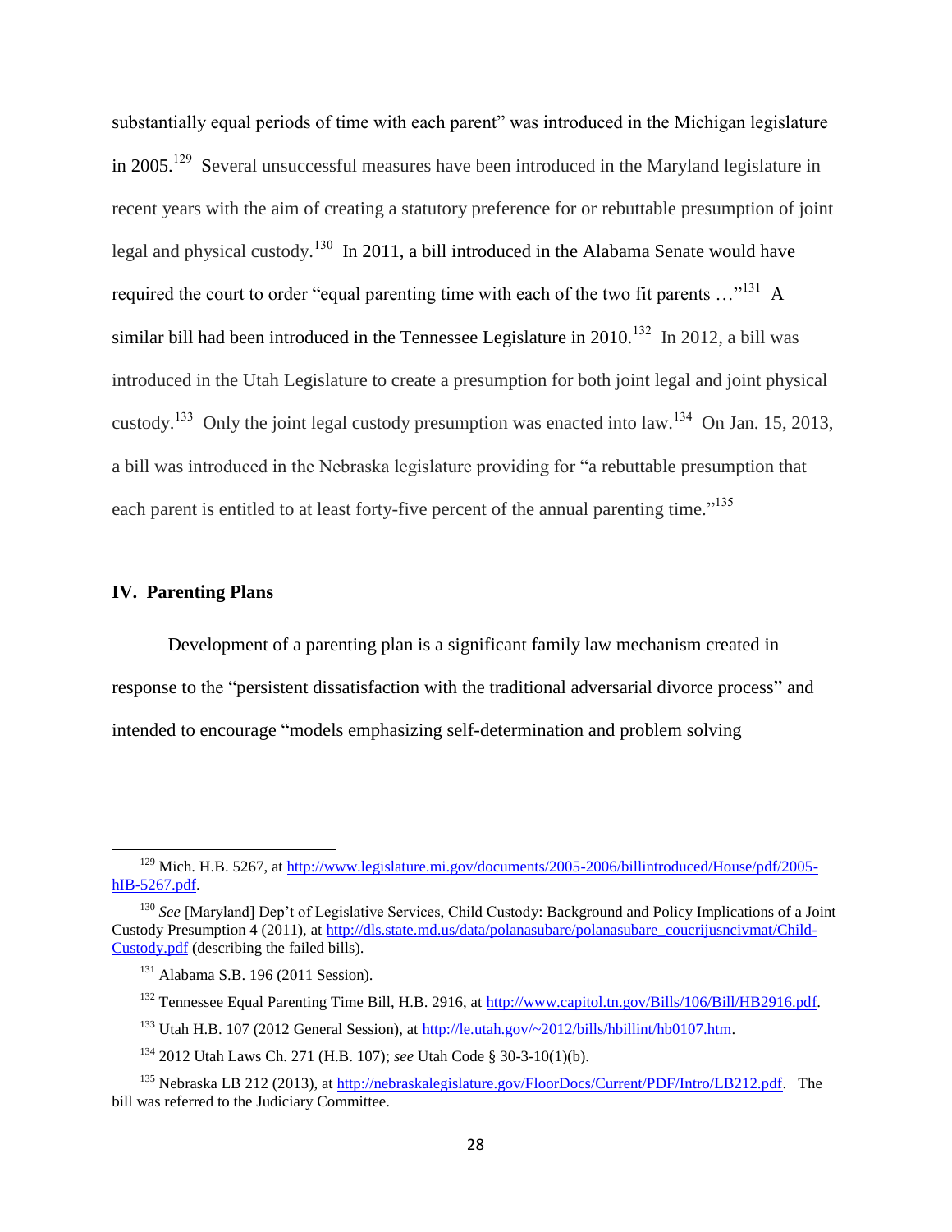substantially equal periods of time with each parent" was introduced in the Michigan legislature in 2005.[129] Several unsuccessful measures have been introduced in the Maryland legislature in recent years with the aim of creating a statutory preference for or rebuttable presumption of joint legal and physical custody.[130] In 2011, a bill introduced in the Alabama Senate would have required the court to order "equal parenting time with each of the two fit parents …"[131] A similar bill had been introduced in the Tennessee Legislature in 2010.[132] In 2012, a bill was introduced in the Utah Legislature to create a presumption for both joint legal and joint physical custody.[133] Only the joint legal custody presumption was enacted into law.[134] On Jan. 15, 2013, a bill was introduced in the Nebraska legislature providing for "a rebuttable presumption that each parent is entitled to at least forty-five percent of the annual parenting time."[135]

## IV. Parenting Plans

Development of a parenting plan is a significant family law mechanism created in response to the "persistent dissatisfaction with the traditional adversarial divorce process" and intended to encourage "models emphasizing self-determination and problem solving

---

[129] Mich. H.B. 5267, at http://www.legislature.mi.gov/documents/2005-2006/billintroduced/House/pdf/2005-hIB-5267.pdf.

[130] *See* [Maryland] Dep't of Legislative Services, Child Custody: Background and Policy Implications of a Joint Custody Presumption 4 (2011), at http://dls.state.md.us/data/polanasubare/polanasubare_coucrijusncivmat/Child-Custody.pdf (describing the failed bills).

[131] Alabama S.B. 196 (2011 Session).

[132] Tennessee Equal Parenting Time Bill, H.B. 2916, at http://www.capitol.tn.gov/Bills/106/Bill/HB2916.pdf.

[133] Utah H.B. 107 (2012 General Session), at http://le.utah.gov/~2012/bills/hbillint/hb0107.htm.

[134] 2012 Utah Laws Ch. 271 (H.B. 107); *see* Utah Code § 30-3-10(1)(b).

[135] Nebraska LB 212 (2013), at http://nebraskalegislature.gov/FloorDocs/Current/PDF/Intro/LB212.pdf. The bill was referred to the Judiciary Committee.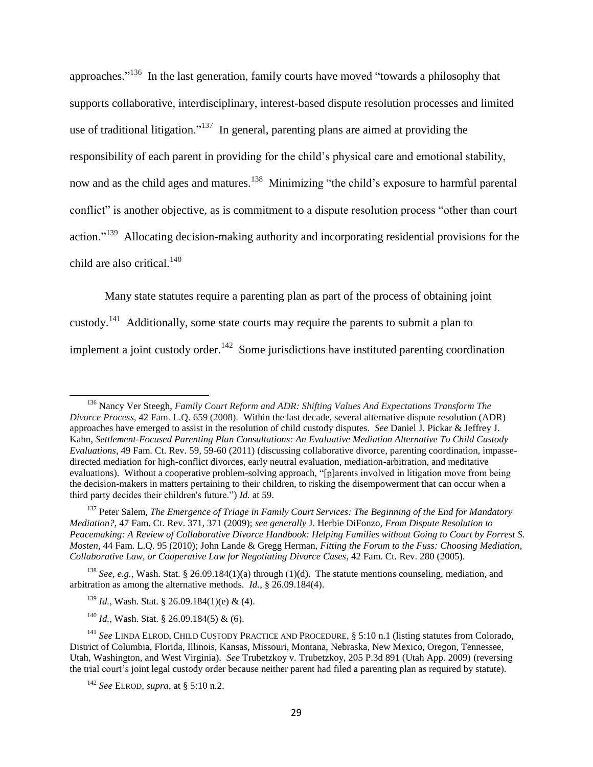approaches."[136] In the last generation, family courts have moved "towards a philosophy that supports collaborative, interdisciplinary, interest-based dispute resolution processes and limited use of traditional litigation."[137] In general, parenting plans are aimed at providing the responsibility of each parent in providing for the child's physical care and emotional stability, now and as the child ages and matures.[138] Minimizing "the child's exposure to harmful parental conflict" is another objective, as is commitment to a dispute resolution process "other than court action."[139] Allocating decision-making authority and incorporating residential provisions for the child are also critical.[140]

Many state statutes require a parenting plan as part of the process of obtaining joint custody.[141] Additionally, some state courts may require the parents to submit a plan to implement a joint custody order.[142] Some jurisdictions have instituted parenting coordination

---

[136] Nancy Ver Steegh, *Family Court Reform and ADR: Shifting Values And Expectations Transform The Divorce Process*, 42 Fam. L.Q. 659 (2008). Within the last decade, several alternative dispute resolution (ADR) approaches have emerged to assist in the resolution of child custody disputes. *See* Daniel J. Pickar & Jeffrey J. Kahn, *Settlement-Focused Parenting Plan Consultations: An Evaluative Mediation Alternative To Child Custody Evaluations*, 49 Fam. Ct. Rev. 59, 59-60 (2011) (discussing collaborative divorce, parenting coordination, impasse-directed mediation for high-conflict divorces, early neutral evaluation, mediation-arbitration, and meditative evaluations). Without a cooperative problem-solving approach, "[p]arents involved in litigation move from being the decision-makers in matters pertaining to their children, to risking the disempowerment that can occur when a third party decides their children's future.") *Id.* at 59.

[137] Peter Salem, *The Emergence of Triage in Family Court Services: The Beginning of the End for Mandatory Mediation?*, 47 Fam. Ct. Rev. 371, 371 (2009); *see generally* J. Herbie DiFonzo, *From Dispute Resolution to Peacemaking: A Review of Collaborative Divorce Handbook: Helping Families without Going to Court by Forrest S. Mosten*, 44 Fam. L.Q. 95 (2010); John Lande & Gregg Herman, *Fitting the Forum to the Fuss: Choosing Mediation, Collaborative Law, or Cooperative Law for Negotiating Divorce Cases*, 42 Fam. Ct. Rev. 280 (2005).

[138] *See, e.g.,* Wash. Stat. § 26.09.184(1)(a) through (1)(d). The statute mentions counseling, mediation, and arbitration as among the alternative methods. *Id.*, § 26.09.184(4).

[139] *Id.*, Wash. Stat. § 26.09.184(1)(e) & (4).

[140] *Id.*, Wash. Stat. § 26.09.184(5) & (6).

[141] *See* LINDA ELROD, CHILD CUSTODY PRACTICE AND PROCEDURE, § 5:10 n.1 (listing statutes from Colorado, District of Columbia, Florida, Illinois, Kansas, Missouri, Montana, Nebraska, New Mexico, Oregon, Tennessee, Utah, Washington, and West Virginia). *See* Trubetzkoy v. Trubetzkoy, 205 P.3d 891 (Utah App. 2009) (reversing the trial court's joint legal custody order because neither parent had filed a parenting plan as required by statute).

[142] *See* ELROD, *supra*, at § 5:10 n.2.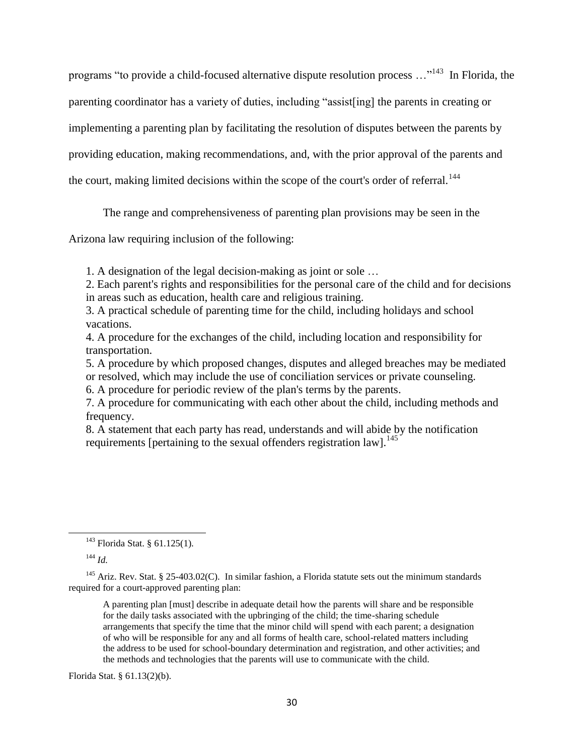programs "to provide a child-focused alternative dispute resolution process …"[143] In Florida, the parenting coordinator has a variety of duties, including "assist[ing] the parents in creating or implementing a parenting plan by facilitating the resolution of disputes between the parents by providing education, making recommendations, and, with the prior approval of the parents and the court, making limited decisions within the scope of the court's order of referral.[144]

The range and comprehensiveness of parenting plan provisions may be seen in the Arizona law requiring inclusion of the following:

> 1. A designation of the legal decision-making as joint or sole …
> 2. Each parent's rights and responsibilities for the personal care of the child and for decisions in areas such as education, health care and religious training.
> 3. A practical schedule of parenting time for the child, including holidays and school vacations.
> 4. A procedure for the exchanges of the child, including location and responsibility for transportation.
> 5. A procedure by which proposed changes, disputes and alleged breaches may be mediated or resolved, which may include the use of conciliation services or private counseling.
> 6. A procedure for periodic review of the plan's terms by the parents.
> 7. A procedure for communicating with each other about the child, including methods and frequency.
> 8. A statement that each party has read, understands and will abide by the notification requirements [pertaining to the sexual offenders registration law].[145]

---

[143] Florida Stat. § 61.125(1).

[144] *Id.*

[145] Ariz. Rev. Stat. § 25-403.02(C). In similar fashion, a Florida statute sets out the minimum standards required for a court-approved parenting plan:

> A parenting plan [must] describe in adequate detail how the parents will share and be responsible for the daily tasks associated with the upbringing of the child; the time-sharing schedule arrangements that specify the time that the minor child will spend with each parent; a designation of who will be responsible for any and all forms of health care, school-related matters including the address to be used for school-boundary determination and registration, and other activities; and the methods and technologies that the parents will use to communicate with the child.

Florida Stat. § 61.13(2)(b).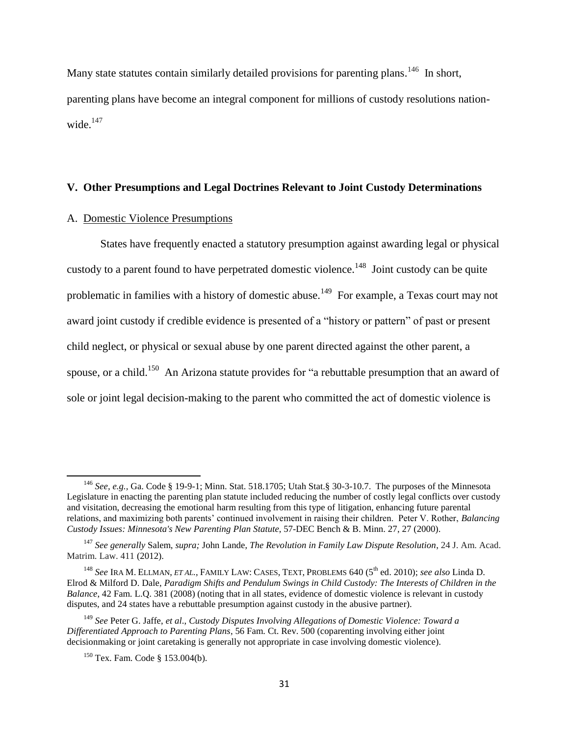Many state statutes contain similarly detailed provisions for parenting plans.[146] In short, parenting plans have become an integral component for millions of custody resolutions nation-wide.[147]

## V. Other Presumptions and Legal Doctrines Relevant to Joint Custody Determinations

### A. Domestic Violence Presumptions

States have frequently enacted a statutory presumption against awarding legal or physical custody to a parent found to have perpetrated domestic violence.[148] Joint custody can be quite problematic in families with a history of domestic abuse.[149] For example, a Texas court may not award joint custody if credible evidence is presented of a "history or pattern" of past or present child neglect, or physical or sexual abuse by one parent directed against the other parent, a spouse, or a child.[150] An Arizona statute provides for "a rebuttable presumption that an award of sole or joint legal decision-making to the parent who committed the act of domestic violence is

---

[146] *See, e.g.,* Ga. Code § 19-9-1; Minn. Stat. 518.1705; Utah Stat.§ 30-3-10.7. The purposes of the Minnesota Legislature in enacting the parenting plan statute included reducing the number of costly legal conflicts over custody and visitation, decreasing the emotional harm resulting from this type of litigation, enhancing future parental relations, and maximizing both parents' continued involvement in raising their children. Peter V. Rother, *Balancing Custody Issues: Minnesota's New Parenting Plan Statute*, 57-DEC Bench & B. Minn. 27, 27 (2000).

[147] *See generally* Salem, *supra;* John Lande, *The Revolution in Family Law Dispute Resolution*, 24 J. Am. Acad. Matrim. Law. 411 (2012).

[148] *See* IRA M. ELLMAN, *ET AL.*, FAMILY LAW: CASES, TEXT, PROBLEMS 640 (5th ed. 2010); *see also* Linda D. Elrod & Milford D. Dale, *Paradigm Shifts and Pendulum Swings in Child Custody: The Interests of Children in the Balance*, 42 Fam. L.Q. 381 (2008) (noting that in all states, evidence of domestic violence is relevant in custody disputes, and 24 states have a rebuttable presumption against custody in the abusive partner).

[149] *See* Peter G. Jaffe, *et al*., *Custody Disputes Involving Allegations of Domestic Violence: Toward a Differentiated Approach to Parenting Plans*, 56 Fam. Ct. Rev. 500 (coparenting involving either joint decisionmaking or joint caretaking is generally not appropriate in case involving domestic violence).

[150] Tex. Fam. Code § 153.004(b).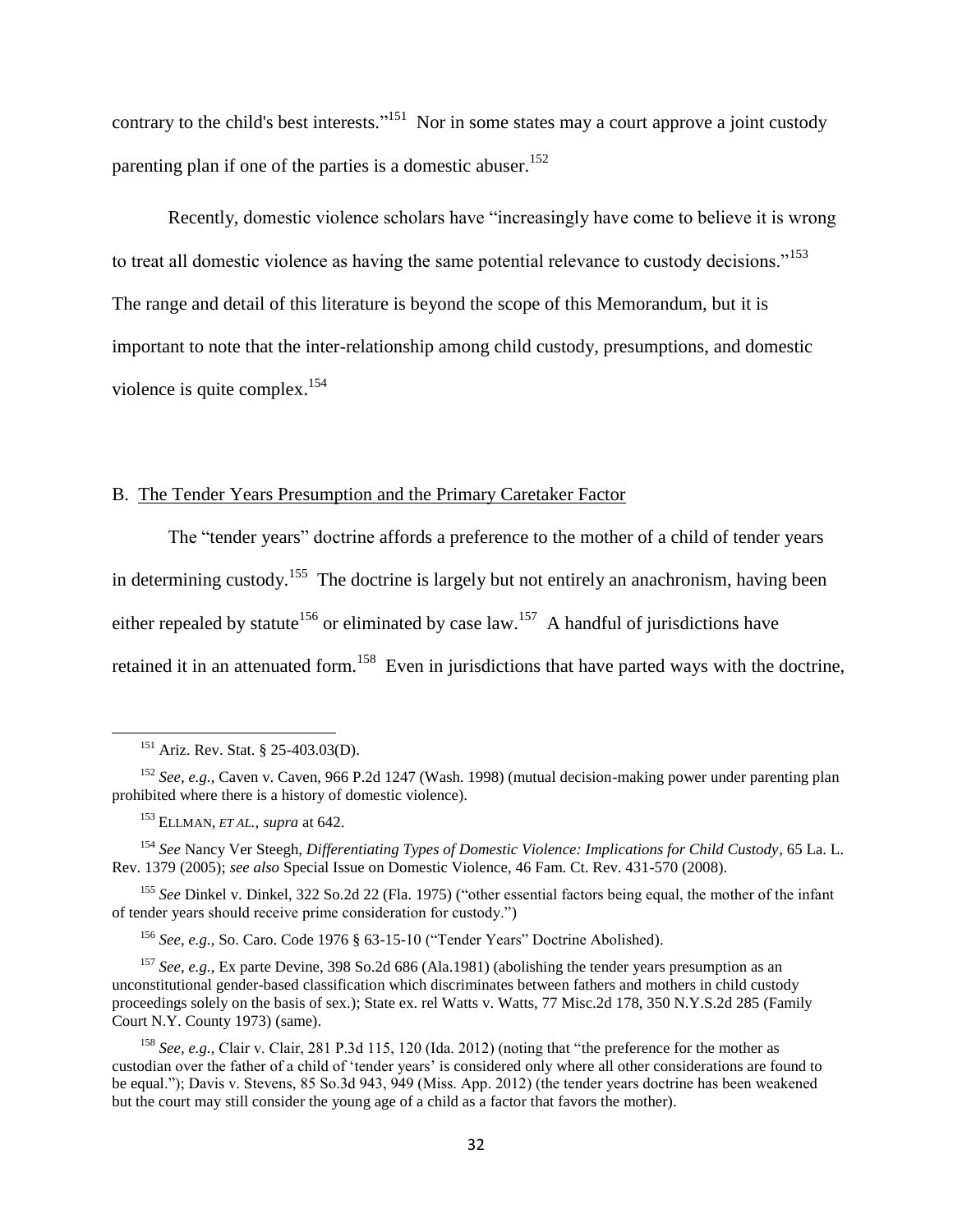contrary to the child's best interests."[151] Nor in some states may a court approve a joint custody parenting plan if one of the parties is a domestic abuser.[152]

Recently, domestic violence scholars have "increasingly have come to believe it is wrong to treat all domestic violence as having the same potential relevance to custody decisions."[153] The range and detail of this literature is beyond the scope of this Memorandum, but it is important to note that the inter-relationship among child custody, presumptions, and domestic violence is quite complex.[154]

## B. The Tender Years Presumption and the Primary Caretaker Factor

The "tender years" doctrine affords a preference to the mother of a child of tender years in determining custody.[155] The doctrine is largely but not entirely an anachronism, having been either repealed by statute[156] or eliminated by case law.[157] A handful of jurisdictions have retained it in an attenuated form.[158] Even in jurisdictions that have parted ways with the doctrine,

---

[151] Ariz. Rev. Stat. § 25-403.03(D).

[152] *See, e.g.,* Caven v. Caven, 966 P.2d 1247 (Wash. 1998) (mutual decision-making power under parenting plan prohibited where there is a history of domestic violence).

[153] ELLMAN, *ET AL., supra* at 642.

[154] *See* Nancy Ver Steegh, *Differentiating Types of Domestic Violence: Implications for Child Custody*, 65 La. L. Rev. 1379 (2005); *see also* Special Issue on Domestic Violence, 46 Fam. Ct. Rev. 431-570 (2008).

[155] *See* Dinkel v. Dinkel, 322 So.2d 22 (Fla. 1975) ("other essential factors being equal, the mother of the infant of tender years should receive prime consideration for custody.")

[156] *See, e.g.,* So. Caro. Code 1976 § 63-15-10 ("Tender Years" Doctrine Abolished).

[157] *See, e.g.,* Ex parte Devine, 398 So.2d 686 (Ala.1981) (abolishing the tender years presumption as an unconstitutional gender-based classification which discriminates between fathers and mothers in child custody proceedings solely on the basis of sex.); State ex. rel Watts v. Watts, 77 Misc.2d 178, 350 N.Y.S.2d 285 (Family Court N.Y. County 1973) (same).

[158] *See, e.g.,* Clair v. Clair, 281 P.3d 115, 120 (Ida. 2012) (noting that "the preference for the mother as custodian over the father of a child of 'tender years' is considered only where all other considerations are found to be equal."); Davis v. Stevens, 85 So.3d 943, 949 (Miss. App. 2012) (the tender years doctrine has been weakened but the court may still consider the young age of a child as a factor that favors the mother).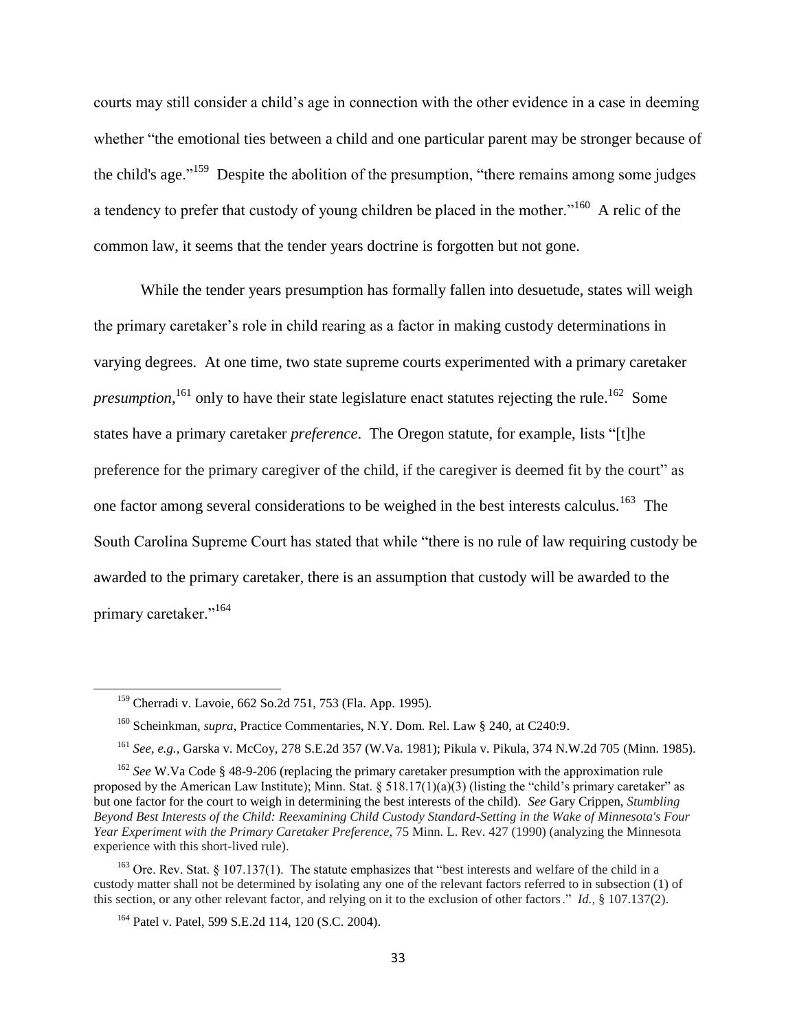courts may still consider a child's age in connection with the other evidence in a case in deeming whether "the emotional ties between a child and one particular parent may be stronger because of the child's age."[159] Despite the abolition of the presumption, "there remains among some judges a tendency to prefer that custody of young children be placed in the mother."[160] A relic of the common law, it seems that the tender years doctrine is forgotten but not gone.

While the tender years presumption has formally fallen into desuetude, states will weigh the primary caretaker's role in child rearing as a factor in making custody determinations in varying degrees. At one time, two state supreme courts experimented with a primary caretaker *presumption*,[161] only to have their state legislature enact statutes rejecting the rule.[162] Some states have a primary caretaker *preference*. The Oregon statute, for example, lists "[t]he preference for the primary caregiver of the child, if the caregiver is deemed fit by the court" as one factor among several considerations to be weighed in the best interests calculus.[163] The South Carolina Supreme Court has stated that while "there is no rule of law requiring custody be awarded to the primary caretaker, there is an assumption that custody will be awarded to the primary caretaker."[164]

---

[159] Cherradi v. Lavoie, 662 So.2d 751, 753 (Fla. App. 1995).

[160] Scheinkman, *supra*, Practice Commentaries, N.Y. Dom. Rel. Law § 240, at C240:9.

[161] *See, e.g.,* Garska v. McCoy, 278 S.E.2d 357 (W.Va. 1981); Pikula v. Pikula, 374 N.W.2d 705 (Minn. 1985).

[162] *See* W.Va Code § 48-9-206 (replacing the primary caretaker presumption with the approximation rule proposed by the American Law Institute); Minn. Stat. § 518.17(1)(a)(3) (listing the "child's primary caretaker" as but one factor for the court to weigh in determining the best interests of the child). *See* Gary Crippen, *Stumbling Beyond Best Interests of the Child: Reexamining Child Custody Standard-Setting in the Wake of Minnesota's Four Year Experiment with the Primary Caretaker Preference*, 75 Minn. L. Rev. 427 (1990) (analyzing the Minnesota experience with this short-lived rule).

[163] Ore. Rev. Stat. § 107.137(1). The statute emphasizes that "best interests and welfare of the child in a custody matter shall not be determined by isolating any one of the relevant factors referred to in subsection (1) of this section, or any other relevant factor, and relying on it to the exclusion of other factors." *Id.*, § 107.137(2).

[164] Patel v. Patel, 599 S.E.2d 114, 120 (S.C. 2004).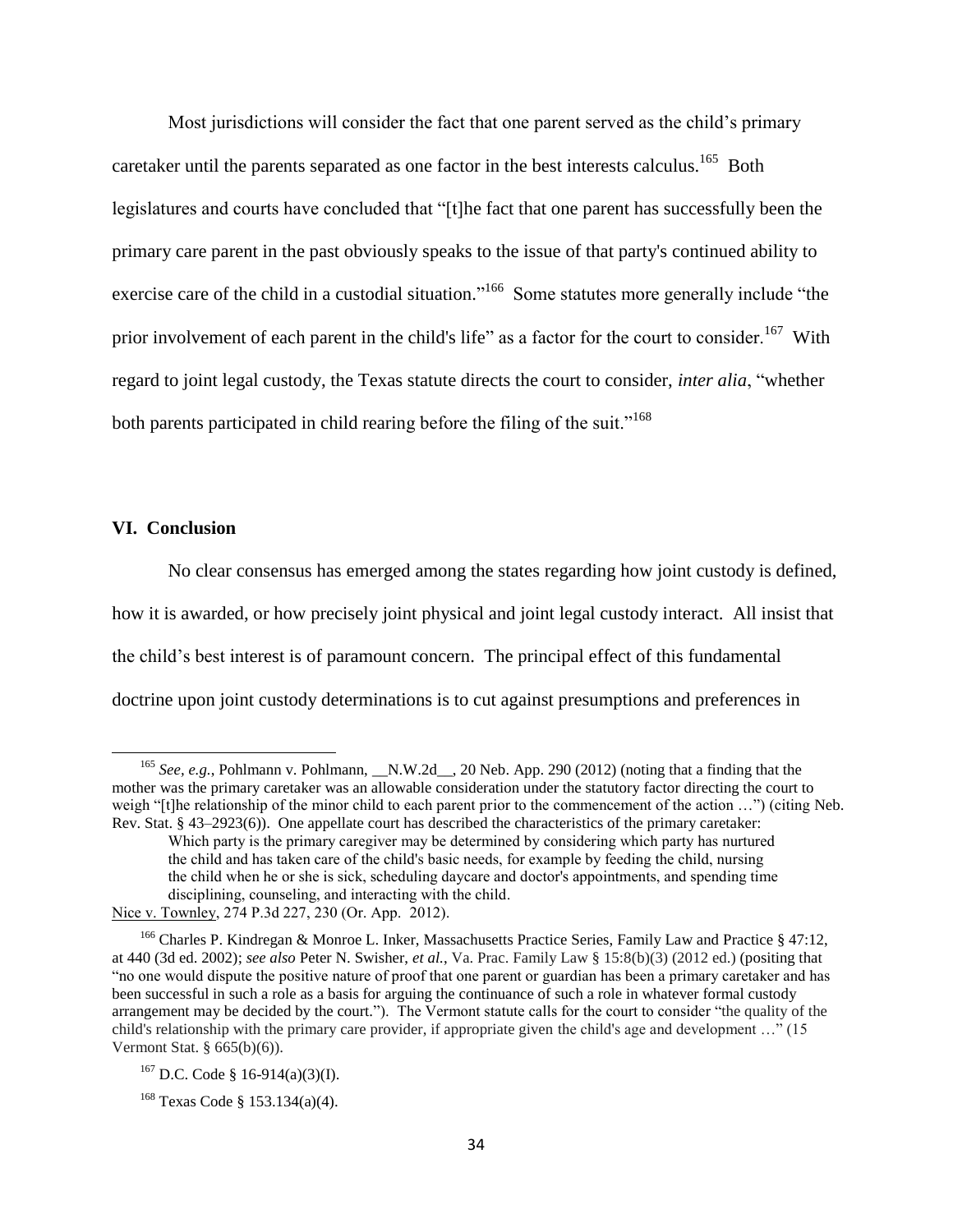Most jurisdictions will consider the fact that one parent served as the child's primary caretaker until the parents separated as one factor in the best interests calculus.[165] Both legislatures and courts have concluded that "[t]he fact that one parent has successfully been the primary care parent in the past obviously speaks to the issue of that party's continued ability to exercise care of the child in a custodial situation."[166] Some statutes more generally include "the prior involvement of each parent in the child's life" as a factor for the court to consider.[167] With regard to joint legal custody, the Texas statute directs the court to consider, *inter alia*, "whether both parents participated in child rearing before the filing of the suit."[168]

### VI. Conclusion

No clear consensus has emerged among the states regarding how joint custody is defined, how it is awarded, or how precisely joint physical and joint legal custody interact. All insist that the child's best interest is of paramount concern. The principal effect of this fundamental doctrine upon joint custody determinations is to cut against presumptions and preferences in

---

[165] *See, e.g.*, Pohlmann v. Pohlmann, __N.W.2d__, 20 Neb. App. 290 (2012) (noting that a finding that the mother was the primary caretaker was an allowable consideration under the statutory factor directing the court to weigh "[t]he relationship of the minor child to each parent prior to the commencement of the action …") (citing Neb. Rev. Stat. § 43–2923(6)). One appellate court has described the characteristics of the primary caretaker:

> Which party is the primary caregiver may be determined by considering which party has nurtured the child and has taken care of the child's basic needs, for example by feeding the child, nursing the child when he or she is sick, scheduling daycare and doctor's appointments, and spending time disciplining, counseling, and interacting with the child.

Nice v. Townley, 274 P.3d 227, 230 (Or. App. 2012).

[166] Charles P. Kindregan & Monroe L. Inker, Massachusetts Practice Series, Family Law and Practice § 47:12, at 440 (3d ed. 2002); *see also* Peter N. Swisher, *et al.*, Va. Prac. Family Law § 15:8(b)(3) (2012 ed.) (positing that "no one would dispute the positive nature of proof that one parent or guardian has been a primary caretaker and has been successful in such a role as a basis for arguing the continuance of such a role in whatever formal custody arrangement may be decided by the court."). The Vermont statute calls for the court to consider "the quality of the child's relationship with the primary care provider, if appropriate given the child's age and development …" (15 Vermont Stat. § 665(b)(6)).

[167] D.C. Code § 16-914(a)(3)(I).

[168] Texas Code § 153.134(a)(4).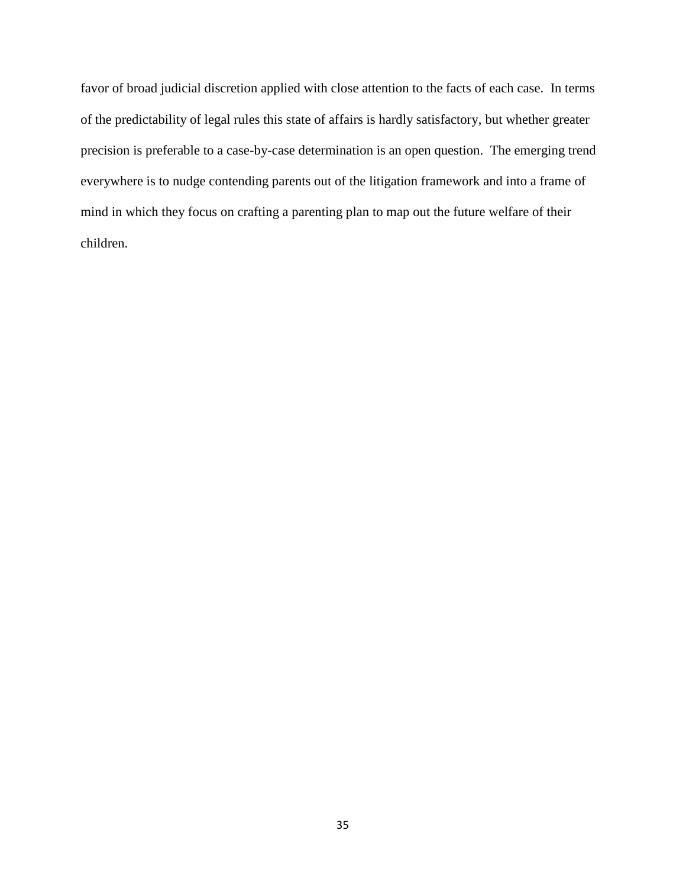favor of broad judicial discretion applied with close attention to the facts of each case. In terms of the predictability of legal rules this state of affairs is hardly satisfactory, but whether greater precision is preferable to a case-by-case determination is an open question. The emerging trend everywhere is to nudge contending parents out of the litigation framework and into a frame of mind in which they focus on crafting a parenting plan to map out the future welfare of their children.